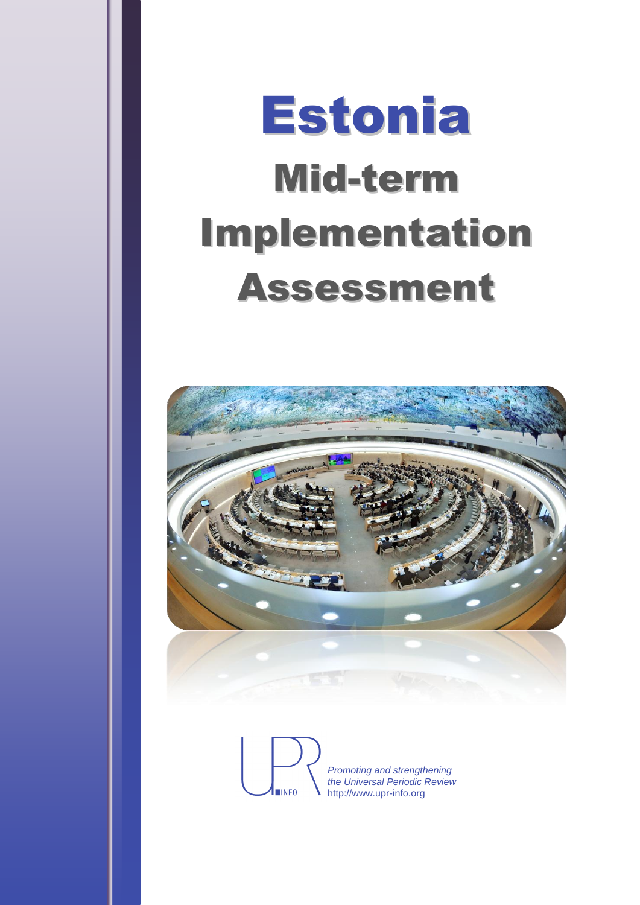# Estonia

# Mid-term Implementation Assessment

UPR INFO

*Promoting and strengthening the Universal Periodic Review*
http://www.upr-info.org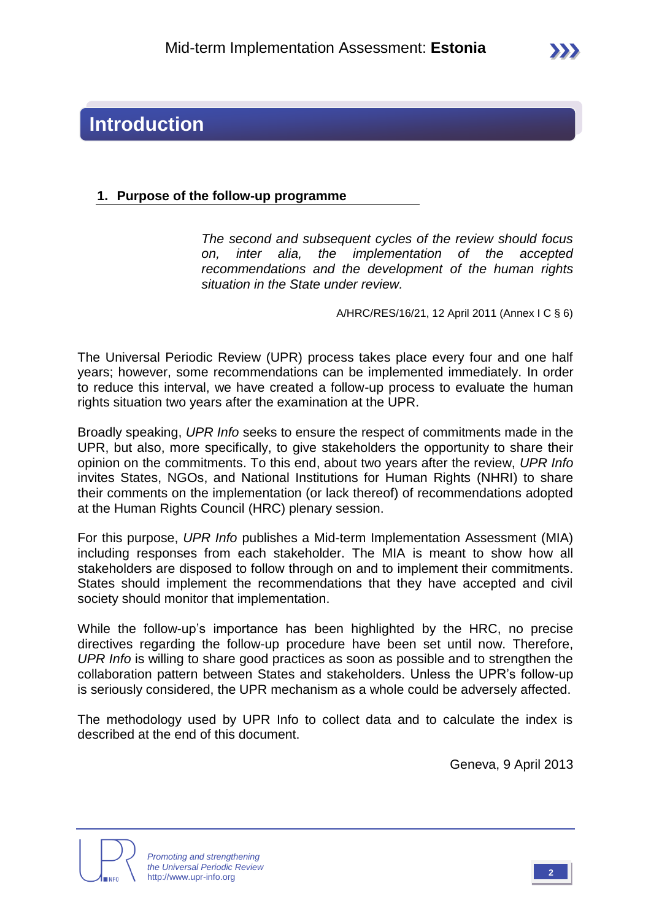# Introduction

## 1. Purpose of the follow-up programme

> *The second and subsequent cycles of the review should focus on, inter alia, the implementation of the accepted recommendations and the development of the human rights situation in the State under review.*
>
> A/HRC/RES/16/21, 12 April 2011 (Annex I C § 6)

The Universal Periodic Review (UPR) process takes place every four and one half years; however, some recommendations can be implemented immediately. In order to reduce this interval, we have created a follow-up process to evaluate the human rights situation two years after the examination at the UPR.

Broadly speaking, *UPR Info* seeks to ensure the respect of commitments made in the UPR, but also, more specifically, to give stakeholders the opportunity to share their opinion on the commitments. To this end, about two years after the review, *UPR Info* invites States, NGOs, and National Institutions for Human Rights (NHRI) to share their comments on the implementation (or lack thereof) of recommendations adopted at the Human Rights Council (HRC) plenary session.

For this purpose, *UPR Info* publishes a Mid-term Implementation Assessment (MIA) including responses from each stakeholder. The MIA is meant to show how all stakeholders are disposed to follow through on and to implement their commitments. States should implement the recommendations that they have accepted and civil society should monitor that implementation.

While the follow-up's importance has been highlighted by the HRC, no precise directives regarding the follow-up procedure have been set until now. Therefore, *UPR Info* is willing to share good practices as soon as possible and to strengthen the collaboration pattern between States and stakeholders. Unless the UPR's follow-up is seriously considered, the UPR mechanism as a whole could be adversely affected.

The methodology used by UPR Info to collect data and to calculate the index is described at the end of this document.

Geneva, 9 April 2013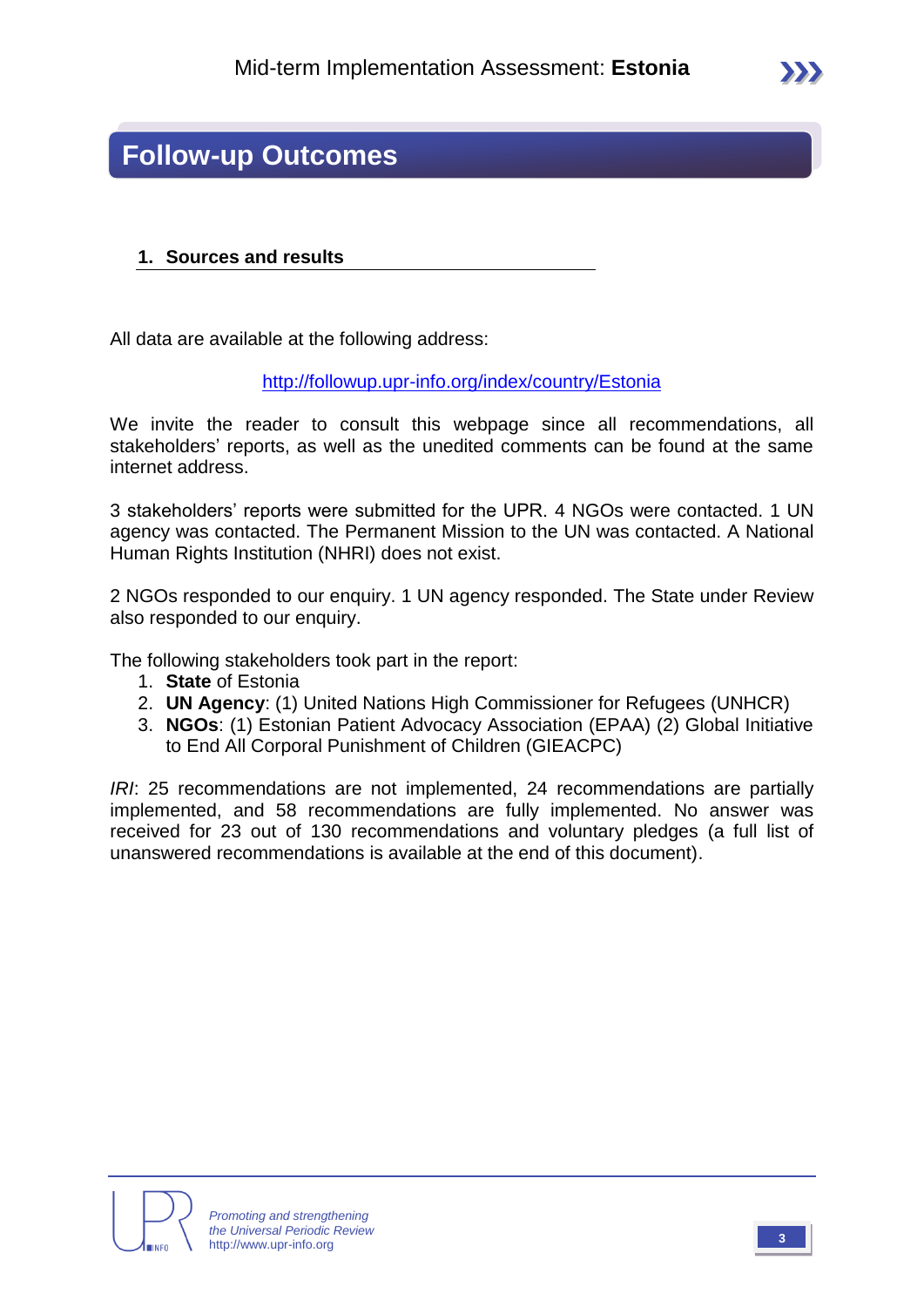# Follow-up Outcomes

## 1. Sources and results

All data are available at the following address:

http://followup.upr-info.org/index/country/Estonia

We invite the reader to consult this webpage since all recommendations, all stakeholders' reports, as well as the unedited comments can be found at the same internet address.

3 stakeholders' reports were submitted for the UPR. 4 NGOs were contacted. 1 UN agency was contacted. The Permanent Mission to the UN was contacted. A National Human Rights Institution (NHRI) does not exist.

2 NGOs responded to our enquiry. 1 UN agency responded. The State under Review also responded to our enquiry.

The following stakeholders took part in the report:

1. **State** of Estonia
2. **UN Agency**: (1) United Nations High Commissioner for Refugees (UNHCR)
3. **NGOs**: (1) Estonian Patient Advocacy Association (EPAA) (2) Global Initiative to End All Corporal Punishment of Children (GIEACPC)

*IRI*: 25 recommendations are not implemented, 24 recommendations are partially implemented, and 58 recommendations are fully implemented. No answer was received for 23 out of 130 recommendations and voluntary pledges (a full list of unanswered recommendations is available at the end of this document).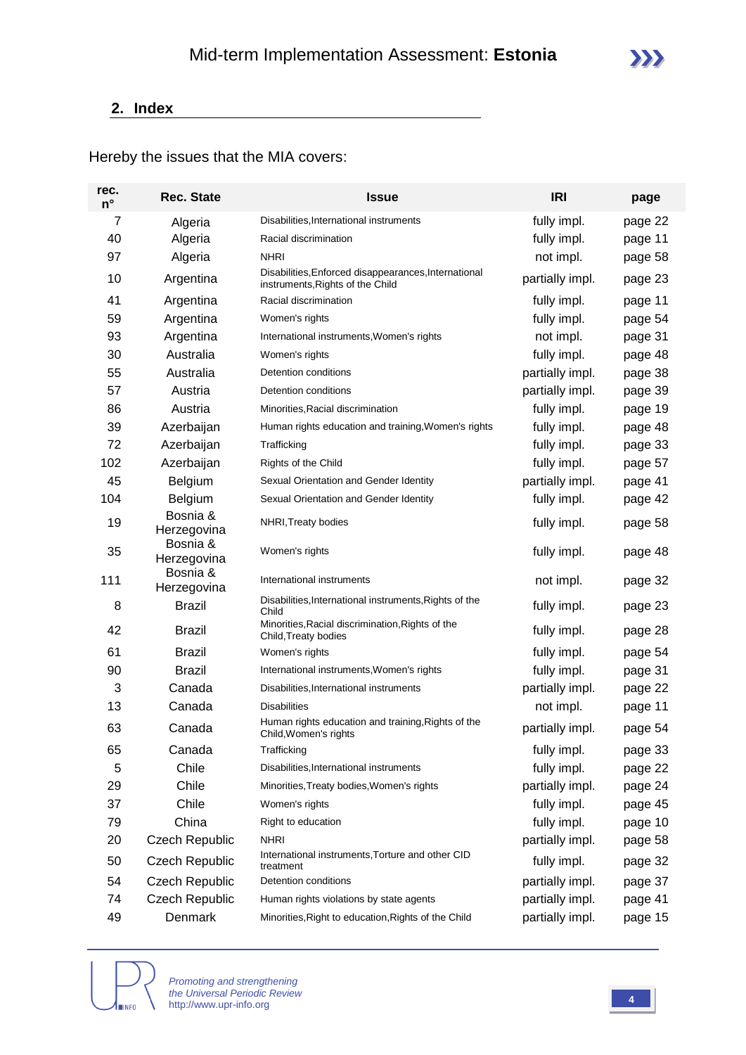## 2. Index

Hereby the issues that the MIA covers:

| rec. n° | Rec. State | Issue | IRI | page |
|---|---|---|---|---|
| 7 | Algeria | Disabilities,International instruments | fully impl. | page 22 |
| 40 | Algeria | Racial discrimination | fully impl. | page 11 |
| 97 | Algeria | NHRI | not impl. | page 58 |
| 10 | Argentina | Disabilities,Enforced disappearances,International instruments,Rights of the Child | partially impl. | page 23 |
| 41 | Argentina | Racial discrimination | fully impl. | page 11 |
| 59 | Argentina | Women's rights | fully impl. | page 54 |
| 93 | Argentina | International instruments,Women's rights | not impl. | page 31 |
| 30 | Australia | Women's rights | fully impl. | page 48 |
| 55 | Australia | Detention conditions | partially impl. | page 38 |
| 57 | Austria | Detention conditions | partially impl. | page 39 |
| 86 | Austria | Minorities,Racial discrimination | fully impl. | page 19 |
| 39 | Azerbaijan | Human rights education and training,Women's rights | fully impl. | page 48 |
| 72 | Azerbaijan | Trafficking | fully impl. | page 33 |
| 102 | Azerbaijan | Rights of the Child | fully impl. | page 57 |
| 45 | Belgium | Sexual Orientation and Gender Identity | partially impl. | page 41 |
| 104 | Belgium | Sexual Orientation and Gender Identity | fully impl. | page 42 |
| 19 | Bosnia & Herzegovina | NHRI,Treaty bodies | fully impl. | page 58 |
| 35 | Bosnia & Herzegovina | Women's rights | fully impl. | page 48 |
| 111 | Bosnia & Herzegovina | International instruments | not impl. | page 32 |
| 8 | Brazil | Disabilities,International instruments,Rights of the Child | fully impl. | page 23 |
| 42 | Brazil | Minorities,Racial discrimination,Rights of the Child,Treaty bodies | fully impl. | page 28 |
| 61 | Brazil | Women's rights | fully impl. | page 54 |
| 90 | Brazil | International instruments,Women's rights | fully impl. | page 31 |
| 3 | Canada | Disabilities,International instruments | partially impl. | page 22 |
| 13 | Canada | Disabilities | not impl. | page 11 |
| 63 | Canada | Human rights education and training,Rights of the Child,Women's rights | partially impl. | page 54 |
| 65 | Canada | Trafficking | fully impl. | page 33 |
| 5 | Chile | Disabilities,International instruments | fully impl. | page 22 |
| 29 | Chile | Minorities,Treaty bodies,Women's rights | partially impl. | page 24 |
| 37 | Chile | Women's rights | fully impl. | page 45 |
| 79 | China | Right to education | fully impl. | page 10 |
| 20 | Czech Republic | NHRI | partially impl. | page 58 |
| 50 | Czech Republic | International instruments,Torture and other CID treatment | fully impl. | page 32 |
| 54 | Czech Republic | Detention conditions | partially impl. | page 37 |
| 74 | Czech Republic | Human rights violations by state agents | partially impl. | page 41 |
| 49 | Denmark | Minorities,Right to education,Rights of the Child | partially impl. | page 15 |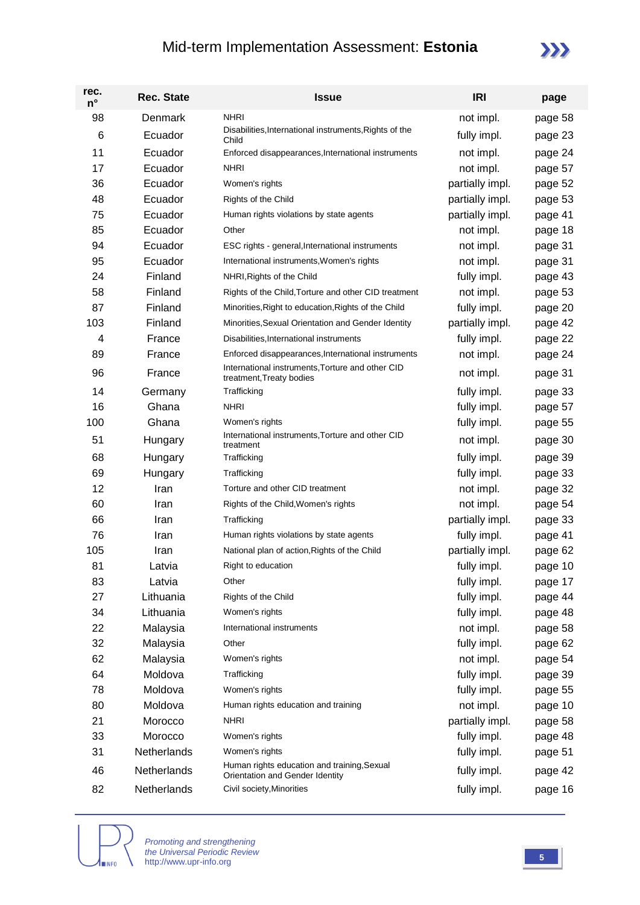| rec. n° | Rec. State | Issue | IRI | page |
|---|---|---|---|---|
| 98 | Denmark | NHRI | not impl. | page 58 |
| 6 | Ecuador | Disabilities,International instruments,Rights of the Child | fully impl. | page 23 |
| 11 | Ecuador | Enforced disappearances,International instruments | not impl. | page 24 |
| 17 | Ecuador | NHRI | not impl. | page 57 |
| 36 | Ecuador | Women's rights | partially impl. | page 52 |
| 48 | Ecuador | Rights of the Child | partially impl. | page 53 |
| 75 | Ecuador | Human rights violations by state agents | partially impl. | page 41 |
| 85 | Ecuador | Other | not impl. | page 18 |
| 94 | Ecuador | ESC rights - general,International instruments | not impl. | page 31 |
| 95 | Ecuador | International instruments,Women's rights | not impl. | page 31 |
| 24 | Finland | NHRI,Rights of the Child | fully impl. | page 43 |
| 58 | Finland | Rights of the Child,Torture and other CID treatment | not impl. | page 53 |
| 87 | Finland | Minorities,Right to education,Rights of the Child | fully impl. | page 20 |
| 103 | Finland | Minorities,Sexual Orientation and Gender Identity | partially impl. | page 42 |
| 4 | France | Disabilities,International instruments | fully impl. | page 22 |
| 89 | France | Enforced disappearances,International instruments | not impl. | page 24 |
| 96 | France | International instruments,Torture and other CID treatment,Treaty bodies | not impl. | page 31 |
| 14 | Germany | Trafficking | fully impl. | page 33 |
| 16 | Ghana | NHRI | fully impl. | page 57 |
| 100 | Ghana | Women's rights | fully impl. | page 55 |
| 51 | Hungary | International instruments,Torture and other CID treatment | not impl. | page 30 |
| 68 | Hungary | Trafficking | fully impl. | page 39 |
| 69 | Hungary | Trafficking | fully impl. | page 33 |
| 12 | Iran | Torture and other CID treatment | not impl. | page 32 |
| 60 | Iran | Rights of the Child,Women's rights | not impl. | page 54 |
| 66 | Iran | Trafficking | partially impl. | page 33 |
| 76 | Iran | Human rights violations by state agents | fully impl. | page 41 |
| 105 | Iran | National plan of action,Rights of the Child | partially impl. | page 62 |
| 81 | Latvia | Right to education | fully impl. | page 10 |
| 83 | Latvia | Other | fully impl. | page 17 |
| 27 | Lithuania | Rights of the Child | fully impl. | page 44 |
| 34 | Lithuania | Women's rights | fully impl. | page 48 |
| 22 | Malaysia | International instruments | not impl. | page 58 |
| 32 | Malaysia | Other | fully impl. | page 62 |
| 62 | Malaysia | Women's rights | not impl. | page 54 |
| 64 | Moldova | Trafficking | fully impl. | page 39 |
| 78 | Moldova | Women's rights | fully impl. | page 55 |
| 80 | Moldova | Human rights education and training | not impl. | page 10 |
| 21 | Morocco | NHRI | partially impl. | page 58 |
| 33 | Morocco | Women's rights | fully impl. | page 48 |
| 31 | Netherlands | Women's rights | fully impl. | page 51 |
| 46 | Netherlands | Human rights education and training,Sexual Orientation and Gender Identity | fully impl. | page 42 |
| 82 | Netherlands | Civil society,Minorities | fully impl. | page 16 |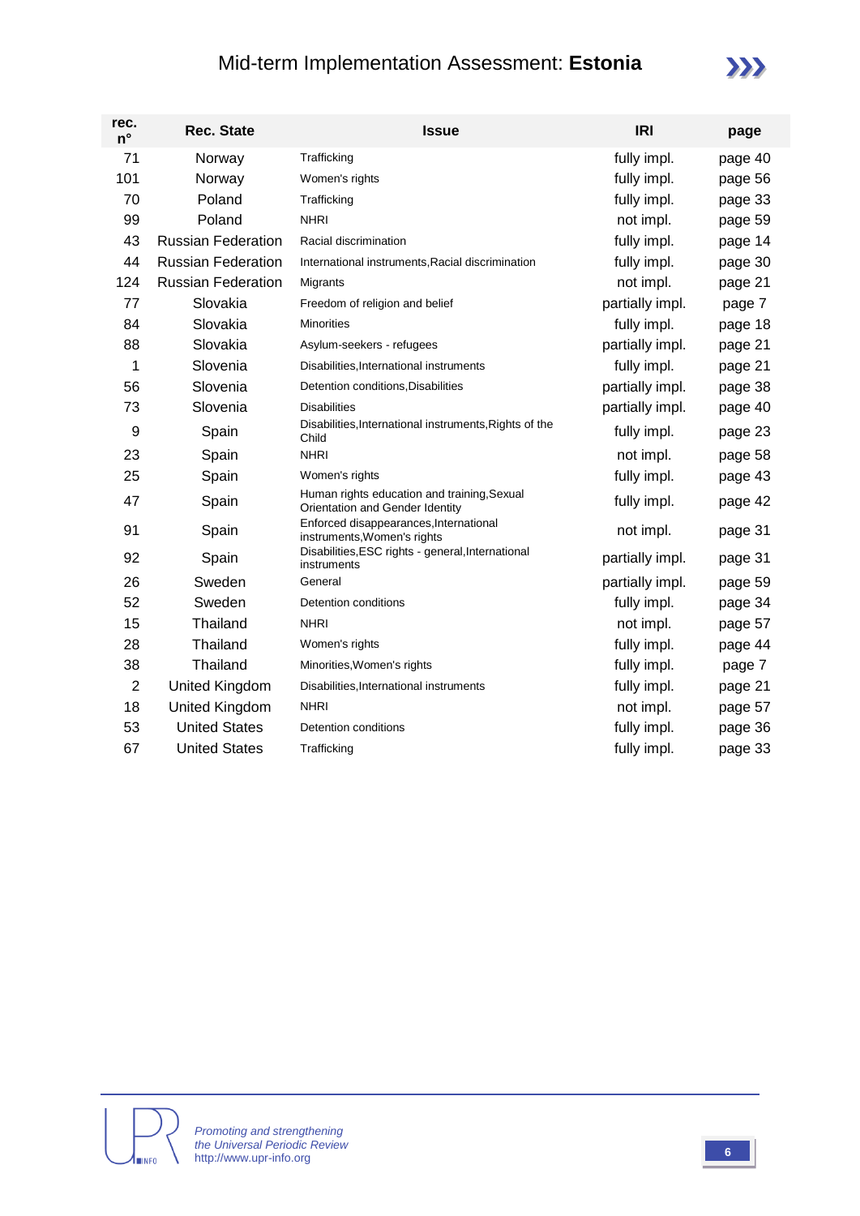| rec. n° | Rec. State | Issue | IRI | page |
|---|---|---|---|---|
| 71 | Norway | Trafficking | fully impl. | page 40 |
| 101 | Norway | Women's rights | fully impl. | page 56 |
| 70 | Poland | Trafficking | fully impl. | page 33 |
| 99 | Poland | NHRI | not impl. | page 59 |
| 43 | Russian Federation | Racial discrimination | fully impl. | page 14 |
| 44 | Russian Federation | International instruments,Racial discrimination | fully impl. | page 30 |
| 124 | Russian Federation | Migrants | not impl. | page 21 |
| 77 | Slovakia | Freedom of religion and belief | partially impl. | page 7 |
| 84 | Slovakia | Minorities | fully impl. | page 18 |
| 88 | Slovakia | Asylum-seekers - refugees | partially impl. | page 21 |
| 1 | Slovenia | Disabilities,International instruments | fully impl. | page 21 |
| 56 | Slovenia | Detention conditions,Disabilities | partially impl. | page 38 |
| 73 | Slovenia | Disabilities | partially impl. | page 40 |
| 9 | Spain | Disabilities,International instruments,Rights of the Child | fully impl. | page 23 |
| 23 | Spain | NHRI | not impl. | page 58 |
| 25 | Spain | Women's rights | fully impl. | page 43 |
| 47 | Spain | Human rights education and training,Sexual Orientation and Gender Identity | fully impl. | page 42 |
| 91 | Spain | Enforced disappearances,International instruments,Women's rights | not impl. | page 31 |
| 92 | Spain | Disabilities,ESC rights - general,International instruments | partially impl. | page 31 |
| 26 | Sweden | General | partially impl. | page 59 |
| 52 | Sweden | Detention conditions | fully impl. | page 34 |
| 15 | Thailand | NHRI | not impl. | page 57 |
| 28 | Thailand | Women's rights | fully impl. | page 44 |
| 38 | Thailand | Minorities,Women's rights | fully impl. | page 7 |
| 2 | United Kingdom | Disabilities,International instruments | fully impl. | page 21 |
| 18 | United Kingdom | NHRI | not impl. | page 57 |
| 53 | United States | Detention conditions | fully impl. | page 36 |
| 67 | United States | Trafficking | fully impl. | page 33 |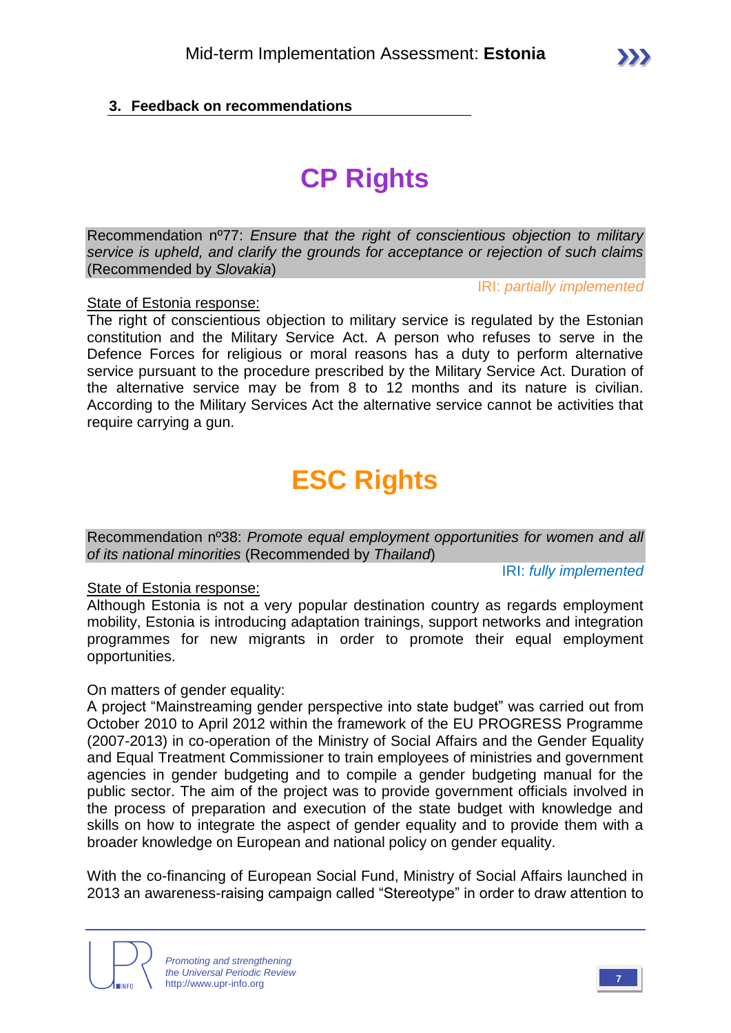## 3. Feedback on recommendations

# CP Rights

Recommendation nº77: *Ensure that the right of conscientious objection to military service is upheld, and clarify the grounds for acceptance or rejection of such claims* (Recommended by *Slovakia*)

IRI: *partially implemented*

State of Estonia response:

The right of conscientious objection to military service is regulated by the Estonian constitution and the Military Service Act. A person who refuses to serve in the Defence Forces for religious or moral reasons has a duty to perform alternative service pursuant to the procedure prescribed by the Military Service Act. Duration of the alternative service may be from 8 to 12 months and its nature is civilian. According to the Military Services Act the alternative service cannot be activities that require carrying a gun.

# ESC Rights

Recommendation nº38: *Promote equal employment opportunities for women and all of its national minorities* (Recommended by *Thailand*)

IRI: *fully implemented*

State of Estonia response:

Although Estonia is not a very popular destination country as regards employment mobility, Estonia is introducing adaptation trainings, support networks and integration programmes for new migrants in order to promote their equal employment opportunities.

On matters of gender equality:

A project "Mainstreaming gender perspective into state budget" was carried out from October 2010 to April 2012 within the framework of the EU PROGRESS Programme (2007-2013) in co-operation of the Ministry of Social Affairs and the Gender Equality and Equal Treatment Commissioner to train employees of ministries and government agencies in gender budgeting and to compile a gender budgeting manual for the public sector. The aim of the project was to provide government officials involved in the process of preparation and execution of the state budget with knowledge and skills on how to integrate the aspect of gender equality and to provide them with a broader knowledge on European and national policy on gender equality.

With the co-financing of European Social Fund, Ministry of Social Affairs launched in 2013 an awareness-raising campaign called "Stereotype" in order to draw attention to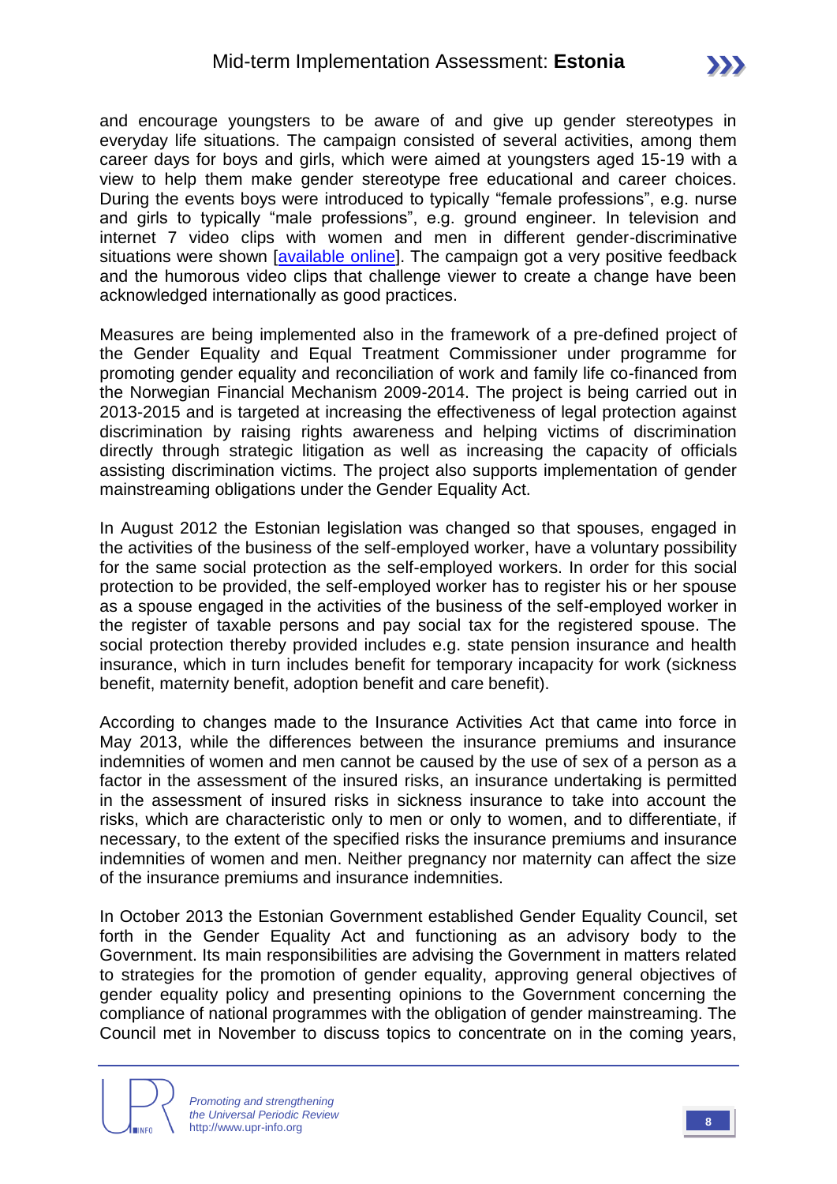and encourage youngsters to be aware of and give up gender stereotypes in everyday life situations. The campaign consisted of several activities, among them career days for boys and girls, which were aimed at youngsters aged 15-19 with a view to help them make gender stereotype free educational and career choices. During the events boys were introduced to typically "female professions", e.g. nurse and girls to typically "male professions", e.g. ground engineer. In television and internet 7 video clips with women and men in different gender-discriminative situations were shown [available online]. The campaign got a very positive feedback and the humorous video clips that challenge viewer to create a change have been acknowledged internationally as good practices.

Measures are being implemented also in the framework of a pre-defined project of the Gender Equality and Equal Treatment Commissioner under programme for promoting gender equality and reconciliation of work and family life co-financed from the Norwegian Financial Mechanism 2009-2014. The project is being carried out in 2013-2015 and is targeted at increasing the effectiveness of legal protection against discrimination by raising rights awareness and helping victims of discrimination directly through strategic litigation as well as increasing the capacity of officials assisting discrimination victims. The project also supports implementation of gender mainstreaming obligations under the Gender Equality Act.

In August 2012 the Estonian legislation was changed so that spouses, engaged in the activities of the business of the self-employed worker, have a voluntary possibility for the same social protection as the self-employed workers. In order for this social protection to be provided, the self-employed worker has to register his or her spouse as a spouse engaged in the activities of the business of the self-employed worker in the register of taxable persons and pay social tax for the registered spouse. The social protection thereby provided includes e.g. state pension insurance and health insurance, which in turn includes benefit for temporary incapacity for work (sickness benefit, maternity benefit, adoption benefit and care benefit).

According to changes made to the Insurance Activities Act that came into force in May 2013, while the differences between the insurance premiums and insurance indemnities of women and men cannot be caused by the use of sex of a person as a factor in the assessment of the insured risks, an insurance undertaking is permitted in the assessment of insured risks in sickness insurance to take into account the risks, which are characteristic only to men or only to women, and to differentiate, if necessary, to the extent of the specified risks the insurance premiums and insurance indemnities of women and men. Neither pregnancy nor maternity can affect the size of the insurance premiums and insurance indemnities.

In October 2013 the Estonian Government established Gender Equality Council, set forth in the Gender Equality Act and functioning as an advisory body to the Government. Its main responsibilities are advising the Government in matters related to strategies for the promotion of gender equality, approving general objectives of gender equality policy and presenting opinions to the Government concerning the compliance of national programmes with the obligation of gender mainstreaming. The Council met in November to discuss topics to concentrate on in the coming years,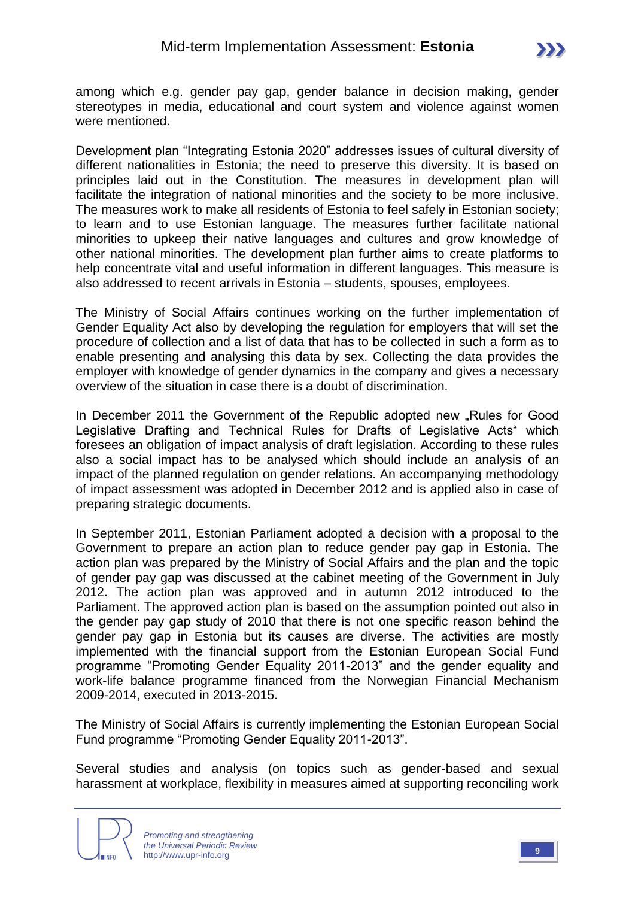among which e.g. gender pay gap, gender balance in decision making, gender stereotypes in media, educational and court system and violence against women were mentioned.

Development plan "Integrating Estonia 2020" addresses issues of cultural diversity of different nationalities in Estonia; the need to preserve this diversity. It is based on principles laid out in the Constitution. The measures in development plan will facilitate the integration of national minorities and the society to be more inclusive. The measures work to make all residents of Estonia to feel safely in Estonian society; to learn and to use Estonian language. The measures further facilitate national minorities to upkeep their native languages and cultures and grow knowledge of other national minorities. The development plan further aims to create platforms to help concentrate vital and useful information in different languages. This measure is also addressed to recent arrivals in Estonia – students, spouses, employees.

The Ministry of Social Affairs continues working on the further implementation of Gender Equality Act also by developing the regulation for employers that will set the procedure of collection and a list of data that has to be collected in such a form as to enable presenting and analysing this data by sex. Collecting the data provides the employer with knowledge of gender dynamics in the company and gives a necessary overview of the situation in case there is a doubt of discrimination.

In December 2011 the Government of the Republic adopted new „Rules for Good Legislative Drafting and Technical Rules for Drafts of Legislative Acts" which foresees an obligation of impact analysis of draft legislation. According to these rules also a social impact has to be analysed which should include an analysis of an impact of the planned regulation on gender relations. An accompanying methodology of impact assessment was adopted in December 2012 and is applied also in case of preparing strategic documents.

In September 2011, Estonian Parliament adopted a decision with a proposal to the Government to prepare an action plan to reduce gender pay gap in Estonia. The action plan was prepared by the Ministry of Social Affairs and the plan and the topic of gender pay gap was discussed at the cabinet meeting of the Government in July 2012. The action plan was approved and in autumn 2012 introduced to the Parliament. The approved action plan is based on the assumption pointed out also in the gender pay gap study of 2010 that there is not one specific reason behind the gender pay gap in Estonia but its causes are diverse. The activities are mostly implemented with the financial support from the Estonian European Social Fund programme "Promoting Gender Equality 2011-2013" and the gender equality and work-life balance programme financed from the Norwegian Financial Mechanism 2009-2014, executed in 2013-2015.

The Ministry of Social Affairs is currently implementing the Estonian European Social Fund programme "Promoting Gender Equality 2011-2013".

Several studies and analysis (on topics such as gender-based and sexual harassment at workplace, flexibility in measures aimed at supporting reconciling work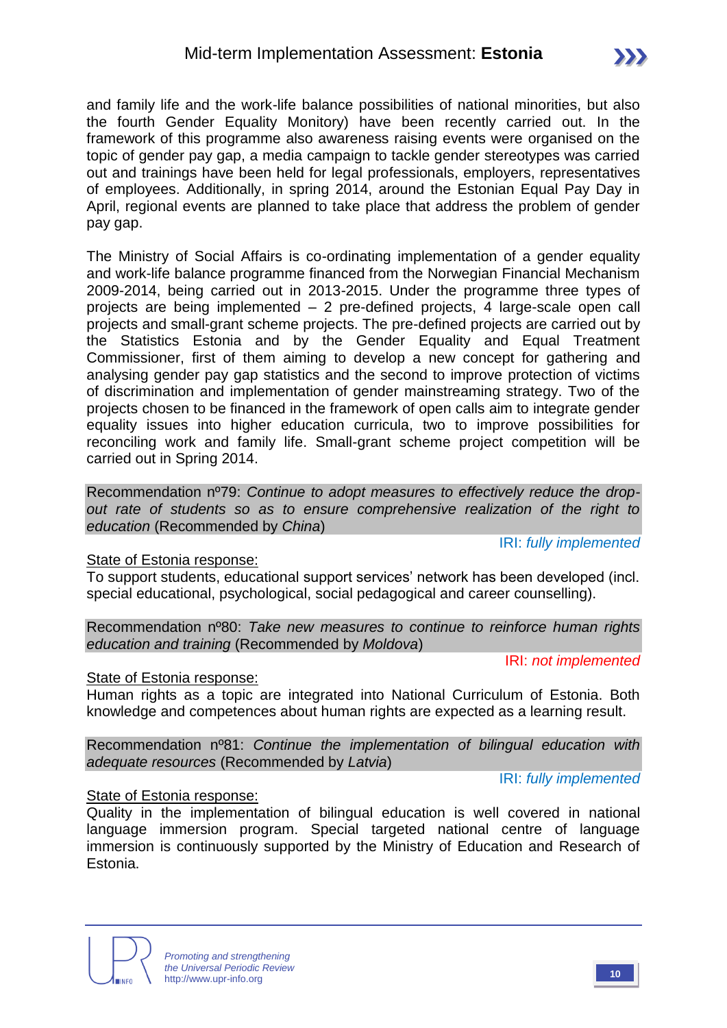and family life and the work-life balance possibilities of national minorities, but also the fourth Gender Equality Monitory) have been recently carried out. In the framework of this programme also awareness raising events were organised on the topic of gender pay gap, a media campaign to tackle gender stereotypes was carried out and trainings have been held for legal professionals, employers, representatives of employees. Additionally, in spring 2014, around the Estonian Equal Pay Day in April, regional events are planned to take place that address the problem of gender pay gap.

The Ministry of Social Affairs is co-ordinating implementation of a gender equality and work-life balance programme financed from the Norwegian Financial Mechanism 2009-2014, being carried out in 2013-2015. Under the programme three types of projects are being implemented – 2 pre-defined projects, 4 large-scale open call projects and small-grant scheme projects. The pre-defined projects are carried out by the Statistics Estonia and by the Gender Equality and Equal Treatment Commissioner, first of them aiming to develop a new concept for gathering and analysing gender pay gap statistics and the second to improve protection of victims of discrimination and implementation of gender mainstreaming strategy. Two of the projects chosen to be financed in the framework of open calls aim to integrate gender equality issues into higher education curricula, two to improve possibilities for reconciling work and family life. Small-grant scheme project competition will be carried out in Spring 2014.

Recommendation nº79: *Continue to adopt measures to effectively reduce the drop-out rate of students so as to ensure comprehensive realization of the right to education* (Recommended by *China*)

IRI: *fully implemented*

State of Estonia response:

To support students, educational support services' network has been developed (incl. special educational, psychological, social pedagogical and career counselling).

Recommendation nº80: *Take new measures to continue to reinforce human rights education and training* (Recommended by *Moldova*)

IRI: *not implemented*

State of Estonia response:

Human rights as a topic are integrated into National Curriculum of Estonia. Both knowledge and competences about human rights are expected as a learning result.

Recommendation nº81: *Continue the implementation of bilingual education with adequate resources* (Recommended by *Latvia*)

IRI: *fully implemented*

State of Estonia response:

Quality in the implementation of bilingual education is well covered in national language immersion program. Special targeted national centre of language immersion is continuously supported by the Ministry of Education and Research of Estonia.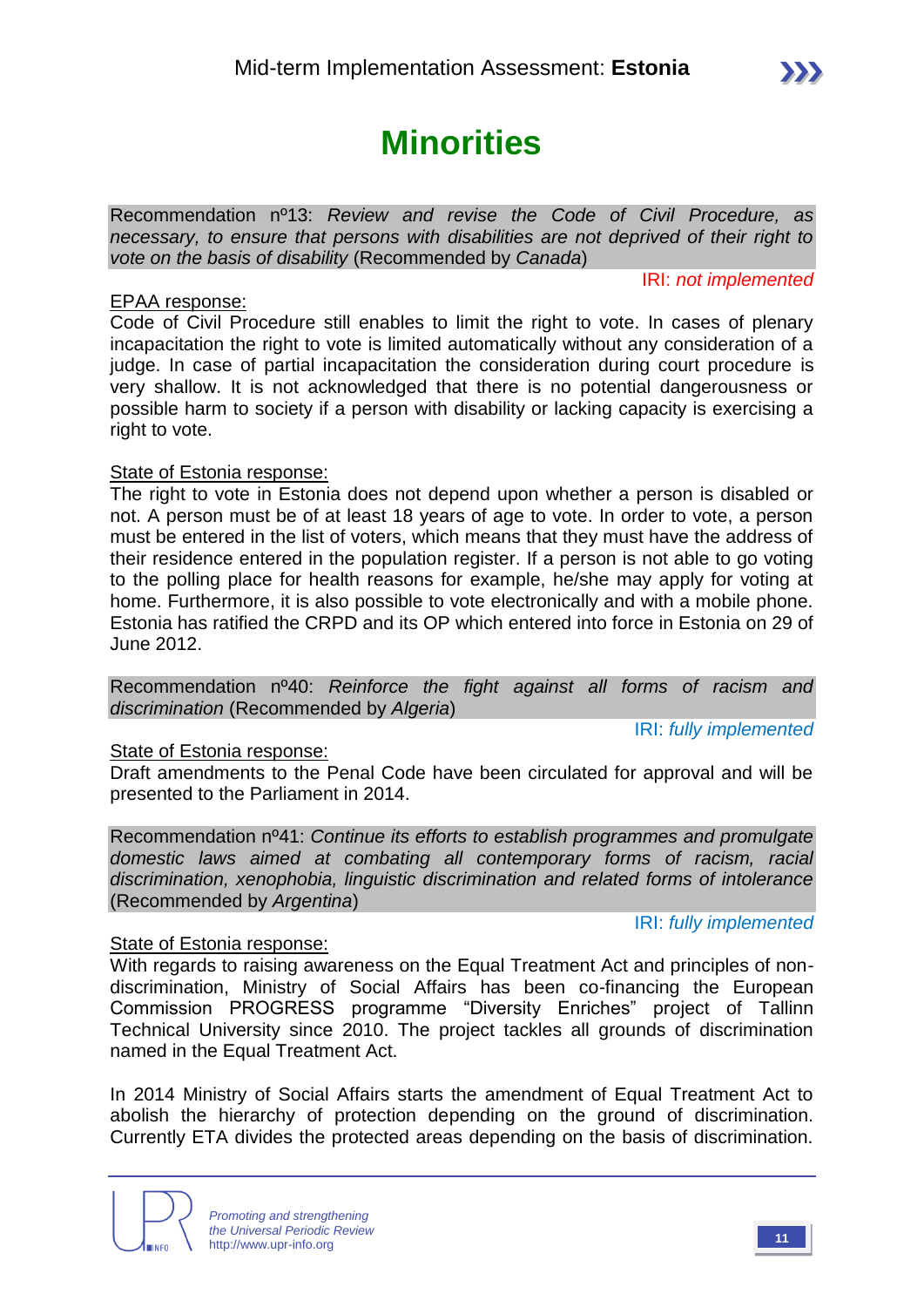# Minorities

Recommendation nº13: *Review and revise the Code of Civil Procedure, as necessary, to ensure that persons with disabilities are not deprived of their right to vote on the basis of disability* (Recommended by *Canada*)

IRI: *not implemented*

EPAA response:

Code of Civil Procedure still enables to limit the right to vote. In cases of plenary incapacitation the right to vote is limited automatically without any consideration of a judge. In case of partial incapacitation the consideration during court procedure is very shallow. It is not acknowledged that there is no potential dangerousness or possible harm to society if a person with disability or lacking capacity is exercising a right to vote.

State of Estonia response:

The right to vote in Estonia does not depend upon whether a person is disabled or not. A person must be of at least 18 years of age to vote. In order to vote, a person must be entered in the list of voters, which means that they must have the address of their residence entered in the population register. If a person is not able to go voting to the polling place for health reasons for example, he/she may apply for voting at home. Furthermore, it is also possible to vote electronically and with a mobile phone. Estonia has ratified the CRPD and its OP which entered into force in Estonia on 29 of June 2012.

Recommendation nº40: *Reinforce the fight against all forms of racism and discrimination* (Recommended by *Algeria*)

IRI: *fully implemented*

State of Estonia response:

Draft amendments to the Penal Code have been circulated for approval and will be presented to the Parliament in 2014.

Recommendation nº41: *Continue its efforts to establish programmes and promulgate domestic laws aimed at combating all contemporary forms of racism, racial discrimination, xenophobia, linguistic discrimination and related forms of intolerance* (Recommended by *Argentina*)

IRI: *fully implemented*

State of Estonia response:

With regards to raising awareness on the Equal Treatment Act and principles of non-discrimination, Ministry of Social Affairs has been co-financing the European Commission PROGRESS programme "Diversity Enriches" project of Tallinn Technical University since 2010. The project tackles all grounds of discrimination named in the Equal Treatment Act.

In 2014 Ministry of Social Affairs starts the amendment of Equal Treatment Act to abolish the hierarchy of protection depending on the ground of discrimination. Currently ETA divides the protected areas depending on the basis of discrimination.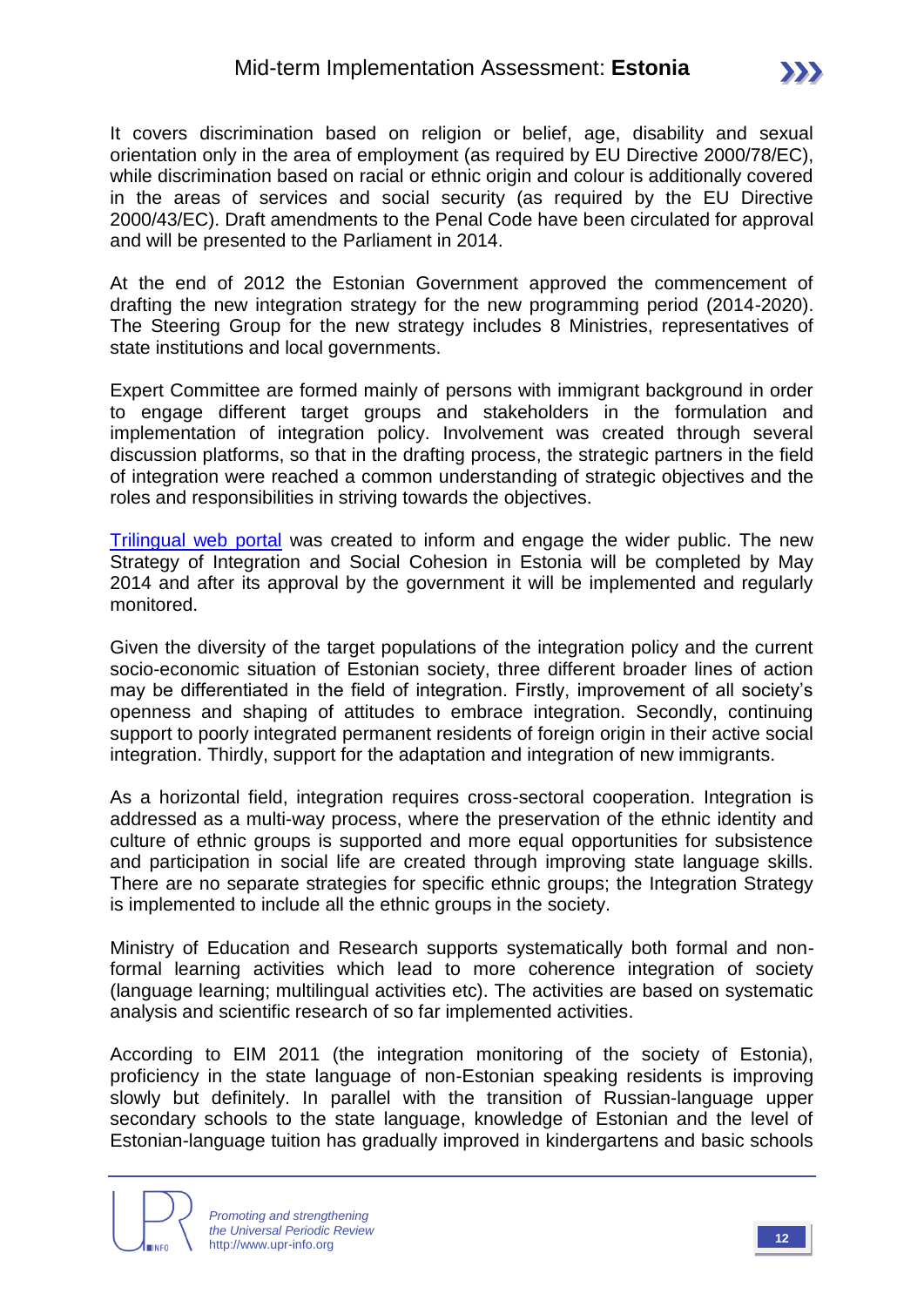It covers discrimination based on religion or belief, age, disability and sexual orientation only in the area of employment (as required by EU Directive 2000/78/EC), while discrimination based on racial or ethnic origin and colour is additionally covered in the areas of services and social security (as required by the EU Directive 2000/43/EC). Draft amendments to the Penal Code have been circulated for approval and will be presented to the Parliament in 2014.

At the end of 2012 the Estonian Government approved the commencement of drafting the new integration strategy for the new programming period (2014-2020). The Steering Group for the new strategy includes 8 Ministries, representatives of state institutions and local governments.

Expert Committee are formed mainly of persons with immigrant background in order to engage different target groups and stakeholders in the formulation and implementation of integration policy. Involvement was created through several discussion platforms, so that in the drafting process, the strategic partners in the field of integration were reached a common understanding of strategic objectives and the roles and responsibilities in striving towards the objectives.

Trilingual web portal was created to inform and engage the wider public. The new Strategy of Integration and Social Cohesion in Estonia will be completed by May 2014 and after its approval by the government it will be implemented and regularly monitored.

Given the diversity of the target populations of the integration policy and the current socio-economic situation of Estonian society, three different broader lines of action may be differentiated in the field of integration. Firstly, improvement of all society's openness and shaping of attitudes to embrace integration. Secondly, continuing support to poorly integrated permanent residents of foreign origin in their active social integration. Thirdly, support for the adaptation and integration of new immigrants.

As a horizontal field, integration requires cross-sectoral cooperation. Integration is addressed as a multi-way process, where the preservation of the ethnic identity and culture of ethnic groups is supported and more equal opportunities for subsistence and participation in social life are created through improving state language skills. There are no separate strategies for specific ethnic groups; the Integration Strategy is implemented to include all the ethnic groups in the society.

Ministry of Education and Research supports systematically both formal and non-formal learning activities which lead to more coherence integration of society (language learning; multilingual activities etc). The activities are based on systematic analysis and scientific research of so far implemented activities.

According to EIM 2011 (the integration monitoring of the society of Estonia), proficiency in the state language of non-Estonian speaking residents is improving slowly but definitely. In parallel with the transition of Russian-language upper secondary schools to the state language, knowledge of Estonian and the level of Estonian-language tuition has gradually improved in kindergartens and basic schools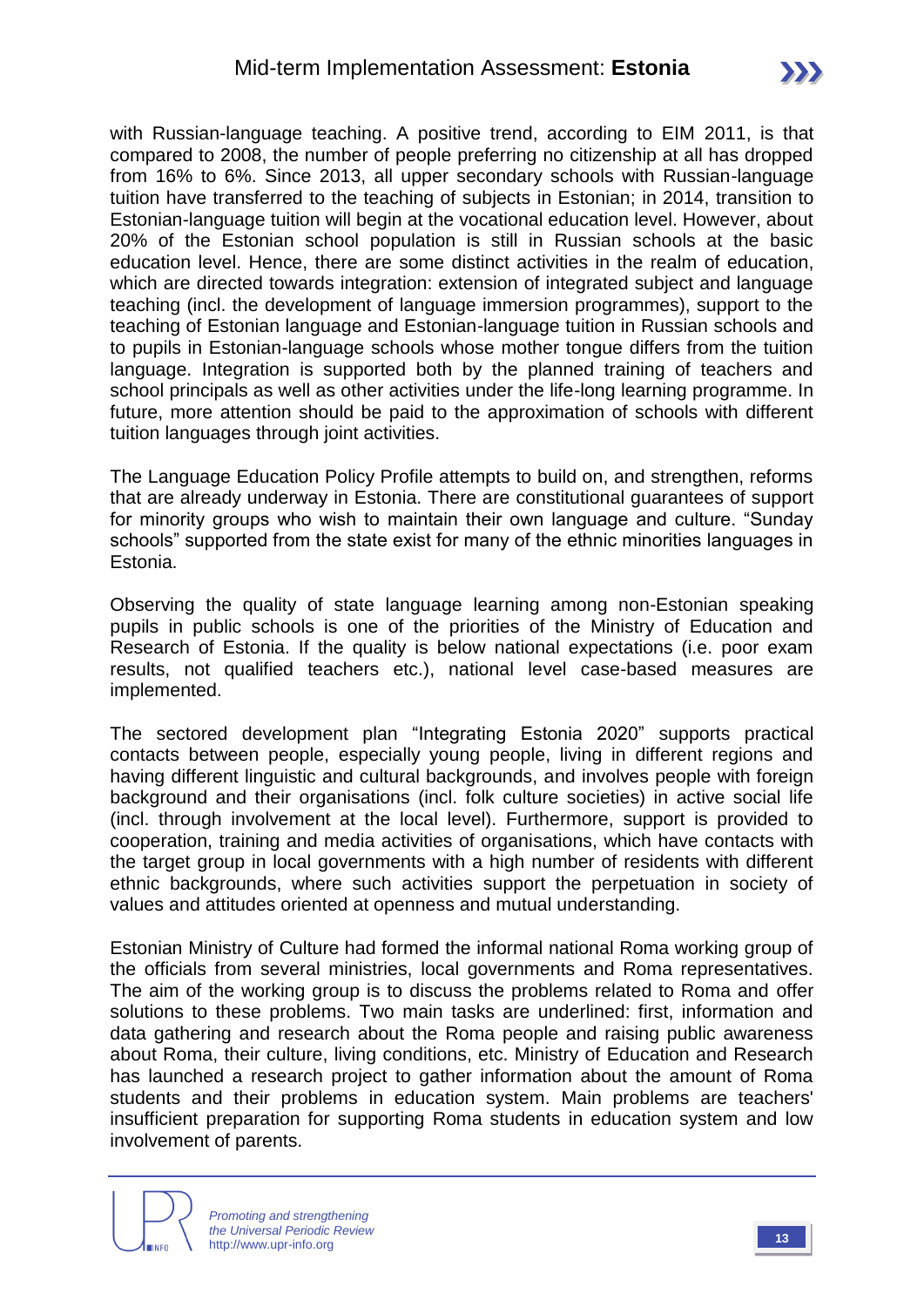with Russian-language teaching. A positive trend, according to EIM 2011, is that compared to 2008, the number of people preferring no citizenship at all has dropped from 16% to 6%. Since 2013, all upper secondary schools with Russian-language tuition have transferred to the teaching of subjects in Estonian; in 2014, transition to Estonian-language tuition will begin at the vocational education level. However, about 20% of the Estonian school population is still in Russian schools at the basic education level. Hence, there are some distinct activities in the realm of education, which are directed towards integration: extension of integrated subject and language teaching (incl. the development of language immersion programmes), support to the teaching of Estonian language and Estonian-language tuition in Russian schools and to pupils in Estonian-language schools whose mother tongue differs from the tuition language. Integration is supported both by the planned training of teachers and school principals as well as other activities under the life-long learning programme. In future, more attention should be paid to the approximation of schools with different tuition languages through joint activities.

The Language Education Policy Profile attempts to build on, and strengthen, reforms that are already underway in Estonia. There are constitutional guarantees of support for minority groups who wish to maintain their own language and culture. "Sunday schools" supported from the state exist for many of the ethnic minorities languages in Estonia.

Observing the quality of state language learning among non-Estonian speaking pupils in public schools is one of the priorities of the Ministry of Education and Research of Estonia. If the quality is below national expectations (i.e. poor exam results, not qualified teachers etc.), national level case-based measures are implemented.

The sectored development plan "Integrating Estonia 2020" supports practical contacts between people, especially young people, living in different regions and having different linguistic and cultural backgrounds, and involves people with foreign background and their organisations (incl. folk culture societies) in active social life (incl. through involvement at the local level). Furthermore, support is provided to cooperation, training and media activities of organisations, which have contacts with the target group in local governments with a high number of residents with different ethnic backgrounds, where such activities support the perpetuation in society of values and attitudes oriented at openness and mutual understanding.

Estonian Ministry of Culture had formed the informal national Roma working group of the officials from several ministries, local governments and Roma representatives. The aim of the working group is to discuss the problems related to Roma and offer solutions to these problems. Two main tasks are underlined: first, information and data gathering and research about the Roma people and raising public awareness about Roma, their culture, living conditions, etc. Ministry of Education and Research has launched a research project to gather information about the amount of Roma students and their problems in education system. Main problems are teachers' insufficient preparation for supporting Roma students in education system and low involvement of parents.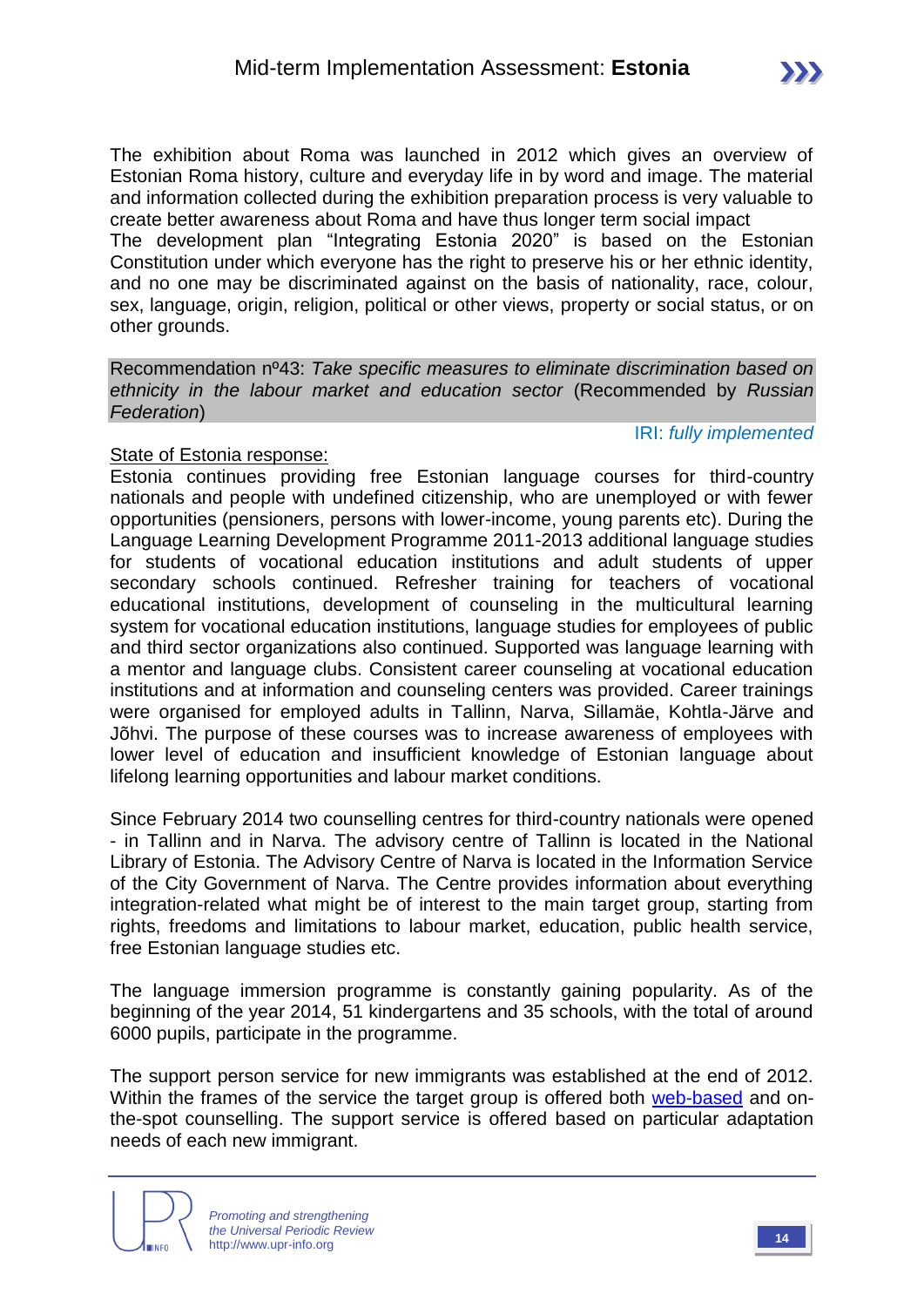The exhibition about Roma was launched in 2012 which gives an overview of Estonian Roma history, culture and everyday life in by word and image. The material and information collected during the exhibition preparation process is very valuable to create better awareness about Roma and have thus longer term social impact
The development plan "Integrating Estonia 2020" is based on the Estonian Constitution under which everyone has the right to preserve his or her ethnic identity, and no one may be discriminated against on the basis of nationality, race, colour, sex, language, origin, religion, political or other views, property or social status, or on other grounds.

Recommendation nº43: *Take specific measures to eliminate discrimination based on ethnicity in the labour market and education sector* (Recommended by *Russian Federation*)

IRI: *fully implemented*

State of Estonia response:
Estonia continues providing free Estonian language courses for third-country nationals and people with undefined citizenship, who are unemployed or with fewer opportunities (pensioners, persons with lower-income, young parents etc). During the Language Learning Development Programme 2011-2013 additional language studies for students of vocational education institutions and adult students of upper secondary schools continued. Refresher training for teachers of vocational educational institutions, development of counseling in the multicultural learning system for vocational education institutions, language studies for employees of public and third sector organizations also continued. Supported was language learning with a mentor and language clubs. Consistent career counseling at vocational education institutions and at information and counseling centers was provided. Career trainings were organised for employed adults in Tallinn, Narva, Sillamäe, Kohtla-Järve and Jõhvi. The purpose of these courses was to increase awareness of employees with lower level of education and insufficient knowledge of Estonian language about lifelong learning opportunities and labour market conditions.

Since February 2014 two counselling centres for third-country nationals were opened - in Tallinn and in Narva. The advisory centre of Tallinn is located in the National Library of Estonia. The Advisory Centre of Narva is located in the Information Service of the City Government of Narva. The Centre provides information about everything integration-related what might be of interest to the main target group, starting from rights, freedoms and limitations to labour market, education, public health service, free Estonian language studies etc.

The language immersion programme is constantly gaining popularity. As of the beginning of the year 2014, 51 kindergartens and 35 schools, with the total of around 6000 pupils, participate in the programme.

The support person service for new immigrants was established at the end of 2012. Within the frames of the service the target group is offered both web-based and on-the-spot counselling. The support service is offered based on particular adaptation needs of each new immigrant.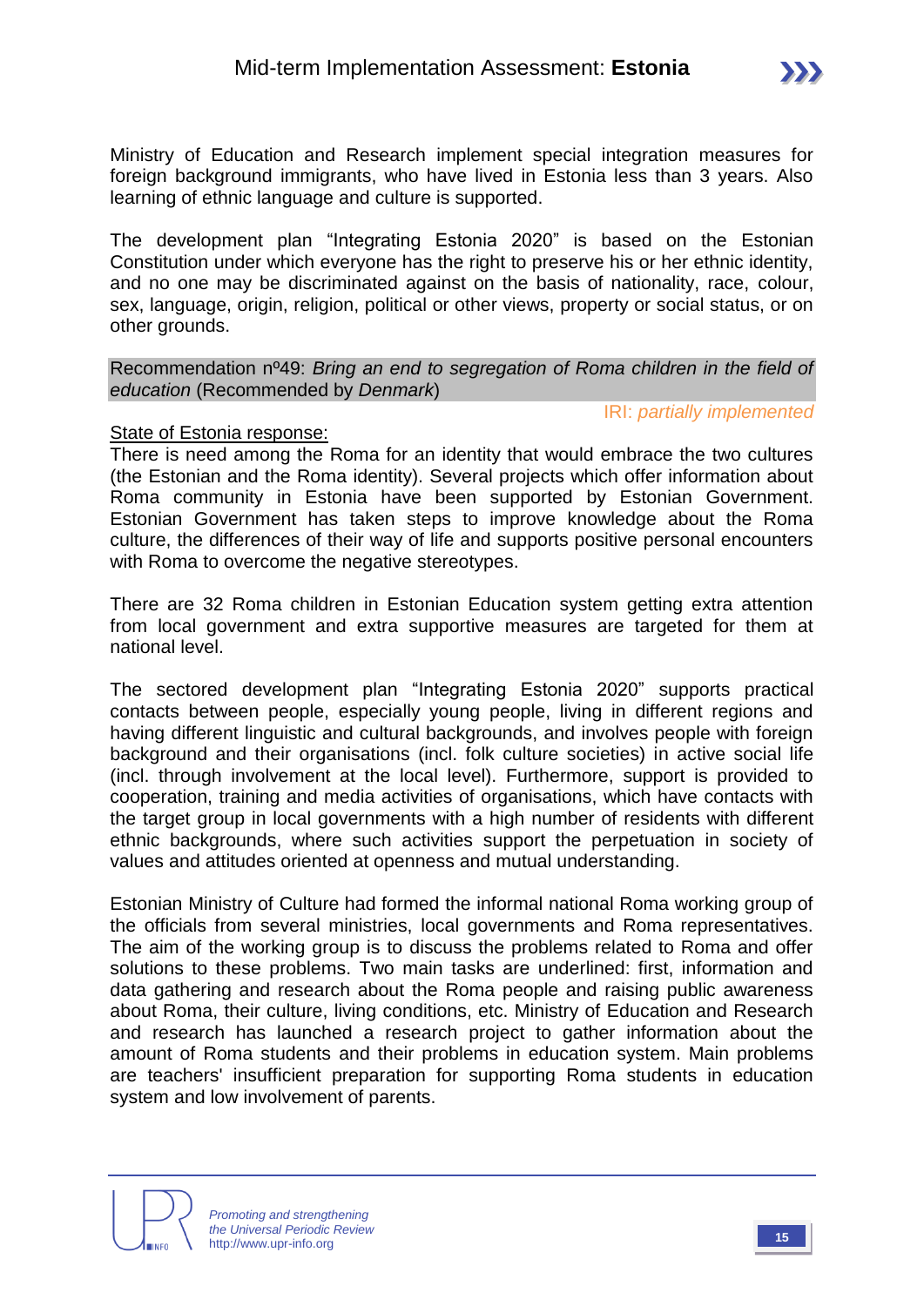Ministry of Education and Research implement special integration measures for foreign background immigrants, who have lived in Estonia less than 3 years. Also learning of ethnic language and culture is supported.

The development plan "Integrating Estonia 2020" is based on the Estonian Constitution under which everyone has the right to preserve his or her ethnic identity, and no one may be discriminated against on the basis of nationality, race, colour, sex, language, origin, religion, political or other views, property or social status, or on other grounds.

Recommendation nº49: *Bring an end to segregation of Roma children in the field of education* (Recommended by *Denmark*)

IRI: *partially implemented*

State of Estonia response:

There is need among the Roma for an identity that would embrace the two cultures (the Estonian and the Roma identity). Several projects which offer information about Roma community in Estonia have been supported by Estonian Government. Estonian Government has taken steps to improve knowledge about the Roma culture, the differences of their way of life and supports positive personal encounters with Roma to overcome the negative stereotypes.

There are 32 Roma children in Estonian Education system getting extra attention from local government and extra supportive measures are targeted for them at national level.

The sectored development plan "Integrating Estonia 2020" supports practical contacts between people, especially young people, living in different regions and having different linguistic and cultural backgrounds, and involves people with foreign background and their organisations (incl. folk culture societies) in active social life (incl. through involvement at the local level). Furthermore, support is provided to cooperation, training and media activities of organisations, which have contacts with the target group in local governments with a high number of residents with different ethnic backgrounds, where such activities support the perpetuation in society of values and attitudes oriented at openness and mutual understanding.

Estonian Ministry of Culture had formed the informal national Roma working group of the officials from several ministries, local governments and Roma representatives. The aim of the working group is to discuss the problems related to Roma and offer solutions to these problems. Two main tasks are underlined: first, information and data gathering and research about the Roma people and raising public awareness about Roma, their culture, living conditions, etc. Ministry of Education and Research and research has launched a research project to gather information about the amount of Roma students and their problems in education system. Main problems are teachers' insufficient preparation for supporting Roma students in education system and low involvement of parents.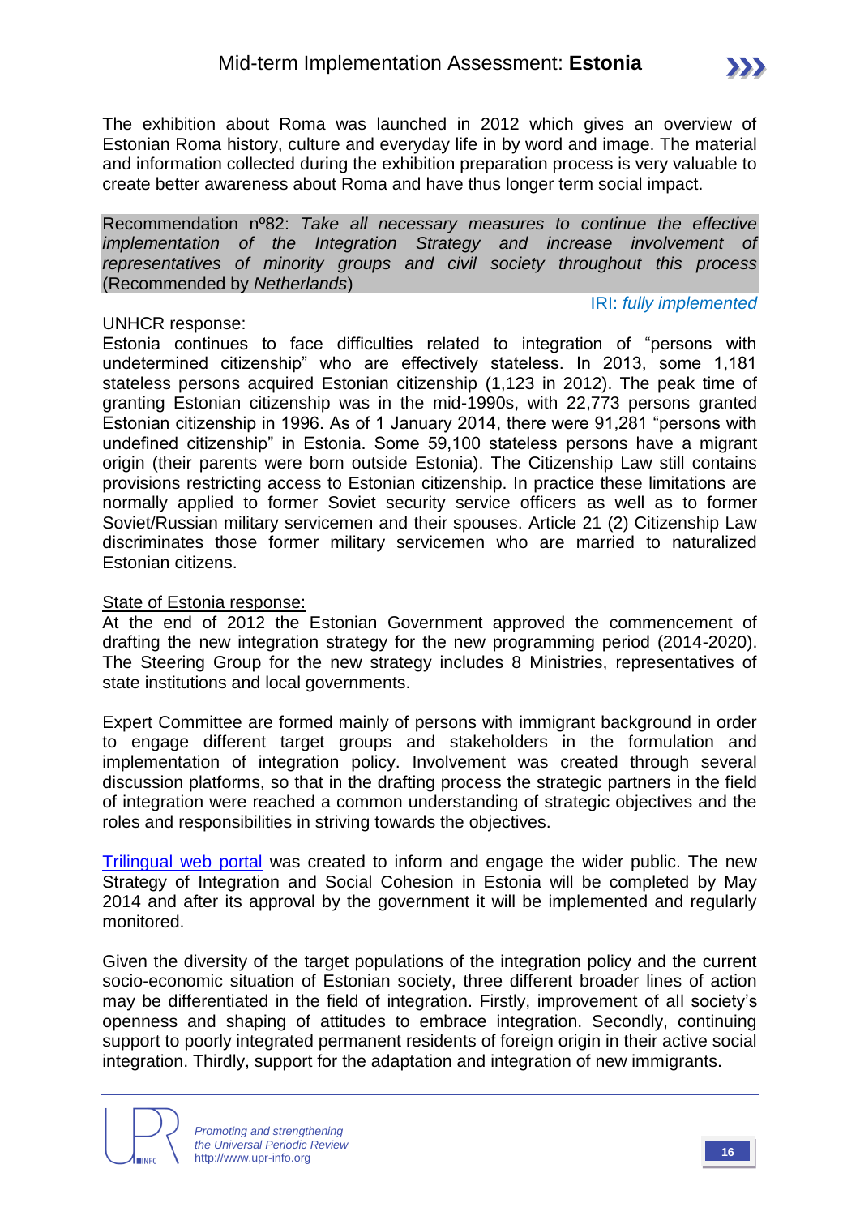The exhibition about Roma was launched in 2012 which gives an overview of Estonian Roma history, culture and everyday life in by word and image. The material and information collected during the exhibition preparation process is very valuable to create better awareness about Roma and have thus longer term social impact.

Recommendation nº82: *Take all necessary measures to continue the effective implementation of the Integration Strategy and increase involvement of representatives of minority groups and civil society throughout this process* (Recommended by *Netherlands*)

IRI: *fully implemented*

UNHCR response:

Estonia continues to face difficulties related to integration of "persons with undetermined citizenship" who are effectively stateless. In 2013, some 1,181 stateless persons acquired Estonian citizenship (1,123 in 2012). The peak time of granting Estonian citizenship was in the mid-1990s, with 22,773 persons granted Estonian citizenship in 1996. As of 1 January 2014, there were 91,281 "persons with undefined citizenship" in Estonia. Some 59,100 stateless persons have a migrant origin (their parents were born outside Estonia). The Citizenship Law still contains provisions restricting access to Estonian citizenship. In practice these limitations are normally applied to former Soviet security service officers as well as to former Soviet/Russian military servicemen and their spouses. Article 21 (2) Citizenship Law discriminates those former military servicemen who are married to naturalized Estonian citizens.

State of Estonia response:

At the end of 2012 the Estonian Government approved the commencement of drafting the new integration strategy for the new programming period (2014-2020). The Steering Group for the new strategy includes 8 Ministries, representatives of state institutions and local governments.

Expert Committee are formed mainly of persons with immigrant background in order to engage different target groups and stakeholders in the formulation and implementation of integration policy. Involvement was created through several discussion platforms, so that in the drafting process the strategic partners in the field of integration were reached a common understanding of strategic objectives and the roles and responsibilities in striving towards the objectives.

Trilingual web portal was created to inform and engage the wider public. The new Strategy of Integration and Social Cohesion in Estonia will be completed by May 2014 and after its approval by the government it will be implemented and regularly monitored.

Given the diversity of the target populations of the integration policy and the current socio-economic situation of Estonian society, three different broader lines of action may be differentiated in the field of integration. Firstly, improvement of all society's openness and shaping of attitudes to embrace integration. Secondly, continuing support to poorly integrated permanent residents of foreign origin in their active social integration. Thirdly, support for the adaptation and integration of new immigrants.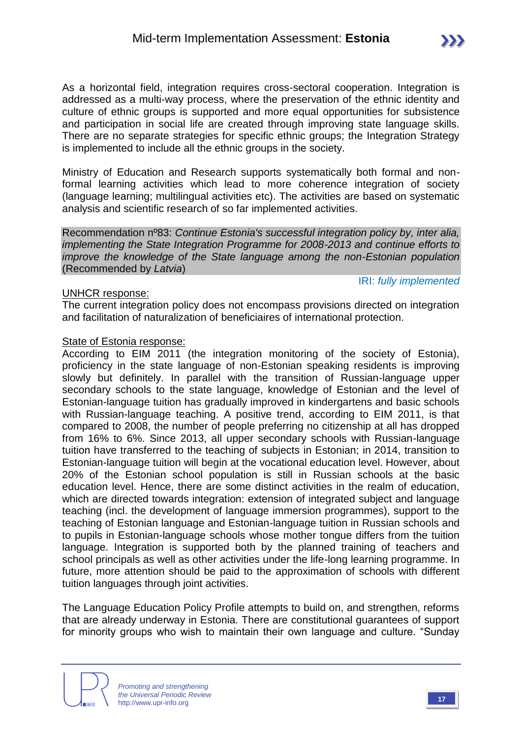As a horizontal field, integration requires cross-sectoral cooperation. Integration is addressed as a multi-way process, where the preservation of the ethnic identity and culture of ethnic groups is supported and more equal opportunities for subsistence and participation in social life are created through improving state language skills. There are no separate strategies for specific ethnic groups; the Integration Strategy is implemented to include all the ethnic groups in the society.

Ministry of Education and Research supports systematically both formal and non-formal learning activities which lead to more coherence integration of society (language learning; multilingual activities etc). The activities are based on systematic analysis and scientific research of so far implemented activities.

Recommendation nº83: *Continue Estonia's successful integration policy by, inter alia, implementing the State Integration Programme for 2008-2013 and continue efforts to improve the knowledge of the State language among the non-Estonian population* (Recommended by *Latvia*)

IRI: *fully implemented*

<u>UNHCR response:</u>
The current integration policy does not encompass provisions directed on integration and facilitation of naturalization of beneficiaires of international protection.

<u>State of Estonia response:</u>
According to EIM 2011 (the integration monitoring of the society of Estonia), proficiency in the state language of non-Estonian speaking residents is improving slowly but definitely. In parallel with the transition of Russian-language upper secondary schools to the state language, knowledge of Estonian and the level of Estonian-language tuition has gradually improved in kindergartens and basic schools with Russian-language teaching. A positive trend, according to EIM 2011, is that compared to 2008, the number of people preferring no citizenship at all has dropped from 16% to 6%. Since 2013, all upper secondary schools with Russian-language tuition have transferred to the teaching of subjects in Estonian; in 2014, transition to Estonian-language tuition will begin at the vocational education level. However, about 20% of the Estonian school population is still in Russian schools at the basic education level. Hence, there are some distinct activities in the realm of education, which are directed towards integration: extension of integrated subject and language teaching (incl. the development of language immersion programmes), support to the teaching of Estonian language and Estonian-language tuition in Russian schools and to pupils in Estonian-language schools whose mother tongue differs from the tuition language. Integration is supported both by the planned training of teachers and school principals as well as other activities under the life-long learning programme. In future, more attention should be paid to the approximation of schools with different tuition languages through joint activities.

The Language Education Policy Profile attempts to build on, and strengthen, reforms that are already underway in Estonia. There are constitutional guarantees of support for minority groups who wish to maintain their own language and culture. "Sunday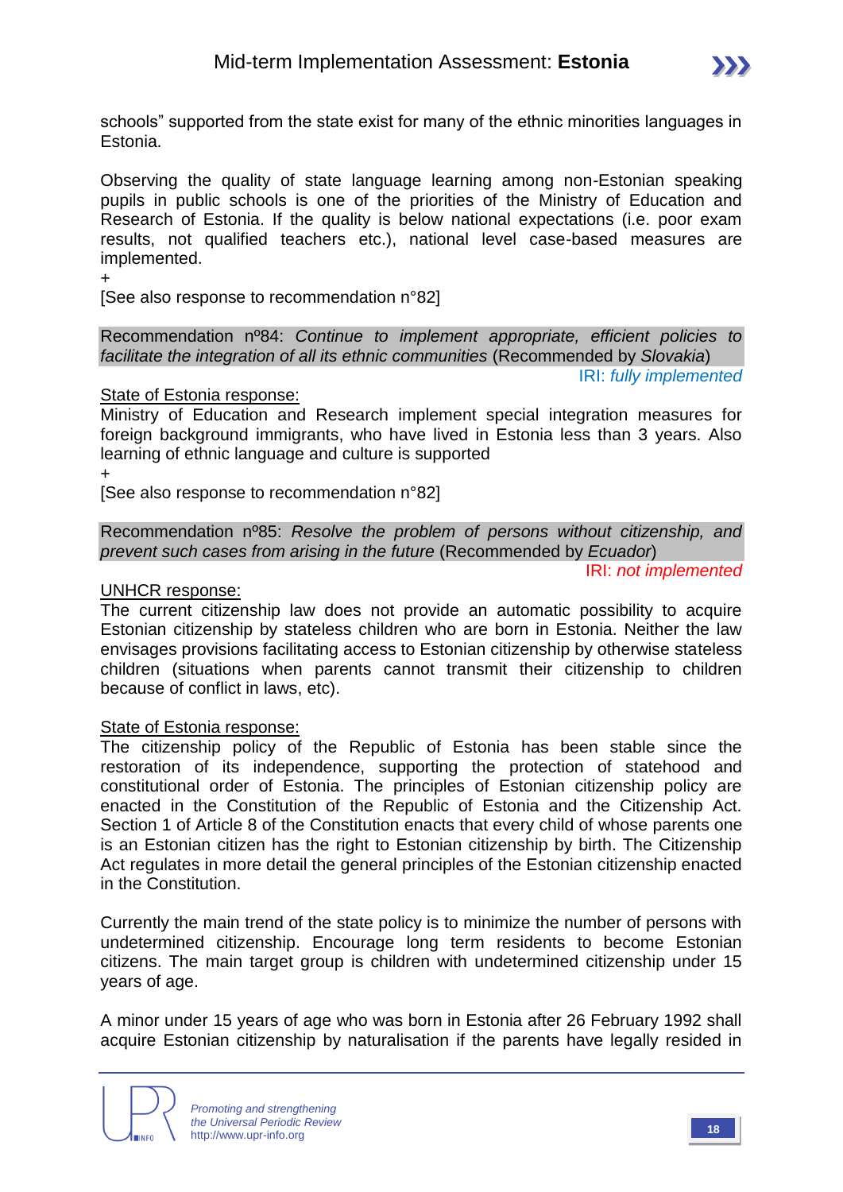schools" supported from the state exist for many of the ethnic minorities languages in Estonia.

Observing the quality of state language learning among non-Estonian speaking pupils in public schools is one of the priorities of the Ministry of Education and Research of Estonia. If the quality is below national expectations (i.e. poor exam results, not qualified teachers etc.), national level case-based measures are implemented.
+
[See also response to recommendation n°82]

Recommendation nº84: *Continue to implement appropriate, efficient policies to facilitate the integration of all its ethnic communities* (Recommended by *Slovakia*)

IRI: *fully implemented*

State of Estonia response:
Ministry of Education and Research implement special integration measures for foreign background immigrants, who have lived in Estonia less than 3 years. Also learning of ethnic language and culture is supported
+
[See also response to recommendation n°82]

Recommendation nº85: *Resolve the problem of persons without citizenship, and prevent such cases from arising in the future* (Recommended by *Ecuador*)

IRI: *not implemented*

UNHCR response:
The current citizenship law does not provide an automatic possibility to acquire Estonian citizenship by stateless children who are born in Estonia. Neither the law envisages provisions facilitating access to Estonian citizenship by otherwise stateless children (situations when parents cannot transmit their citizenship to children because of conflict in laws, etc).

State of Estonia response:
The citizenship policy of the Republic of Estonia has been stable since the restoration of its independence, supporting the protection of statehood and constitutional order of Estonia. The principles of Estonian citizenship policy are enacted in the Constitution of the Republic of Estonia and the Citizenship Act. Section 1 of Article 8 of the Constitution enacts that every child of whose parents one is an Estonian citizen has the right to Estonian citizenship by birth. The Citizenship Act regulates in more detail the general principles of the Estonian citizenship enacted in the Constitution.

Currently the main trend of the state policy is to minimize the number of persons with undetermined citizenship. Encourage long term residents to become Estonian citizens. The main target group is children with undetermined citizenship under 15 years of age.

A minor under 15 years of age who was born in Estonia after 26 February 1992 shall acquire Estonian citizenship by naturalisation if the parents have legally resided in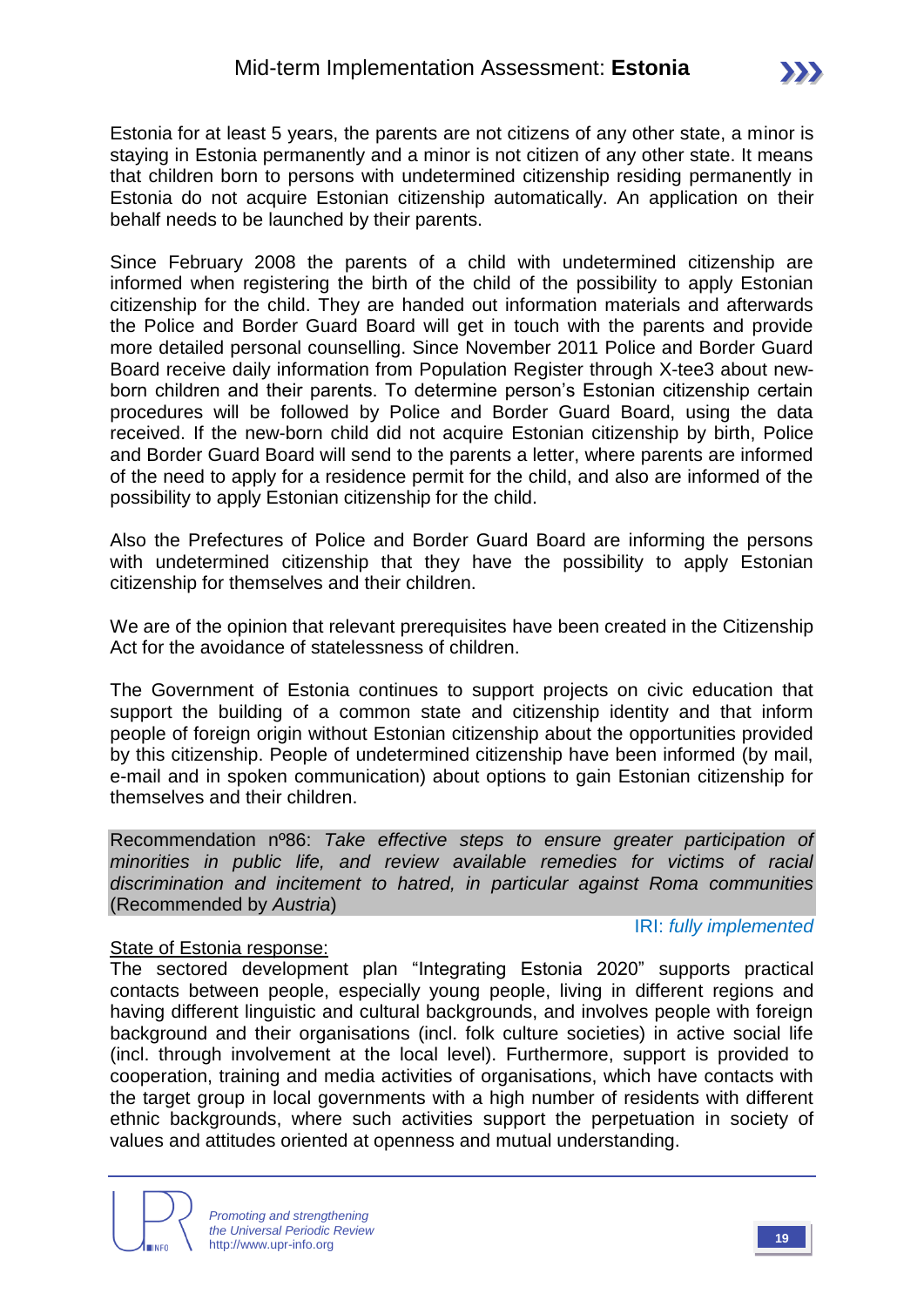Estonia for at least 5 years, the parents are not citizens of any other state, a minor is staying in Estonia permanently and a minor is not citizen of any other state. It means that children born to persons with undetermined citizenship residing permanently in Estonia do not acquire Estonian citizenship automatically. An application on their behalf needs to be launched by their parents.

Since February 2008 the parents of a child with undetermined citizenship are informed when registering the birth of the child of the possibility to apply Estonian citizenship for the child. They are handed out information materials and afterwards the Police and Border Guard Board will get in touch with the parents and provide more detailed personal counselling. Since November 2011 Police and Border Guard Board receive daily information from Population Register through X-tee3 about new-born children and their parents. To determine person's Estonian citizenship certain procedures will be followed by Police and Border Guard Board, using the data received. If the new-born child did not acquire Estonian citizenship by birth, Police and Border Guard Board will send to the parents a letter, where parents are informed of the need to apply for a residence permit for the child, and also are informed of the possibility to apply Estonian citizenship for the child.

Also the Prefectures of Police and Border Guard Board are informing the persons with undetermined citizenship that they have the possibility to apply Estonian citizenship for themselves and their children.

We are of the opinion that relevant prerequisites have been created in the Citizenship Act for the avoidance of statelessness of children.

The Government of Estonia continues to support projects on civic education that support the building of a common state and citizenship identity and that inform people of foreign origin without Estonian citizenship about the opportunities provided by this citizenship. People of undetermined citizenship have been informed (by mail, e-mail and in spoken communication) about options to gain Estonian citizenship for themselves and their children.

Recommendation nº86: *Take effective steps to ensure greater participation of minorities in public life, and review available remedies for victims of racial discrimination and incitement to hatred, in particular against Roma communities* (Recommended by *Austria*)

IRI: *fully implemented*

State of Estonia response:

The sectored development plan "Integrating Estonia 2020" supports practical contacts between people, especially young people, living in different regions and having different linguistic and cultural backgrounds, and involves people with foreign background and their organisations (incl. folk culture societies) in active social life (incl. through involvement at the local level). Furthermore, support is provided to cooperation, training and media activities of organisations, which have contacts with the target group in local governments with a high number of residents with different ethnic backgrounds, where such activities support the perpetuation in society of values and attitudes oriented at openness and mutual understanding.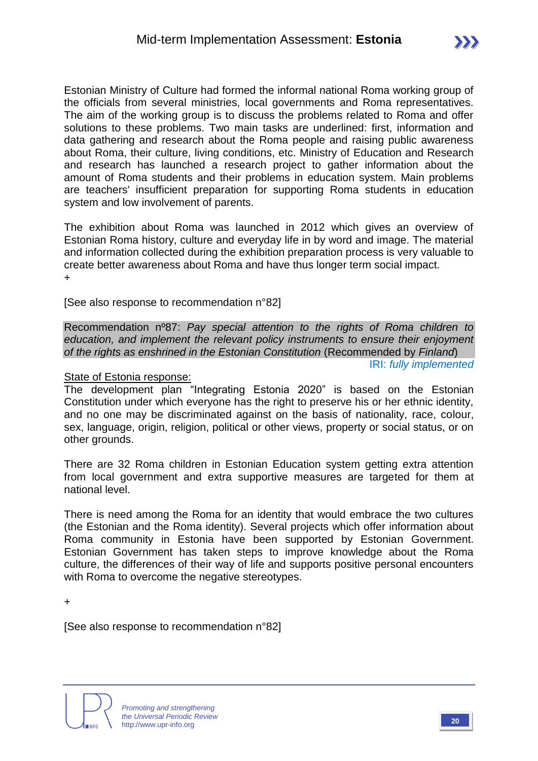Estonian Ministry of Culture had formed the informal national Roma working group of the officials from several ministries, local governments and Roma representatives. The aim of the working group is to discuss the problems related to Roma and offer solutions to these problems. Two main tasks are underlined: first, information and data gathering and research about the Roma people and raising public awareness about Roma, their culture, living conditions, etc. Ministry of Education and Research and research has launched a research project to gather information about the amount of Roma students and their problems in education system. Main problems are teachers' insufficient preparation for supporting Roma students in education system and low involvement of parents.

The exhibition about Roma was launched in 2012 which gives an overview of Estonian Roma history, culture and everyday life in by word and image. The material and information collected during the exhibition preparation process is very valuable to create better awareness about Roma and have thus longer term social impact.
+

[See also response to recommendation n°82]

Recommendation nº87: *Pay special attention to the rights of Roma children to education, and implement the relevant policy instruments to ensure their enjoyment of the rights as enshrined in the Estonian Constitution* (Recommended by *Finland*)

IRI: *fully implemented*

State of Estonia response:

The development plan "Integrating Estonia 2020" is based on the Estonian Constitution under which everyone has the right to preserve his or her ethnic identity, and no one may be discriminated against on the basis of nationality, race, colour, sex, language, origin, religion, political or other views, property or social status, or on other grounds.

There are 32 Roma children in Estonian Education system getting extra attention from local government and extra supportive measures are targeted for them at national level.

There is need among the Roma for an identity that would embrace the two cultures (the Estonian and the Roma identity). Several projects which offer information about Roma community in Estonia have been supported by Estonian Government. Estonian Government has taken steps to improve knowledge about the Roma culture, the differences of their way of life and supports positive personal encounters with Roma to overcome the negative stereotypes.

+

[See also response to recommendation n°82]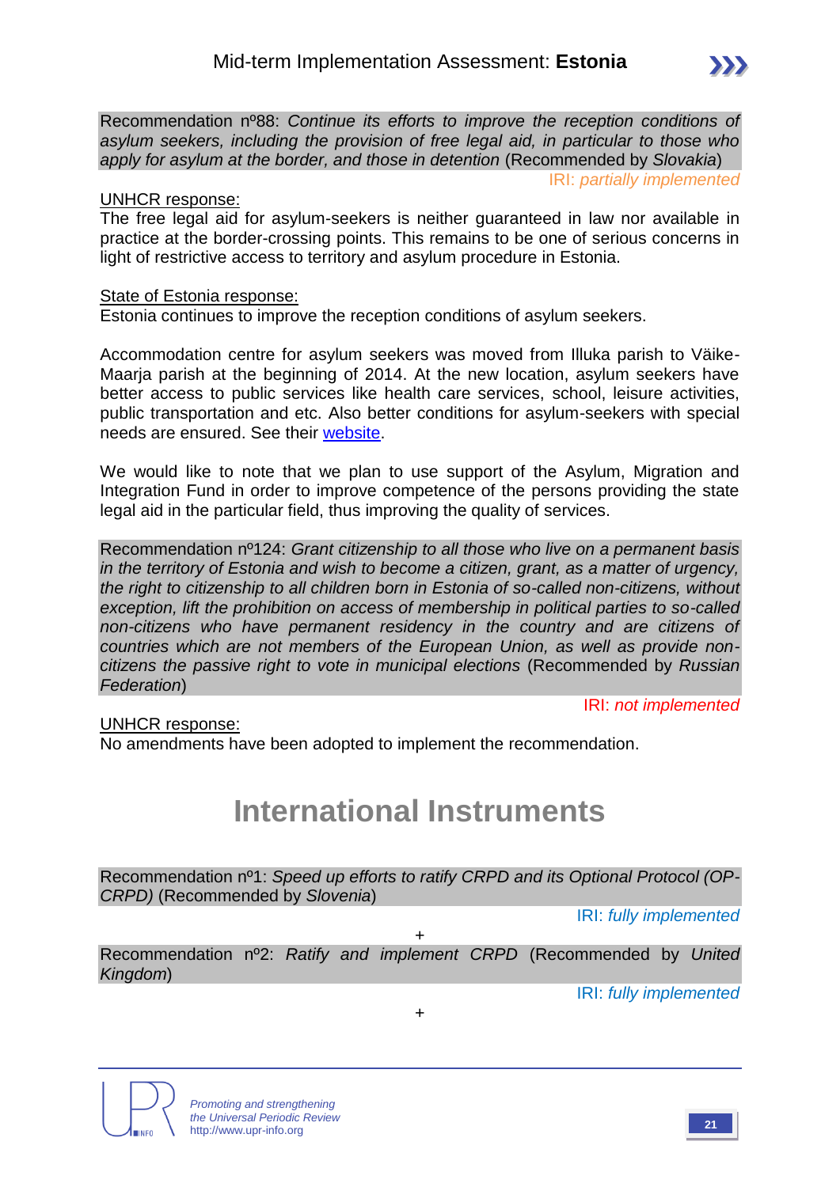Recommendation nº88: *Continue its efforts to improve the reception conditions of asylum seekers, including the provision of free legal aid, in particular to those who apply for asylum at the border, and those in detention* (Recommended by *Slovakia*)

IRI: *partially implemented*

UNHCR response:

The free legal aid for asylum-seekers is neither guaranteed in law nor available in practice at the border-crossing points. This remains to be one of serious concerns in light of restrictive access to territory and asylum procedure in Estonia.

State of Estonia response:

Estonia continues to improve the reception conditions of asylum seekers.

Accommodation centre for asylum seekers was moved from Illuka parish to Väike-Maarja parish at the beginning of 2014. At the new location, asylum seekers have better access to public services like health care services, school, leisure activities, public transportation and etc. Also better conditions for asylum-seekers with special needs are ensured. See their website.

We would like to note that we plan to use support of the Asylum, Migration and Integration Fund in order to improve competence of the persons providing the state legal aid in the particular field, thus improving the quality of services.

Recommendation nº124: *Grant citizenship to all those who live on a permanent basis in the territory of Estonia and wish to become a citizen, grant, as a matter of urgency, the right to citizenship to all children born in Estonia of so-called non-citizens, without exception, lift the prohibition on access of membership in political parties to so-called non-citizens who have permanent residency in the country and are citizens of countries which are not members of the European Union, as well as provide non-citizens the passive right to vote in municipal elections* (Recommended by *Russian Federation*)

IRI: *not implemented*

UNHCR response:

No amendments have been adopted to implement the recommendation.

# International Instruments

Recommendation nº1: *Speed up efforts to ratify CRPD and its Optional Protocol (OP-CRPD)* (Recommended by *Slovenia*)

IRI: *fully implemented*

+

Recommendation nº2: *Ratify and implement CRPD* (Recommended by *United Kingdom*)

IRI: *fully implemented*

+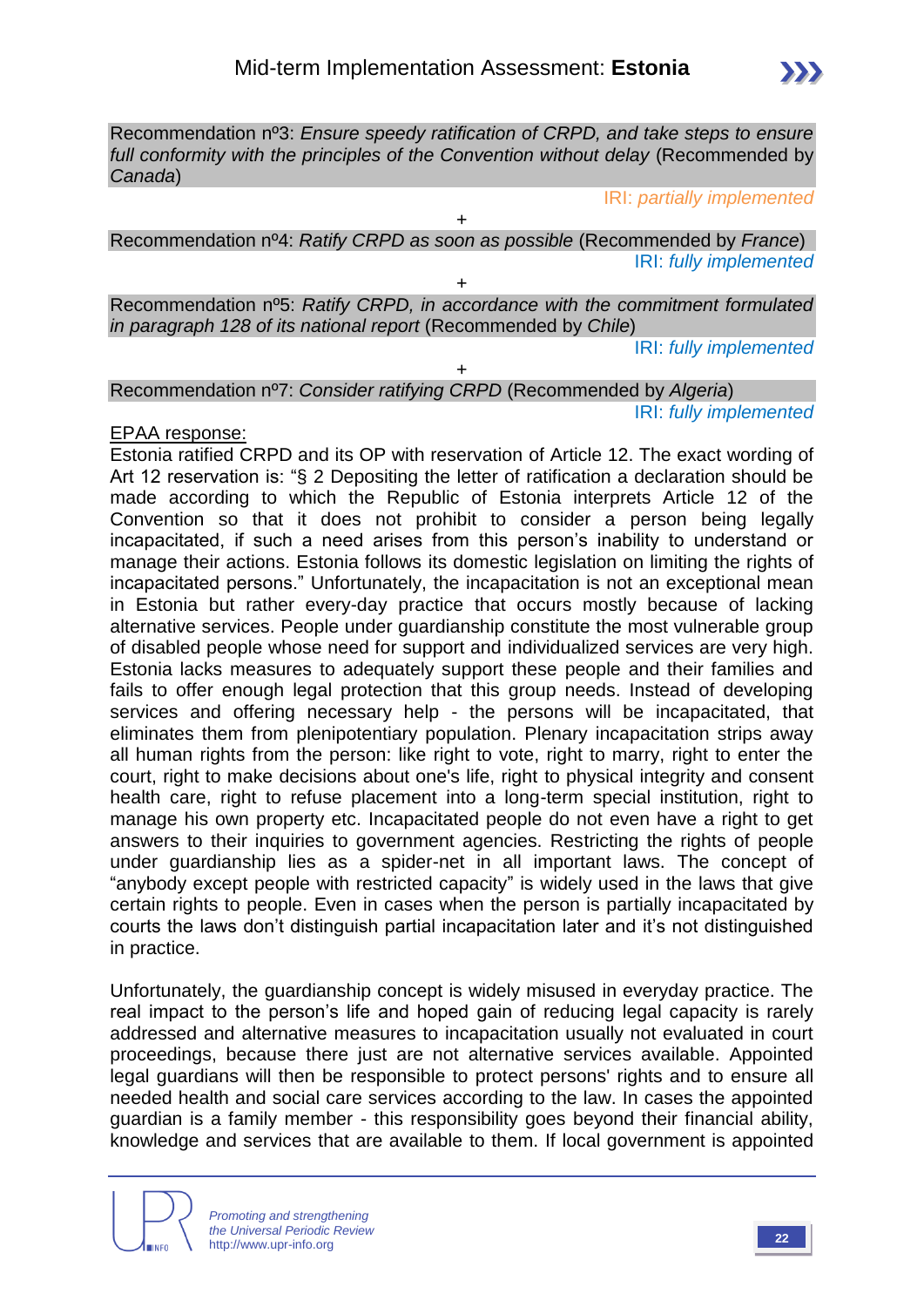Recommendation nº3: *Ensure speedy ratification of CRPD, and take steps to ensure full conformity with the principles of the Convention without delay* (Recommended by *Canada*)

IRI: *partially implemented*

+

Recommendation nº4: *Ratify CRPD as soon as possible* (Recommended by *France*)

IRI: *fully implemented*

+

Recommendation nº5: *Ratify CRPD, in accordance with the commitment formulated in paragraph 128 of its national report* (Recommended by *Chile*)

IRI: *fully implemented*

+

Recommendation nº7: *Consider ratifying CRPD* (Recommended by *Algeria*)

IRI: *fully implemented*

EPAA response:

Estonia ratified CRPD and its OP with reservation of Article 12. The exact wording of Art 12 reservation is: "§ 2 Depositing the letter of ratification a declaration should be made according to which the Republic of Estonia interprets Article 12 of the Convention so that it does not prohibit to consider a person being legally incapacitated, if such a need arises from this person's inability to understand or manage their actions. Estonia follows its domestic legislation on limiting the rights of incapacitated persons." Unfortunately, the incapacitation is not an exceptional mean in Estonia but rather every-day practice that occurs mostly because of lacking alternative services. People under guardianship constitute the most vulnerable group of disabled people whose need for support and individualized services are very high. Estonia lacks measures to adequately support these people and their families and fails to offer enough legal protection that this group needs. Instead of developing services and offering necessary help - the persons will be incapacitated, that eliminates them from plenipotentiary population. Plenary incapacitation strips away all human rights from the person: like right to vote, right to marry, right to enter the court, right to make decisions about one's life, right to physical integrity and consent health care, right to refuse placement into a long-term special institution, right to manage his own property etc. Incapacitated people do not even have a right to get answers to their inquiries to government agencies. Restricting the rights of people under guardianship lies as a spider-net in all important laws. The concept of "anybody except people with restricted capacity" is widely used in the laws that give certain rights to people. Even in cases when the person is partially incapacitated by courts the laws don't distinguish partial incapacitation later and it's not distinguished in practice.

Unfortunately, the guardianship concept is widely misused in everyday practice. The real impact to the person's life and hoped gain of reducing legal capacity is rarely addressed and alternative measures to incapacitation usually not evaluated in court proceedings, because there just are not alternative services available. Appointed legal guardians will then be responsible to protect persons' rights and to ensure all needed health and social care services according to the law. In cases the appointed guardian is a family member - this responsibility goes beyond their financial ability, knowledge and services that are available to them. If local government is appointed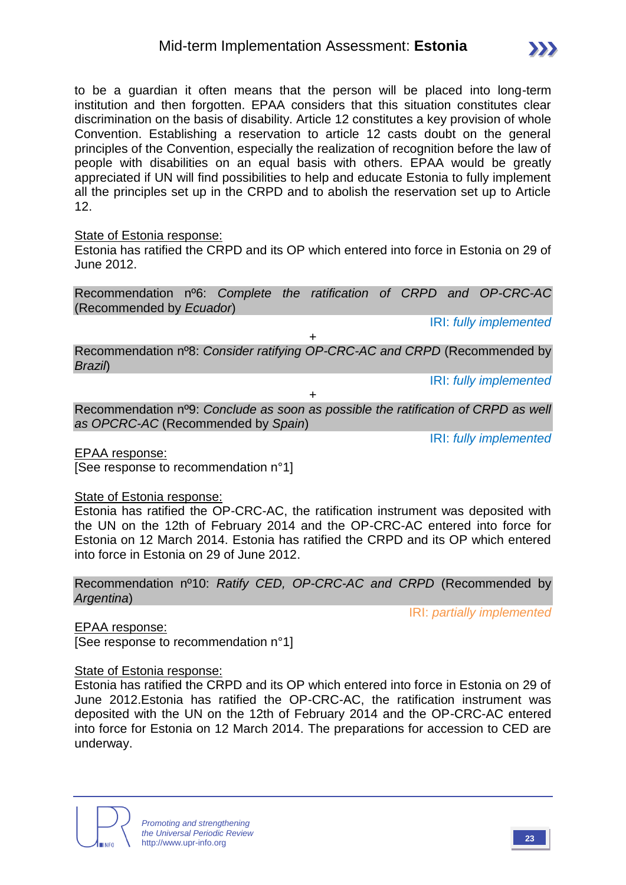to be a guardian it often means that the person will be placed into long-term institution and then forgotten. EPAA considers that this situation constitutes clear discrimination on the basis of disability. Article 12 constitutes a key provision of whole Convention. Establishing a reservation to article 12 casts doubt on the general principles of the Convention, especially the realization of recognition before the law of people with disabilities on an equal basis with others. EPAA would be greatly appreciated if UN will find possibilities to help and educate Estonia to fully implement all the principles set up in the CRPD and to abolish the reservation set up to Article 12.

State of Estonia response:
Estonia has ratified the CRPD and its OP which entered into force in Estonia on 29 of June 2012.

Recommendation nº6: *Complete the ratification of CRPD and OP-CRC-AC* (Recommended by *Ecuador*)

IRI: *fully implemented*

+

Recommendation nº8: *Consider ratifying OP-CRC-AC and CRPD* (Recommended by *Brazil*)

IRI: *fully implemented*

+

Recommendation nº9: *Conclude as soon as possible the ratification of CRPD as well as OPCRC-AC* (Recommended by *Spain*)

IRI: *fully implemented*

EPAA response:
[See response to recommendation n°1]

State of Estonia response:
Estonia has ratified the OP-CRC-AC, the ratification instrument was deposited with the UN on the 12th of February 2014 and the OP-CRC-AC entered into force for Estonia on 12 March 2014. Estonia has ratified the CRPD and its OP which entered into force in Estonia on 29 of June 2012.

Recommendation nº10: *Ratify CED, OP-CRC-AC and CRPD* (Recommended by *Argentina*)

IRI: *partially implemented*

EPAA response:
[See response to recommendation n°1]

State of Estonia response:
Estonia has ratified the CRPD and its OP which entered into force in Estonia on 29 of June 2012.Estonia has ratified the OP-CRC-AC, the ratification instrument was deposited with the UN on the 12th of February 2014 and the OP-CRC-AC entered into force for Estonia on 12 March 2014. The preparations for accession to CED are underway.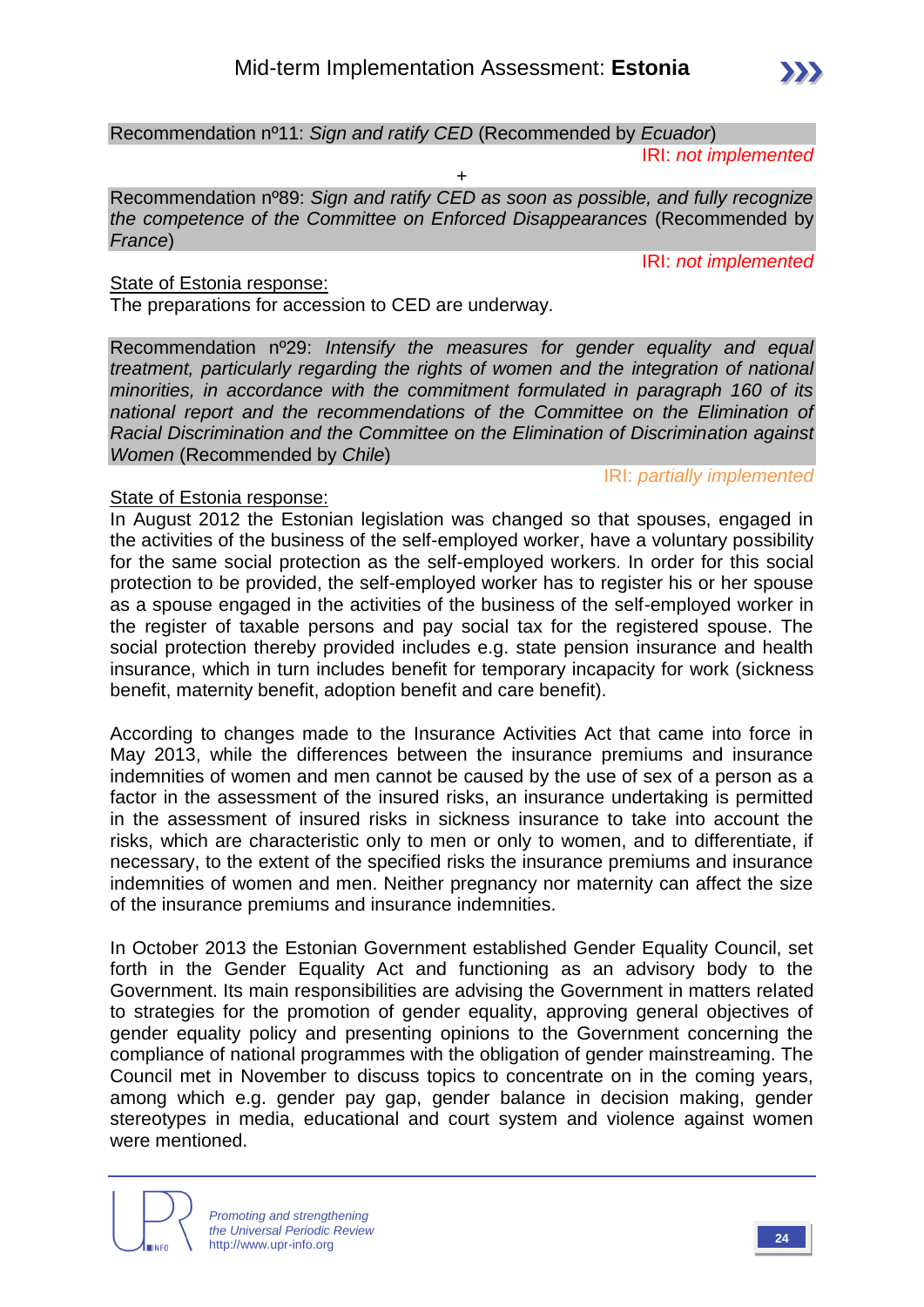Recommendation nº11: *Sign and ratify CED* (Recommended by *Ecuador*)

IRI: *not implemented*

+

Recommendation nº89: *Sign and ratify CED as soon as possible, and fully recognize the competence of the Committee on Enforced Disappearances* (Recommended by *France*)

IRI: *not implemented*

State of Estonia response:

The preparations for accession to CED are underway.

Recommendation nº29: *Intensify the measures for gender equality and equal treatment, particularly regarding the rights of women and the integration of national minorities, in accordance with the commitment formulated in paragraph 160 of its national report and the recommendations of the Committee on the Elimination of Racial Discrimination and the Committee on the Elimination of Discrimination against Women* (Recommended by *Chile*)

IRI: *partially implemented*

State of Estonia response:

In August 2012 the Estonian legislation was changed so that spouses, engaged in the activities of the business of the self-employed worker, have a voluntary possibility for the same social protection as the self-employed workers. In order for this social protection to be provided, the self-employed worker has to register his or her spouse as a spouse engaged in the activities of the business of the self-employed worker in the register of taxable persons and pay social tax for the registered spouse. The social protection thereby provided includes e.g. state pension insurance and health insurance, which in turn includes benefit for temporary incapacity for work (sickness benefit, maternity benefit, adoption benefit and care benefit).

According to changes made to the Insurance Activities Act that came into force in May 2013, while the differences between the insurance premiums and insurance indemnities of women and men cannot be caused by the use of sex of a person as a factor in the assessment of the insured risks, an insurance undertaking is permitted in the assessment of insured risks in sickness insurance to take into account the risks, which are characteristic only to men or only to women, and to differentiate, if necessary, to the extent of the specified risks the insurance premiums and insurance indemnities of women and men. Neither pregnancy nor maternity can affect the size of the insurance premiums and insurance indemnities.

In October 2013 the Estonian Government established Gender Equality Council, set forth in the Gender Equality Act and functioning as an advisory body to the Government. Its main responsibilities are advising the Government in matters related to strategies for the promotion of gender equality, approving general objectives of gender equality policy and presenting opinions to the Government concerning the compliance of national programmes with the obligation of gender mainstreaming. The Council met in November to discuss topics to concentrate on in the coming years, among which e.g. gender pay gap, gender balance in decision making, gender stereotypes in media, educational and court system and violence against women were mentioned.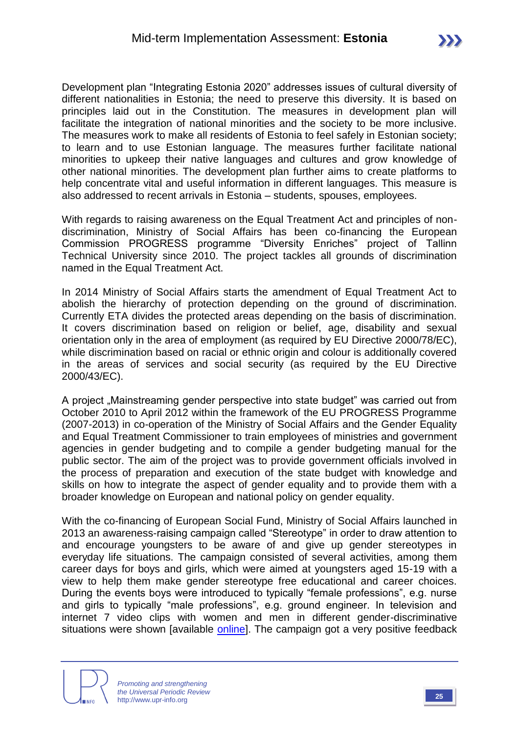Development plan "Integrating Estonia 2020" addresses issues of cultural diversity of different nationalities in Estonia; the need to preserve this diversity. It is based on principles laid out in the Constitution. The measures in development plan will facilitate the integration of national minorities and the society to be more inclusive. The measures work to make all residents of Estonia to feel safely in Estonian society; to learn and to use Estonian language. The measures further facilitate national minorities to upkeep their native languages and cultures and grow knowledge of other national minorities. The development plan further aims to create platforms to help concentrate vital and useful information in different languages. This measure is also addressed to recent arrivals in Estonia – students, spouses, employees.

With regards to raising awareness on the Equal Treatment Act and principles of non-discrimination, Ministry of Social Affairs has been co-financing the European Commission PROGRESS programme "Diversity Enriches" project of Tallinn Technical University since 2010. The project tackles all grounds of discrimination named in the Equal Treatment Act.

In 2014 Ministry of Social Affairs starts the amendment of Equal Treatment Act to abolish the hierarchy of protection depending on the ground of discrimination. Currently ETA divides the protected areas depending on the basis of discrimination. It covers discrimination based on religion or belief, age, disability and sexual orientation only in the area of employment (as required by EU Directive 2000/78/EC), while discrimination based on racial or ethnic origin and colour is additionally covered in the areas of services and social security (as required by the EU Directive 2000/43/EC).

A project „Mainstreaming gender perspective into state budget" was carried out from October 2010 to April 2012 within the framework of the EU PROGRESS Programme (2007-2013) in co-operation of the Ministry of Social Affairs and the Gender Equality and Equal Treatment Commissioner to train employees of ministries and government agencies in gender budgeting and to compile a gender budgeting manual for the public sector. The aim of the project was to provide government officials involved in the process of preparation and execution of the state budget with knowledge and skills on how to integrate the aspect of gender equality and to provide them with a broader knowledge on European and national policy on gender equality.

With the co-financing of European Social Fund, Ministry of Social Affairs launched in 2013 an awareness-raising campaign called "Stereotype" in order to draw attention to and encourage youngsters to be aware of and give up gender stereotypes in everyday life situations. The campaign consisted of several activities, among them career days for boys and girls, which were aimed at youngsters aged 15-19 with a view to help them make gender stereotype free educational and career choices. During the events boys were introduced to typically "female professions", e.g. nurse and girls to typically "male professions", e.g. ground engineer. In television and internet 7 video clips with women and men in different gender-discriminative situations were shown [available online]. The campaign got a very positive feedback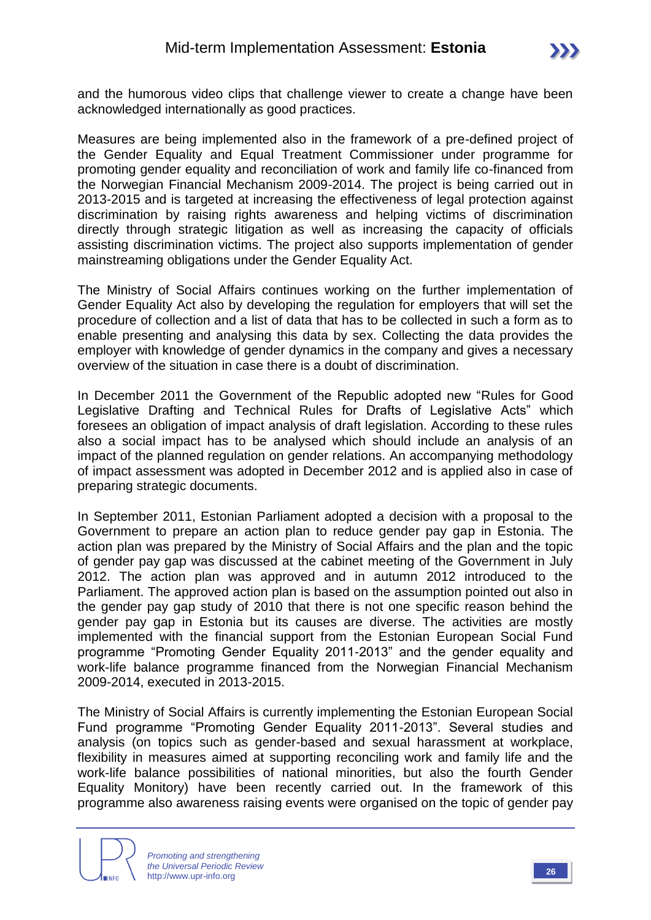and the humorous video clips that challenge viewer to create a change have been acknowledged internationally as good practices.

Measures are being implemented also in the framework of a pre-defined project of the Gender Equality and Equal Treatment Commissioner under programme for promoting gender equality and reconciliation of work and family life co-financed from the Norwegian Financial Mechanism 2009-2014. The project is being carried out in 2013-2015 and is targeted at increasing the effectiveness of legal protection against discrimination by raising rights awareness and helping victims of discrimination directly through strategic litigation as well as increasing the capacity of officials assisting discrimination victims. The project also supports implementation of gender mainstreaming obligations under the Gender Equality Act.

The Ministry of Social Affairs continues working on the further implementation of Gender Equality Act also by developing the regulation for employers that will set the procedure of collection and a list of data that has to be collected in such a form as to enable presenting and analysing this data by sex. Collecting the data provides the employer with knowledge of gender dynamics in the company and gives a necessary overview of the situation in case there is a doubt of discrimination.

In December 2011 the Government of the Republic adopted new "Rules for Good Legislative Drafting and Technical Rules for Drafts of Legislative Acts" which foresees an obligation of impact analysis of draft legislation. According to these rules also a social impact has to be analysed which should include an analysis of an impact of the planned regulation on gender relations. An accompanying methodology of impact assessment was adopted in December 2012 and is applied also in case of preparing strategic documents.

In September 2011, Estonian Parliament adopted a decision with a proposal to the Government to prepare an action plan to reduce gender pay gap in Estonia. The action plan was prepared by the Ministry of Social Affairs and the plan and the topic of gender pay gap was discussed at the cabinet meeting of the Government in July 2012. The action plan was approved and in autumn 2012 introduced to the Parliament. The approved action plan is based on the assumption pointed out also in the gender pay gap study of 2010 that there is not one specific reason behind the gender pay gap in Estonia but its causes are diverse. The activities are mostly implemented with the financial support from the Estonian European Social Fund programme "Promoting Gender Equality 2011-2013" and the gender equality and work-life balance programme financed from the Norwegian Financial Mechanism 2009-2014, executed in 2013-2015.

The Ministry of Social Affairs is currently implementing the Estonian European Social Fund programme "Promoting Gender Equality 2011-2013". Several studies and analysis (on topics such as gender-based and sexual harassment at workplace, flexibility in measures aimed at supporting reconciling work and family life and the work-life balance possibilities of national minorities, but also the fourth Gender Equality Monitory) have been recently carried out. In the framework of this programme also awareness raising events were organised on the topic of gender pay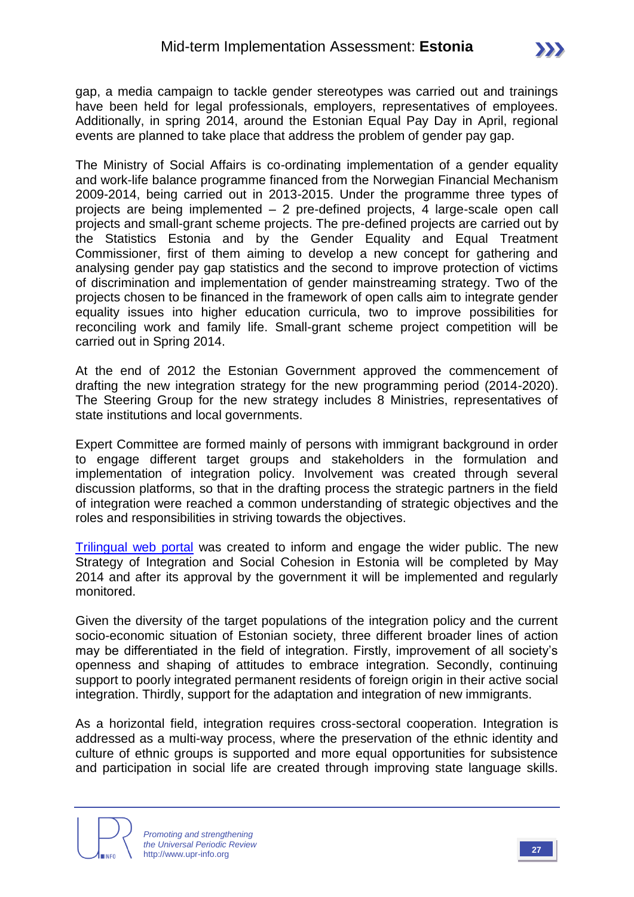gap, a media campaign to tackle gender stereotypes was carried out and trainings have been held for legal professionals, employers, representatives of employees. Additionally, in spring 2014, around the Estonian Equal Pay Day in April, regional events are planned to take place that address the problem of gender pay gap.

The Ministry of Social Affairs is co-ordinating implementation of a gender equality and work-life balance programme financed from the Norwegian Financial Mechanism 2009-2014, being carried out in 2013-2015. Under the programme three types of projects are being implemented – 2 pre-defined projects, 4 large-scale open call projects and small-grant scheme projects. The pre-defined projects are carried out by the Statistics Estonia and by the Gender Equality and Equal Treatment Commissioner, first of them aiming to develop a new concept for gathering and analysing gender pay gap statistics and the second to improve protection of victims of discrimination and implementation of gender mainstreaming strategy. Two of the projects chosen to be financed in the framework of open calls aim to integrate gender equality issues into higher education curricula, two to improve possibilities for reconciling work and family life. Small-grant scheme project competition will be carried out in Spring 2014.

At the end of 2012 the Estonian Government approved the commencement of drafting the new integration strategy for the new programming period (2014-2020). The Steering Group for the new strategy includes 8 Ministries, representatives of state institutions and local governments.

Expert Committee are formed mainly of persons with immigrant background in order to engage different target groups and stakeholders in the formulation and implementation of integration policy. Involvement was created through several discussion platforms, so that in the drafting process the strategic partners in the field of integration were reached a common understanding of strategic objectives and the roles and responsibilities in striving towards the objectives.

Trilingual web portal was created to inform and engage the wider public. The new Strategy of Integration and Social Cohesion in Estonia will be completed by May 2014 and after its approval by the government it will be implemented and regularly monitored.

Given the diversity of the target populations of the integration policy and the current socio-economic situation of Estonian society, three different broader lines of action may be differentiated in the field of integration. Firstly, improvement of all society's openness and shaping of attitudes to embrace integration. Secondly, continuing support to poorly integrated permanent residents of foreign origin in their active social integration. Thirdly, support for the adaptation and integration of new immigrants.

As a horizontal field, integration requires cross-sectoral cooperation. Integration is addressed as a multi-way process, where the preservation of the ethnic identity and culture of ethnic groups is supported and more equal opportunities for subsistence and participation in social life are created through improving state language skills.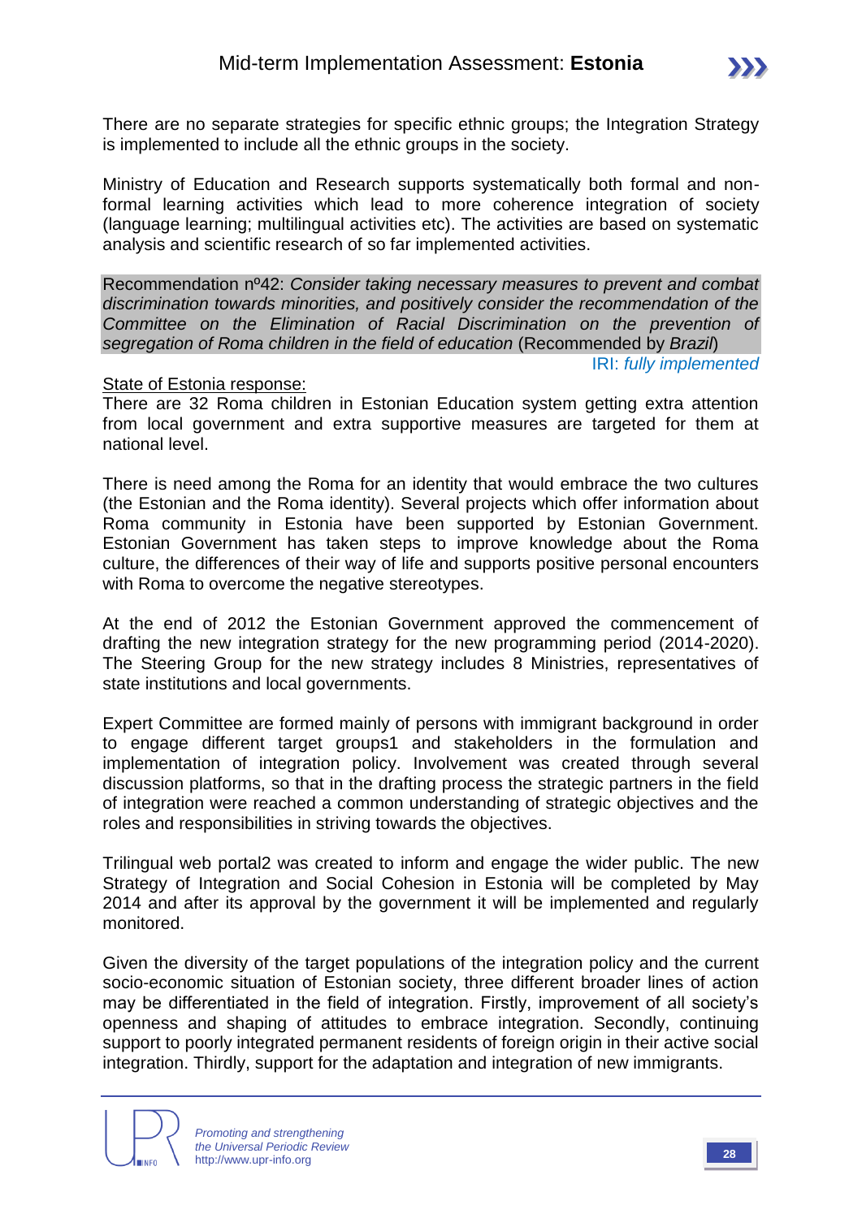There are no separate strategies for specific ethnic groups; the Integration Strategy is implemented to include all the ethnic groups in the society.

Ministry of Education and Research supports systematically both formal and non-formal learning activities which lead to more coherence integration of society (language learning; multilingual activities etc). The activities are based on systematic analysis and scientific research of so far implemented activities.

Recommendation nº42: *Consider taking necessary measures to prevent and combat discrimination towards minorities, and positively consider the recommendation of the Committee on the Elimination of Racial Discrimination on the prevention of segregation of Roma children in the field of education* (Recommended by *Brazil*)

IRI: *fully implemented*

State of Estonia response:

There are 32 Roma children in Estonian Education system getting extra attention from local government and extra supportive measures are targeted for them at national level.

There is need among the Roma for an identity that would embrace the two cultures (the Estonian and the Roma identity). Several projects which offer information about Roma community in Estonia have been supported by Estonian Government. Estonian Government has taken steps to improve knowledge about the Roma culture, the differences of their way of life and supports positive personal encounters with Roma to overcome the negative stereotypes.

At the end of 2012 the Estonian Government approved the commencement of drafting the new integration strategy for the new programming period (2014-2020). The Steering Group for the new strategy includes 8 Ministries, representatives of state institutions and local governments.

Expert Committee are formed mainly of persons with immigrant background in order to engage different target groups[1] and stakeholders in the formulation and implementation of integration policy. Involvement was created through several discussion platforms, so that in the drafting process the strategic partners in the field of integration were reached a common understanding of strategic objectives and the roles and responsibilities in striving towards the objectives.

Trilingual web portal[2] was created to inform and engage the wider public. The new Strategy of Integration and Social Cohesion in Estonia will be completed by May 2014 and after its approval by the government it will be implemented and regularly monitored.

Given the diversity of the target populations of the integration policy and the current socio-economic situation of Estonian society, three different broader lines of action may be differentiated in the field of integration. Firstly, improvement of all society's openness and shaping of attitudes to embrace integration. Secondly, continuing support to poorly integrated permanent residents of foreign origin in their active social integration. Thirdly, support for the adaptation and integration of new immigrants.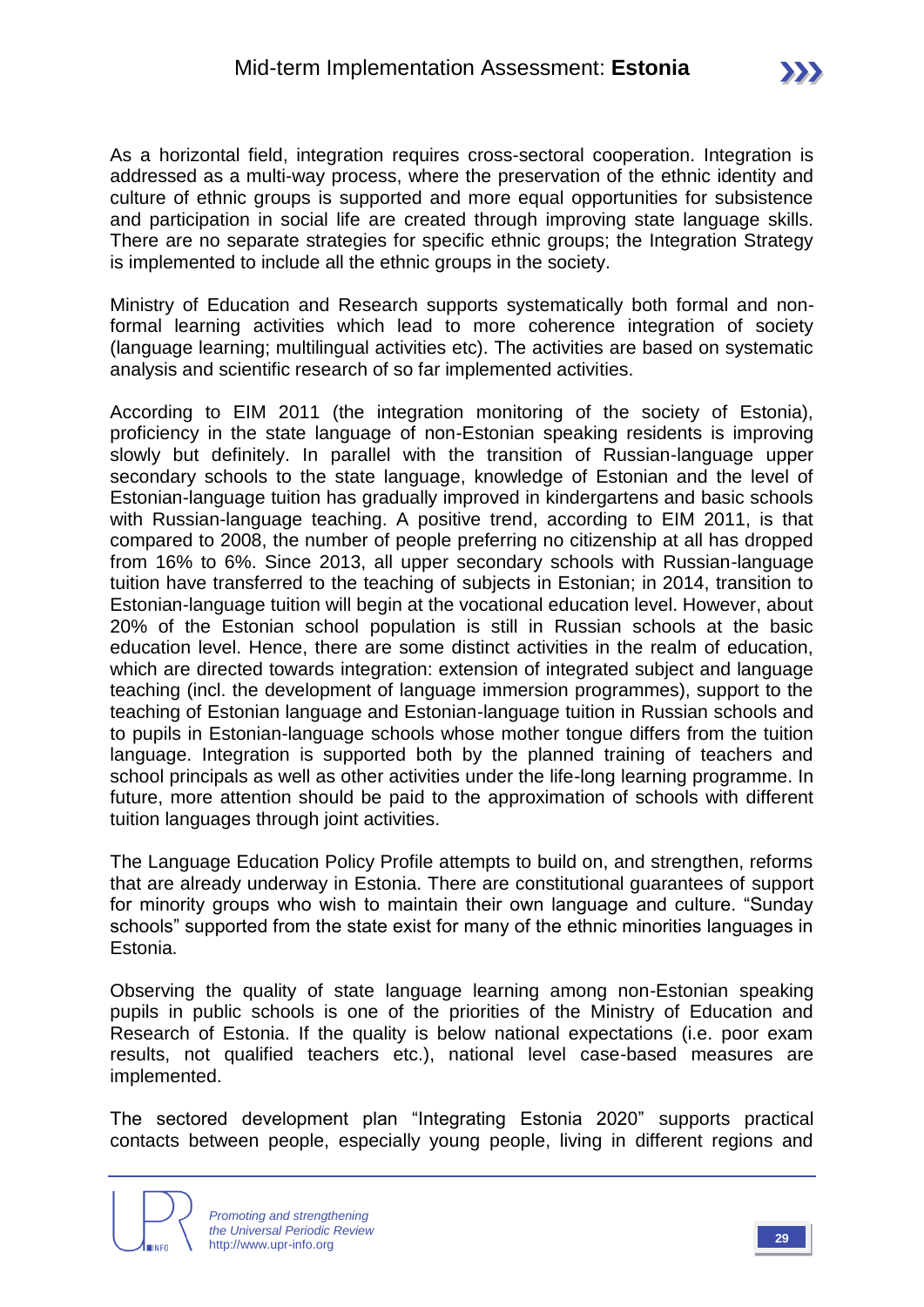As a horizontal field, integration requires cross-sectoral cooperation. Integration is addressed as a multi-way process, where the preservation of the ethnic identity and culture of ethnic groups is supported and more equal opportunities for subsistence and participation in social life are created through improving state language skills. There are no separate strategies for specific ethnic groups; the Integration Strategy is implemented to include all the ethnic groups in the society.

Ministry of Education and Research supports systematically both formal and non-formal learning activities which lead to more coherence integration of society (language learning; multilingual activities etc). The activities are based on systematic analysis and scientific research of so far implemented activities.

According to EIM 2011 (the integration monitoring of the society of Estonia), proficiency in the state language of non-Estonian speaking residents is improving slowly but definitely. In parallel with the transition of Russian-language upper secondary schools to the state language, knowledge of Estonian and the level of Estonian-language tuition has gradually improved in kindergartens and basic schools with Russian-language teaching. A positive trend, according to EIM 2011, is that compared to 2008, the number of people preferring no citizenship at all has dropped from 16% to 6%. Since 2013, all upper secondary schools with Russian-language tuition have transferred to the teaching of subjects in Estonian; in 2014, transition to Estonian-language tuition will begin at the vocational education level. However, about 20% of the Estonian school population is still in Russian schools at the basic education level. Hence, there are some distinct activities in the realm of education, which are directed towards integration: extension of integrated subject and language teaching (incl. the development of language immersion programmes), support to the teaching of Estonian language and Estonian-language tuition in Russian schools and to pupils in Estonian-language schools whose mother tongue differs from the tuition language. Integration is supported both by the planned training of teachers and school principals as well as other activities under the life-long learning programme. In future, more attention should be paid to the approximation of schools with different tuition languages through joint activities.

The Language Education Policy Profile attempts to build on, and strengthen, reforms that are already underway in Estonia. There are constitutional guarantees of support for minority groups who wish to maintain their own language and culture. "Sunday schools" supported from the state exist for many of the ethnic minorities languages in Estonia.

Observing the quality of state language learning among non-Estonian speaking pupils in public schools is one of the priorities of the Ministry of Education and Research of Estonia. If the quality is below national expectations (i.e. poor exam results, not qualified teachers etc.), national level case-based measures are implemented.

The sectored development plan "Integrating Estonia 2020" supports practical contacts between people, especially young people, living in different regions and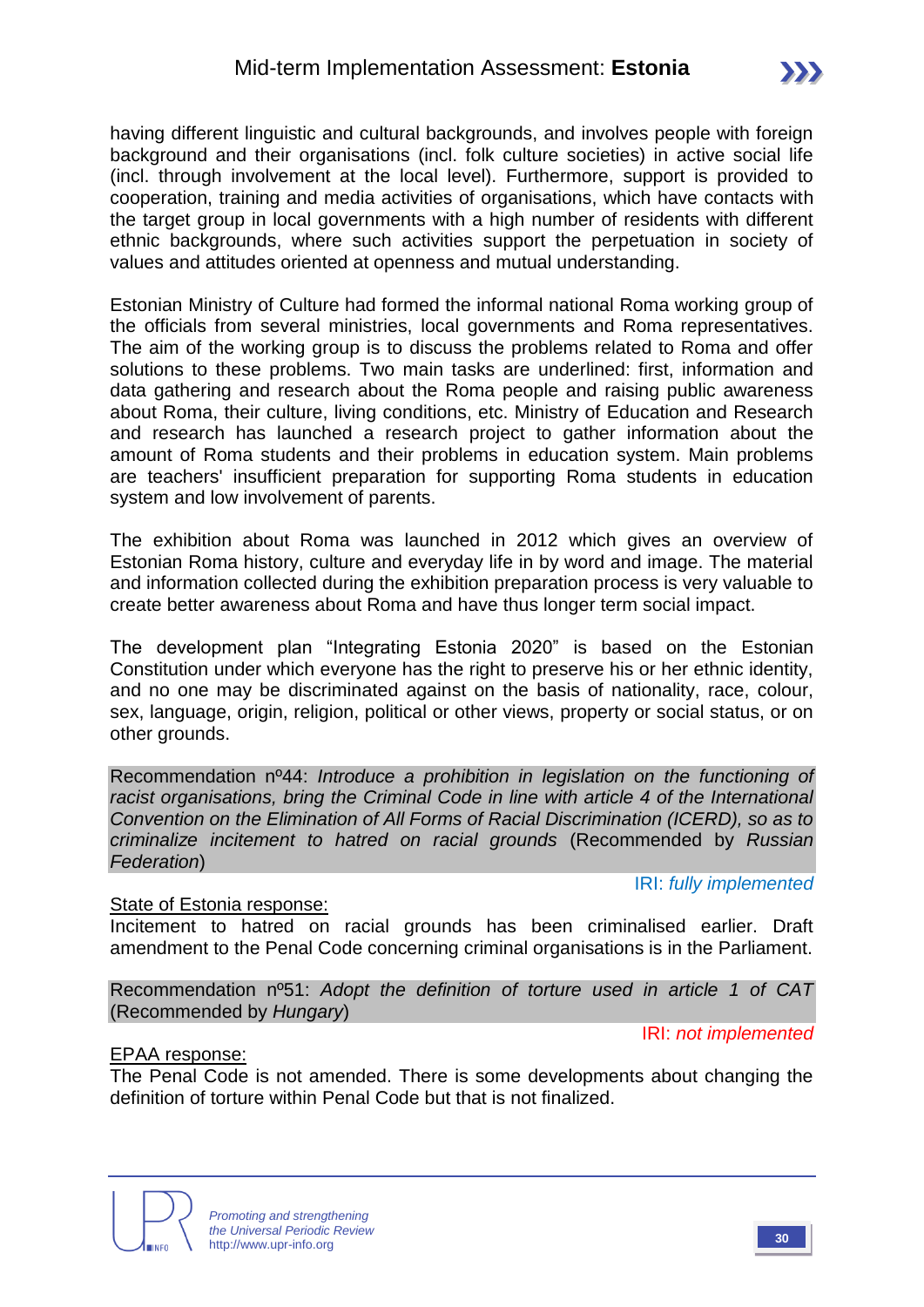having different linguistic and cultural backgrounds, and involves people with foreign background and their organisations (incl. folk culture societies) in active social life (incl. through involvement at the local level). Furthermore, support is provided to cooperation, training and media activities of organisations, which have contacts with the target group in local governments with a high number of residents with different ethnic backgrounds, where such activities support the perpetuation in society of values and attitudes oriented at openness and mutual understanding.

Estonian Ministry of Culture had formed the informal national Roma working group of the officials from several ministries, local governments and Roma representatives. The aim of the working group is to discuss the problems related to Roma and offer solutions to these problems. Two main tasks are underlined: first, information and data gathering and research about the Roma people and raising public awareness about Roma, their culture, living conditions, etc. Ministry of Education and Research and research has launched a research project to gather information about the amount of Roma students and their problems in education system. Main problems are teachers' insufficient preparation for supporting Roma students in education system and low involvement of parents.

The exhibition about Roma was launched in 2012 which gives an overview of Estonian Roma history, culture and everyday life in by word and image. The material and information collected during the exhibition preparation process is very valuable to create better awareness about Roma and have thus longer term social impact.

The development plan "Integrating Estonia 2020" is based on the Estonian Constitution under which everyone has the right to preserve his or her ethnic identity, and no one may be discriminated against on the basis of nationality, race, colour, sex, language, origin, religion, political or other views, property or social status, or on other grounds.

Recommendation nº44: *Introduce a prohibition in legislation on the functioning of racist organisations, bring the Criminal Code in line with article 4 of the International Convention on the Elimination of All Forms of Racial Discrimination (ICERD), so as to criminalize incitement to hatred on racial grounds* (Recommended by *Russian Federation*)

IRI: *fully implemented*

State of Estonia response:
Incitement to hatred on racial grounds has been criminalised earlier. Draft amendment to the Penal Code concerning criminal organisations is in the Parliament.

Recommendation nº51: *Adopt the definition of torture used in article 1 of CAT* (Recommended by *Hungary*)

IRI: *not implemented*

EPAA response:
The Penal Code is not amended. There is some developments about changing the definition of torture within Penal Code but that is not finalized.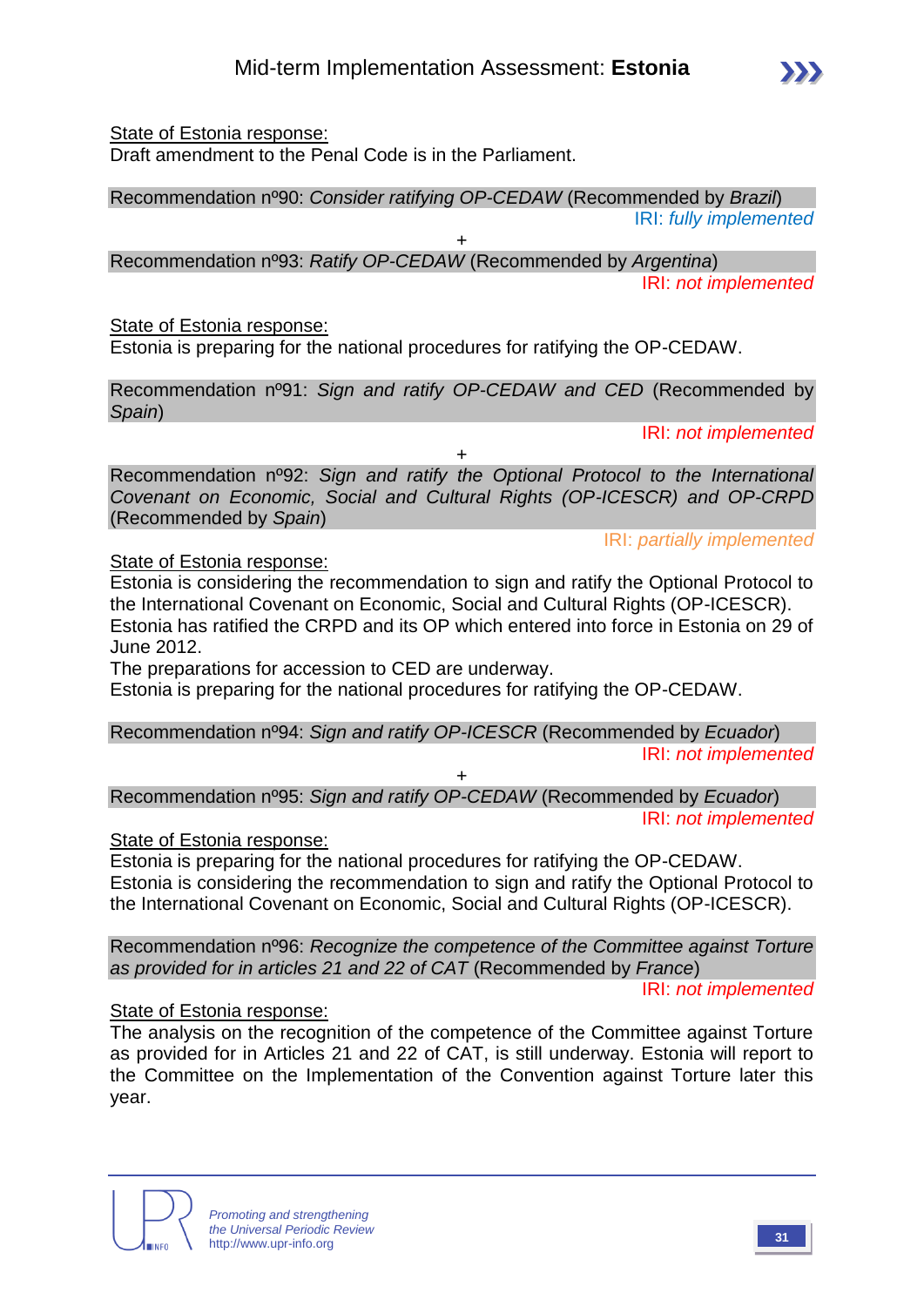<u>State of Estonia response:</u>
Draft amendment to the Penal Code is in the Parliament.

Recommendation nº90: *Consider ratifying OP-CEDAW* (Recommended by *Brazil*)

IRI: *fully implemented*

+

Recommendation nº93: *Ratify OP-CEDAW* (Recommended by *Argentina*)

IRI: *not implemented*

<u>State of Estonia response:</u>
Estonia is preparing for the national procedures for ratifying the OP-CEDAW.

Recommendation nº91: *Sign and ratify OP-CEDAW and CED* (Recommended by *Spain*)

IRI: *not implemented*

+

Recommendation nº92: *Sign and ratify the Optional Protocol to the International Covenant on Economic, Social and Cultural Rights (OP-ICESCR) and OP-CRPD* (Recommended by *Spain*)

IRI: *partially implemented*

<u>State of Estonia response:</u>
Estonia is considering the recommendation to sign and ratify the Optional Protocol to the International Covenant on Economic, Social and Cultural Rights (OP-ICESCR).
Estonia has ratified the CRPD and its OP which entered into force in Estonia on 29 of June 2012.
The preparations for accession to CED are underway.
Estonia is preparing for the national procedures for ratifying the OP-CEDAW.

Recommendation nº94: *Sign and ratify OP-ICESCR* (Recommended by *Ecuador*)

IRI: *not implemented*

+

Recommendation nº95: *Sign and ratify OP-CEDAW* (Recommended by *Ecuador*)

IRI: *not implemented*

<u>State of Estonia response:</u>
Estonia is preparing for the national procedures for ratifying the OP-CEDAW.
Estonia is considering the recommendation to sign and ratify the Optional Protocol to the International Covenant on Economic, Social and Cultural Rights (OP-ICESCR).

Recommendation nº96: *Recognize the competence of the Committee against Torture as provided for in articles 21 and 22 of CAT* (Recommended by *France*)

IRI: *not implemented*

<u>State of Estonia response:</u>
The analysis on the recognition of the competence of the Committee against Torture as provided for in Articles 21 and 22 of CAT, is still underway. Estonia will report to the Committee on the Implementation of the Convention against Torture later this year.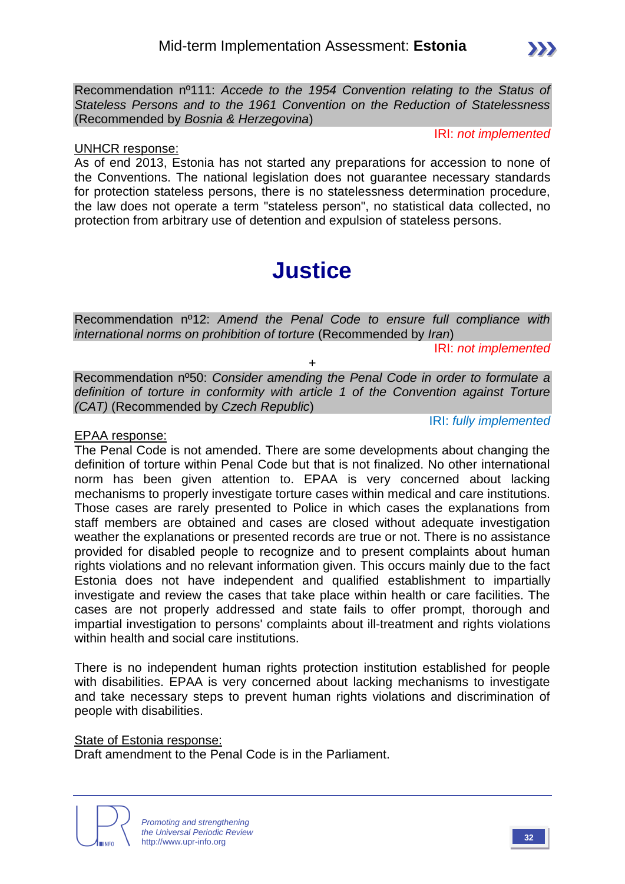Recommendation nº111: *Accede to the 1954 Convention relating to the Status of Stateless Persons and to the 1961 Convention on the Reduction of Statelessness* (Recommended by *Bosnia & Herzegovina*)

IRI: *not implemented*

UNHCR response:

As of end 2013, Estonia has not started any preparations for accession to none of the Conventions. The national legislation does not guarantee necessary standards for protection stateless persons, there is no statelessness determination procedure, the law does not operate a term "stateless person", no statistical data collected, no protection from arbitrary use of detention and expulsion of stateless persons.

# Justice

Recommendation nº12: *Amend the Penal Code to ensure full compliance with international norms on prohibition of torture* (Recommended by *Iran*)

IRI: *not implemented*

+

Recommendation nº50: *Consider amending the Penal Code in order to formulate a definition of torture in conformity with article 1 of the Convention against Torture (CAT)* (Recommended by *Czech Republic*)

IRI: *fully implemented*

EPAA response:

The Penal Code is not amended. There are some developments about changing the definition of torture within Penal Code but that is not finalized. No other international norm has been given attention to. EPAA is very concerned about lacking mechanisms to properly investigate torture cases within medical and care institutions. Those cases are rarely presented to Police in which cases the explanations from staff members are obtained and cases are closed without adequate investigation weather the explanations or presented records are true or not. There is no assistance provided for disabled people to recognize and to present complaints about human rights violations and no relevant information given. This occurs mainly due to the fact Estonia does not have independent and qualified establishment to impartially investigate and review the cases that take place within health or care facilities. The cases are not properly addressed and state fails to offer prompt, thorough and impartial investigation to persons' complaints about ill-treatment and rights violations within health and social care institutions.

There is no independent human rights protection institution established for people with disabilities. EPAA is very concerned about lacking mechanisms to investigate and take necessary steps to prevent human rights violations and discrimination of people with disabilities.

State of Estonia response:

Draft amendment to the Penal Code is in the Parliament.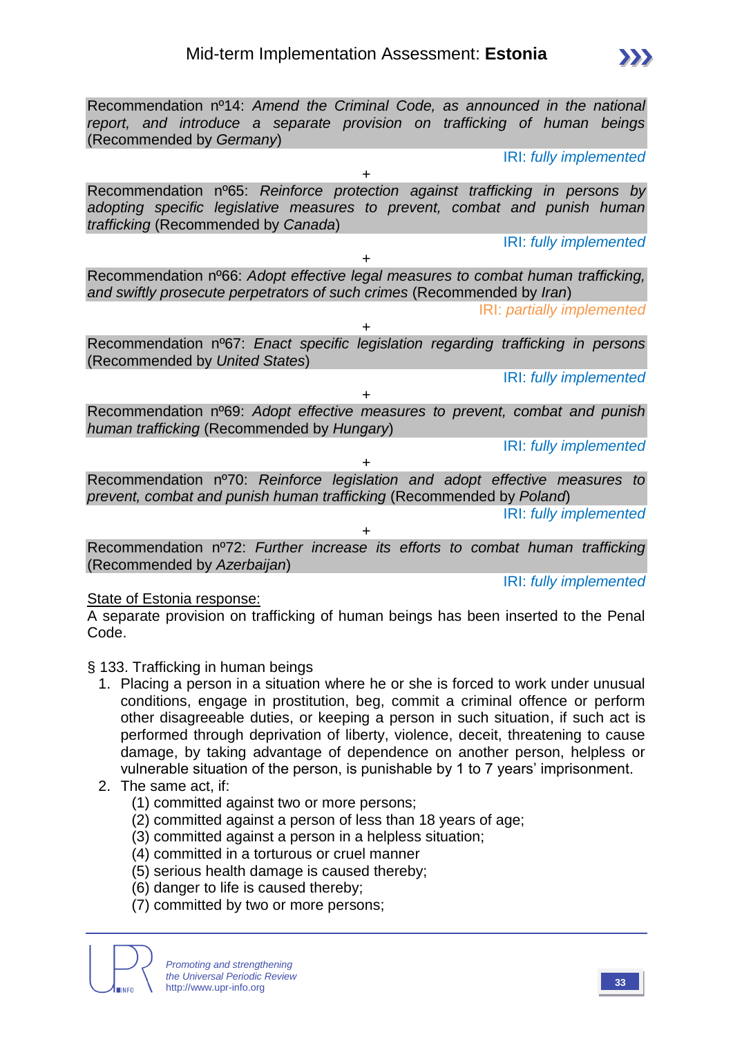Recommendation nº14: *Amend the Criminal Code, as announced in the national report, and introduce a separate provision on trafficking of human beings* (Recommended by *Germany*)

IRI: *fully implemented*

+

Recommendation nº65: *Reinforce protection against trafficking in persons by adopting specific legislative measures to prevent, combat and punish human trafficking* (Recommended by *Canada*)

IRI: *fully implemented*

+

Recommendation nº66: *Adopt effective legal measures to combat human trafficking, and swiftly prosecute perpetrators of such crimes* (Recommended by *Iran*)

IRI: *partially implemented*

+

Recommendation nº67: *Enact specific legislation regarding trafficking in persons* (Recommended by *United States*)

IRI: *fully implemented*

+

Recommendation nº69: *Adopt effective measures to prevent, combat and punish human trafficking* (Recommended by *Hungary*)

IRI: *fully implemented*

+

Recommendation nº70: *Reinforce legislation and adopt effective measures to prevent, combat and punish human trafficking* (Recommended by *Poland*)

IRI: *fully implemented*

+

Recommendation nº72: *Further increase its efforts to combat human trafficking* (Recommended by *Azerbaijan*)

IRI: *fully implemented*

State of Estonia response:

A separate provision on trafficking of human beings has been inserted to the Penal Code.

§ 133. Trafficking in human beings

1. Placing a person in a situation where he or she is forced to work under unusual conditions, engage in prostitution, beg, commit a criminal offence or perform other disagreeable duties, or keeping a person in such situation, if such act is performed through deprivation of liberty, violence, deceit, threatening to cause damage, by taking advantage of dependence on another person, helpless or vulnerable situation of the person, is punishable by 1 to 7 years' imprisonment.
2. The same act, if:
   (1) committed against two or more persons;
   (2) committed against a person of less than 18 years of age;
   (3) committed against a person in a helpless situation;
   (4) committed in a torturous or cruel manner
   (5) serious health damage is caused thereby;
   (6) danger to life is caused thereby;
   (7) committed by two or more persons;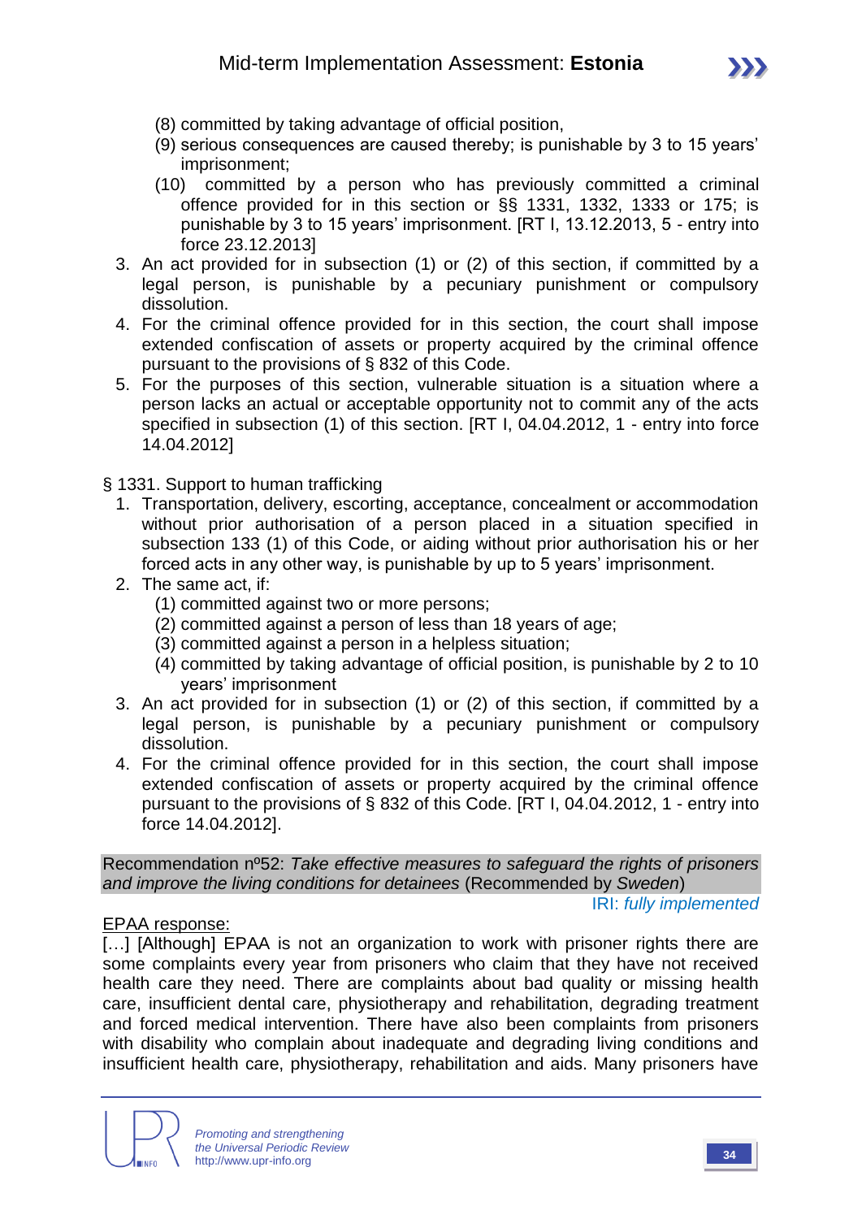(8) committed by taking advantage of official position,
(9) serious consequences are caused thereby; is punishable by 3 to 15 years' imprisonment;
(10) committed by a person who has previously committed a criminal offence provided for in this section or §§ 1331, 1332, 1333 or 175; is punishable by 3 to 15 years' imprisonment. [RT I, 13.12.2013, 5 - entry into force 23.12.2013]

3. An act provided for in subsection (1) or (2) of this section, if committed by a legal person, is punishable by a pecuniary punishment or compulsory dissolution.
4. For the criminal offence provided for in this section, the court shall impose extended confiscation of assets or property acquired by the criminal offence pursuant to the provisions of § 832 of this Code.
5. For the purposes of this section, vulnerable situation is a situation where a person lacks an actual or acceptable opportunity not to commit any of the acts specified in subsection (1) of this section. [RT I, 04.04.2012, 1 - entry into force 14.04.2012]

§ 1331. Support to human trafficking

1. Transportation, delivery, escorting, acceptance, concealment or accommodation without prior authorisation of a person placed in a situation specified in subsection 133 (1) of this Code, or aiding without prior authorisation his or her forced acts in any other way, is punishable by up to 5 years' imprisonment.
2. The same act, if:
   (1) committed against two or more persons;
   (2) committed against a person of less than 18 years of age;
   (3) committed against a person in a helpless situation;
   (4) committed by taking advantage of official position, is punishable by 2 to 10 years' imprisonment
3. An act provided for in subsection (1) or (2) of this section, if committed by a legal person, is punishable by a pecuniary punishment or compulsory dissolution.
4. For the criminal offence provided for in this section, the court shall impose extended confiscation of assets or property acquired by the criminal offence pursuant to the provisions of § 832 of this Code. [RT I, 04.04.2012, 1 - entry into force 14.04.2012].

Recommendation nº52: *Take effective measures to safeguard the rights of prisoners and improve the living conditions for detainees* (Recommended by *Sweden*)

IRI: *fully implemented*

EPAA response:

[…] [Although] EPAA is not an organization to work with prisoner rights there are some complaints every year from prisoners who claim that they have not received health care they need. There are complaints about bad quality or missing health care, insufficient dental care, physiotherapy and rehabilitation, degrading treatment and forced medical intervention. There have also been complaints from prisoners with disability who complain about inadequate and degrading living conditions and insufficient health care, physiotherapy, rehabilitation and aids. Many prisoners have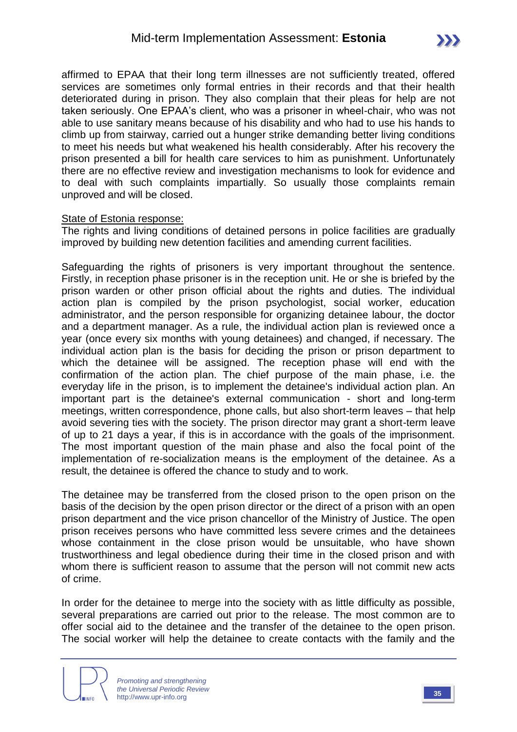affirmed to EPAA that their long term illnesses are not sufficiently treated, offered services are sometimes only formal entries in their records and that their health deteriorated during in prison. They also complain that their pleas for help are not taken seriously. One EPAA's client, who was a prisoner in wheel-chair, who was not able to use sanitary means because of his disability and who had to use his hands to climb up from stairway, carried out a hunger strike demanding better living conditions to meet his needs but what weakened his health considerably. After his recovery the prison presented a bill for health care services to him as punishment. Unfortunately there are no effective review and investigation mechanisms to look for evidence and to deal with such complaints impartially. So usually those complaints remain unproved and will be closed.

State of Estonia response:

The rights and living conditions of detained persons in police facilities are gradually improved by building new detention facilities and amending current facilities.

Safeguarding the rights of prisoners is very important throughout the sentence. Firstly, in reception phase prisoner is in the reception unit. He or she is briefed by the prison warden or other prison official about the rights and duties. The individual action plan is compiled by the prison psychologist, social worker, education administrator, and the person responsible for organizing detainee labour, the doctor and a department manager. As a rule, the individual action plan is reviewed once a year (once every six months with young detainees) and changed, if necessary. The individual action plan is the basis for deciding the prison or prison department to which the detainee will be assigned. The reception phase will end with the confirmation of the action plan. The chief purpose of the main phase, i.e. the everyday life in the prison, is to implement the detainee's individual action plan. An important part is the detainee's external communication - short and long-term meetings, written correspondence, phone calls, but also short-term leaves – that help avoid severing ties with the society. The prison director may grant a short-term leave of up to 21 days a year, if this is in accordance with the goals of the imprisonment. The most important question of the main phase and also the focal point of the implementation of re-socialization means is the employment of the detainee. As a result, the detainee is offered the chance to study and to work.

The detainee may be transferred from the closed prison to the open prison on the basis of the decision by the open prison director or the direct of a prison with an open prison department and the vice prison chancellor of the Ministry of Justice. The open prison receives persons who have committed less severe crimes and the detainees whose containment in the close prison would be unsuitable, who have shown trustworthiness and legal obedience during their time in the closed prison and with whom there is sufficient reason to assume that the person will not commit new acts of crime.

In order for the detainee to merge into the society with as little difficulty as possible, several preparations are carried out prior to the release. The most common are to offer social aid to the detainee and the transfer of the detainee to the open prison. The social worker will help the detainee to create contacts with the family and the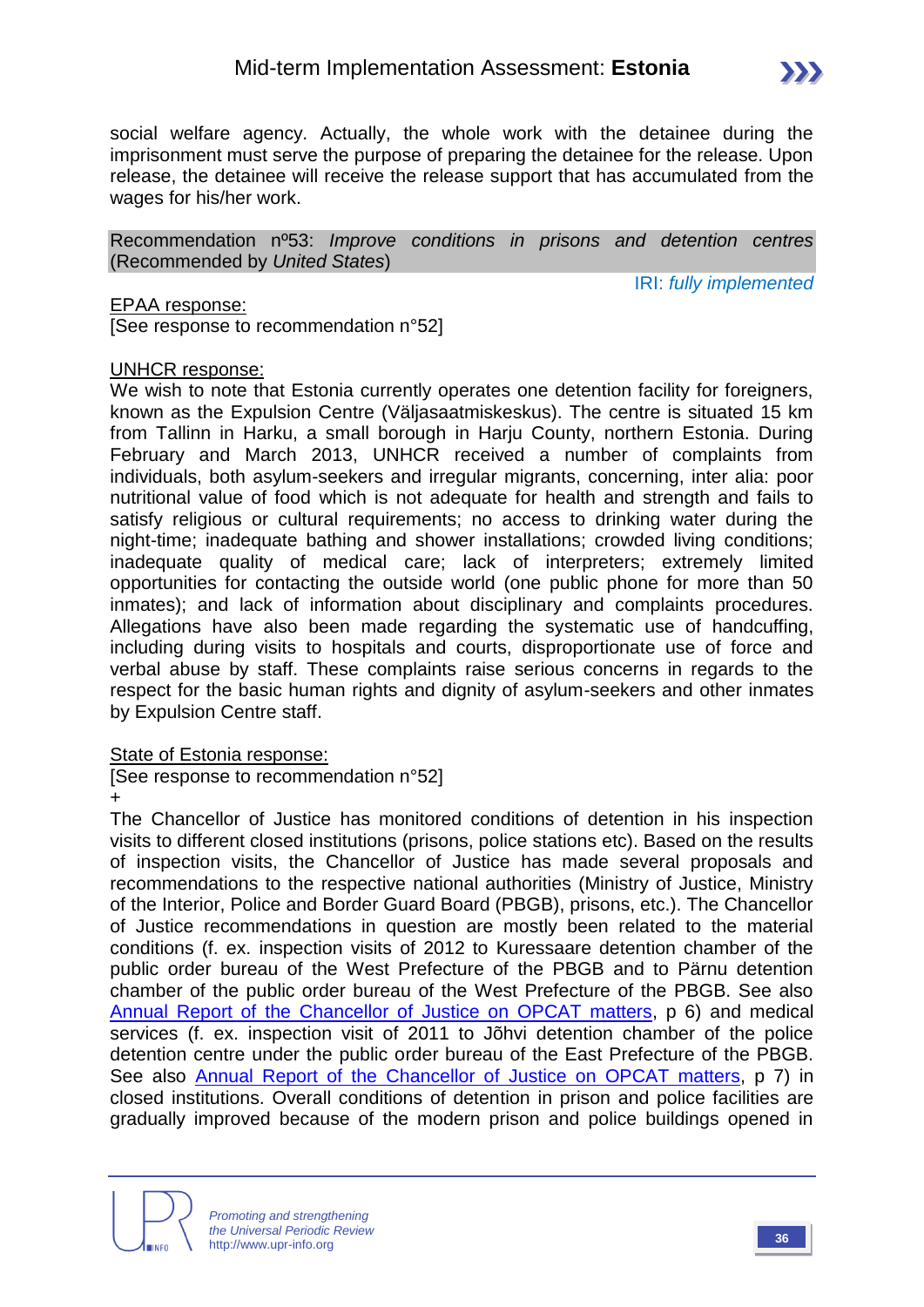social welfare agency. Actually, the whole work with the detainee during the imprisonment must serve the purpose of preparing the detainee for the release. Upon release, the detainee will receive the release support that has accumulated from the wages for his/her work.

Recommendation nº53: *Improve conditions in prisons and detention centres* (Recommended by *United States*)

IRI: *fully implemented*

EPAA response:
[See response to recommendation n°52]

UNHCR response:
We wish to note that Estonia currently operates one detention facility for foreigners, known as the Expulsion Centre (Väljasaatmiskeskus). The centre is situated 15 km from Tallinn in Harku, a small borough in Harju County, northern Estonia. During February and March 2013, UNHCR received a number of complaints from individuals, both asylum-seekers and irregular migrants, concerning, inter alia: poor nutritional value of food which is not adequate for health and strength and fails to satisfy religious or cultural requirements; no access to drinking water during the night-time; inadequate bathing and shower installations; crowded living conditions; inadequate quality of medical care; lack of interpreters; extremely limited opportunities for contacting the outside world (one public phone for more than 50 inmates); and lack of information about disciplinary and complaints procedures. Allegations have also been made regarding the systematic use of handcuffing, including during visits to hospitals and courts, disproportionate use of force and verbal abuse by staff. These complaints raise serious concerns in regards to the respect for the basic human rights and dignity of asylum-seekers and other inmates by Expulsion Centre staff.

State of Estonia response:
[See response to recommendation n°52]
+
The Chancellor of Justice has monitored conditions of detention in his inspection visits to different closed institutions (prisons, police stations etc). Based on the results of inspection visits, the Chancellor of Justice has made several proposals and recommendations to the respective national authorities (Ministry of Justice, Ministry of the Interior, Police and Border Guard Board (PBGB), prisons, etc.). The Chancellor of Justice recommendations in question are mostly been related to the material conditions (f. ex. inspection visits of 2012 to Kuressaare detention chamber of the public order bureau of the West Prefecture of the PBGB and to Pärnu detention chamber of the public order bureau of the West Prefecture of the PBGB. See also Annual Report of the Chancellor of Justice on OPCAT matters, p 6) and medical services (f. ex. inspection visit of 2011 to Jõhvi detention chamber of the police detention centre under the public order bureau of the East Prefecture of the PBGB. See also Annual Report of the Chancellor of Justice on OPCAT matters, p 7) in closed institutions. Overall conditions of detention in prison and police facilities are gradually improved because of the modern prison and police buildings opened in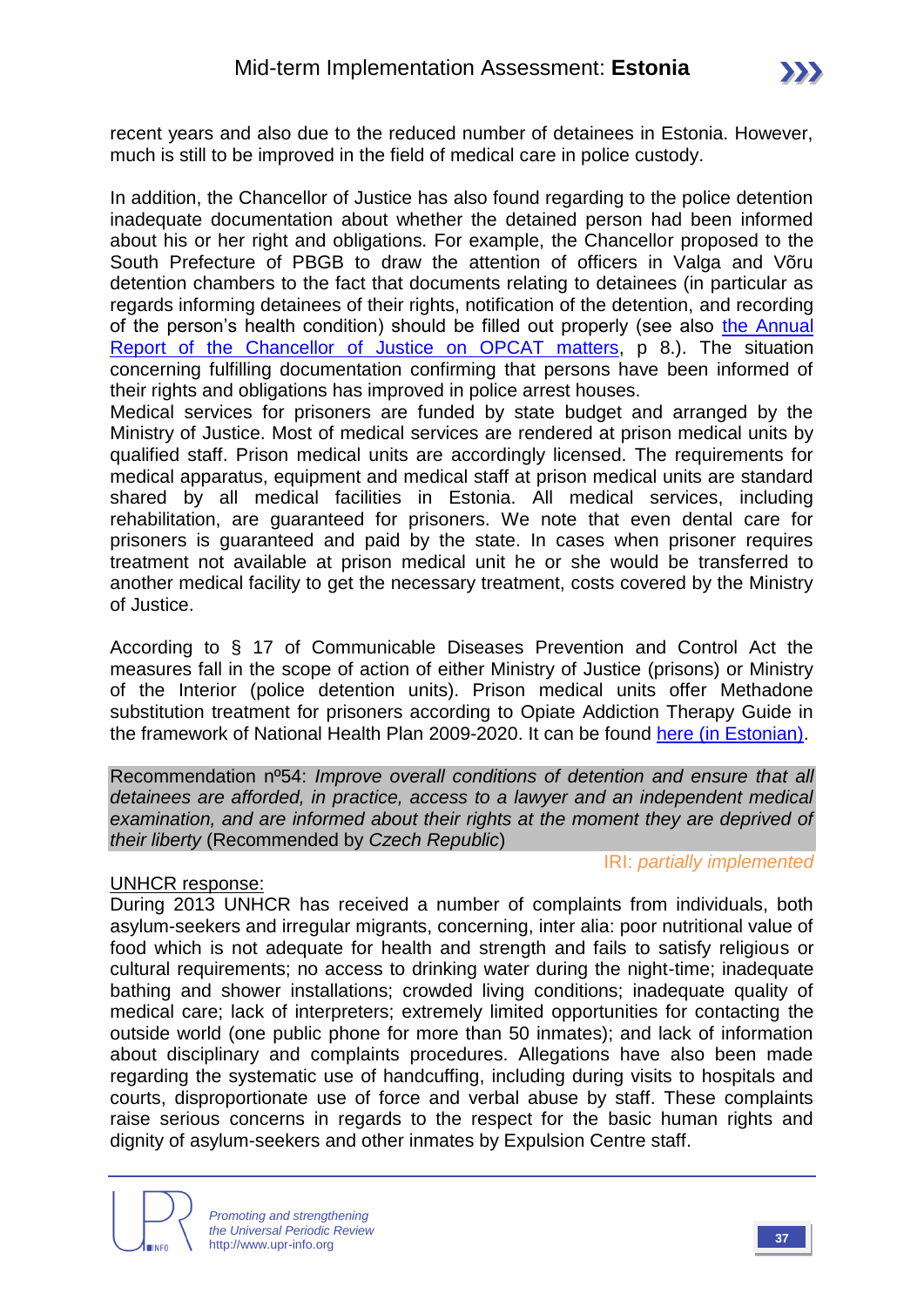recent years and also due to the reduced number of detainees in Estonia. However, much is still to be improved in the field of medical care in police custody.

In addition, the Chancellor of Justice has also found regarding to the police detention inadequate documentation about whether the detained person had been informed about his or her right and obligations. For example, the Chancellor proposed to the South Prefecture of PBGB to draw the attention of officers in Valga and Võru detention chambers to the fact that documents relating to detainees (in particular as regards informing detainees of their rights, notification of the detention, and recording of the person's health condition) should be filled out properly (see also the Annual Report of the Chancellor of Justice on OPCAT matters, p 8.). The situation concerning fulfilling documentation confirming that persons have been informed of their rights and obligations has improved in police arrest houses.
Medical services for prisoners are funded by state budget and arranged by the Ministry of Justice. Most of medical services are rendered at prison medical units by qualified staff. Prison medical units are accordingly licensed. The requirements for medical apparatus, equipment and medical staff at prison medical units are standard shared by all medical facilities in Estonia. All medical services, including rehabilitation, are guaranteed for prisoners. We note that even dental care for prisoners is guaranteed and paid by the state. In cases when prisoner requires treatment not available at prison medical unit he or she would be transferred to another medical facility to get the necessary treatment, costs covered by the Ministry of Justice.

According to § 17 of Communicable Diseases Prevention and Control Act the measures fall in the scope of action of either Ministry of Justice (prisons) or Ministry of the Interior (police detention units). Prison medical units offer Methadone substitution treatment for prisoners according to Opiate Addiction Therapy Guide in the framework of National Health Plan 2009-2020. It can be found here (in Estonian).

Recommendation nº54: *Improve overall conditions of detention and ensure that all detainees are afforded, in practice, access to a lawyer and an independent medical examination, and are informed about their rights at the moment they are deprived of their liberty* (Recommended by *Czech Republic*)

IRI: *partially implemented*

UNHCR response:
During 2013 UNHCR has received a number of complaints from individuals, both asylum-seekers and irregular migrants, concerning, inter alia: poor nutritional value of food which is not adequate for health and strength and fails to satisfy religious or cultural requirements; no access to drinking water during the night-time; inadequate bathing and shower installations; crowded living conditions; inadequate quality of medical care; lack of interpreters; extremely limited opportunities for contacting the outside world (one public phone for more than 50 inmates); and lack of information about disciplinary and complaints procedures. Allegations have also been made regarding the systematic use of handcuffing, including during visits to hospitals and courts, disproportionate use of force and verbal abuse by staff. These complaints raise serious concerns in regards to the respect for the basic human rights and dignity of asylum-seekers and other inmates by Expulsion Centre staff.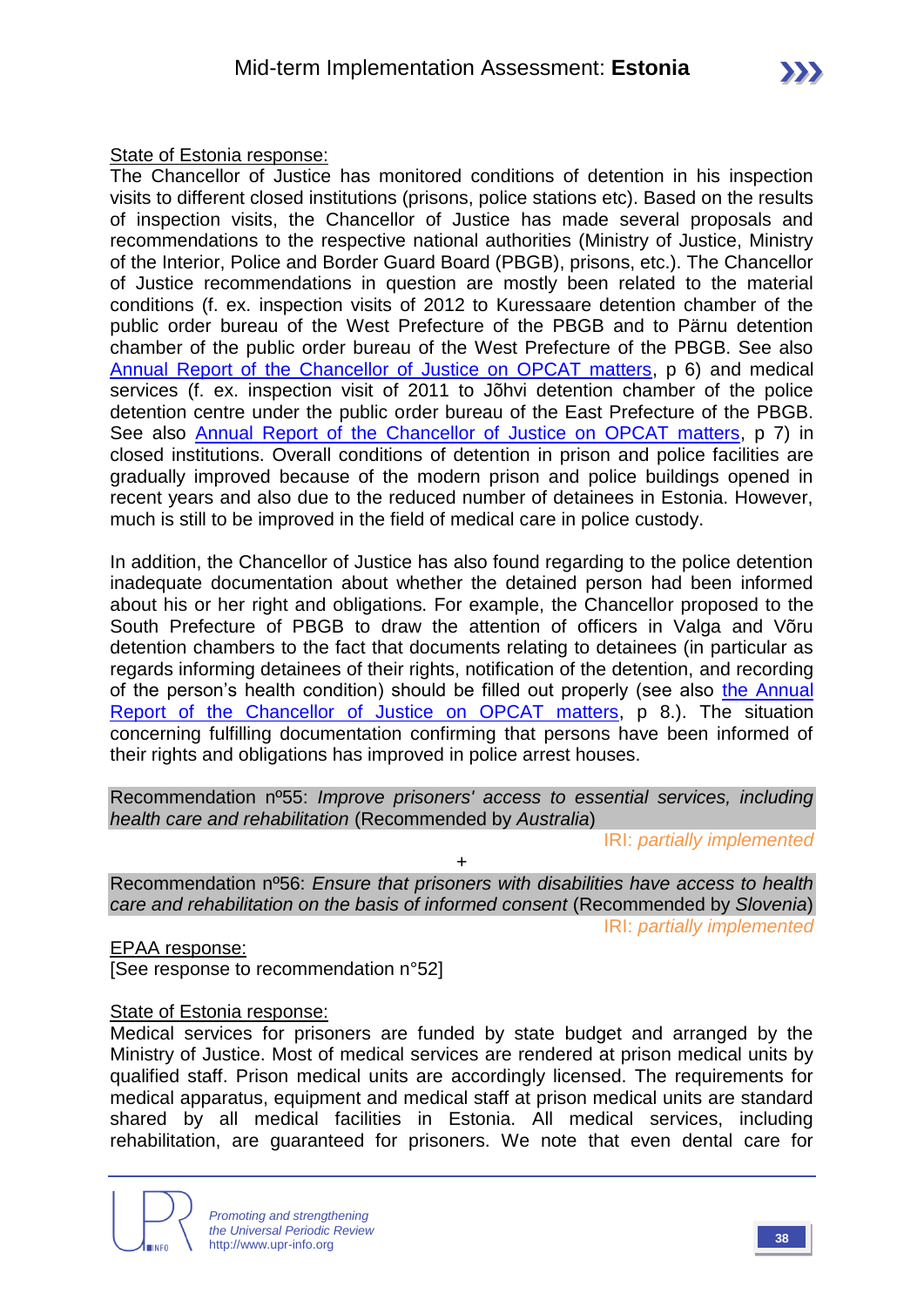State of Estonia response:

The Chancellor of Justice has monitored conditions of detention in his inspection visits to different closed institutions (prisons, police stations etc). Based on the results of inspection visits, the Chancellor of Justice has made several proposals and recommendations to the respective national authorities (Ministry of Justice, Ministry of the Interior, Police and Border Guard Board (PBGB), prisons, etc.). The Chancellor of Justice recommendations in question are mostly been related to the material conditions (f. ex. inspection visits of 2012 to Kuressaare detention chamber of the public order bureau of the West Prefecture of the PBGB and to Pärnu detention chamber of the public order bureau of the West Prefecture of the PBGB. See also Annual Report of the Chancellor of Justice on OPCAT matters, p 6) and medical services (f. ex. inspection visit of 2011 to Jõhvi detention chamber of the police detention centre under the public order bureau of the East Prefecture of the PBGB. See also Annual Report of the Chancellor of Justice on OPCAT matters, p 7) in closed institutions. Overall conditions of detention in prison and police facilities are gradually improved because of the modern prison and police buildings opened in recent years and also due to the reduced number of detainees in Estonia. However, much is still to be improved in the field of medical care in police custody.

In addition, the Chancellor of Justice has also found regarding to the police detention inadequate documentation about whether the detained person had been informed about his or her right and obligations. For example, the Chancellor proposed to the South Prefecture of PBGB to draw the attention of officers in Valga and Võru detention chambers to the fact that documents relating to detainees (in particular as regards informing detainees of their rights, notification of the detention, and recording of the person's health condition) should be filled out properly (see also the Annual Report of the Chancellor of Justice on OPCAT matters, p 8.). The situation concerning fulfilling documentation confirming that persons have been informed of their rights and obligations has improved in police arrest houses.

Recommendation nº55: *Improve prisoners' access to essential services, including health care and rehabilitation* (Recommended by *Australia*)

IRI: *partially implemented*

+

Recommendation nº56: *Ensure that prisoners with disabilities have access to health care and rehabilitation on the basis of informed consent* (Recommended by *Slovenia*)

IRI: *partially implemented*

EPAA response:

[See response to recommendation n°52]

State of Estonia response:

Medical services for prisoners are funded by state budget and arranged by the Ministry of Justice. Most of medical services are rendered at prison medical units by qualified staff. Prison medical units are accordingly licensed. The requirements for medical apparatus, equipment and medical staff at prison medical units are standard shared by all medical facilities in Estonia. All medical services, including rehabilitation, are guaranteed for prisoners. We note that even dental care for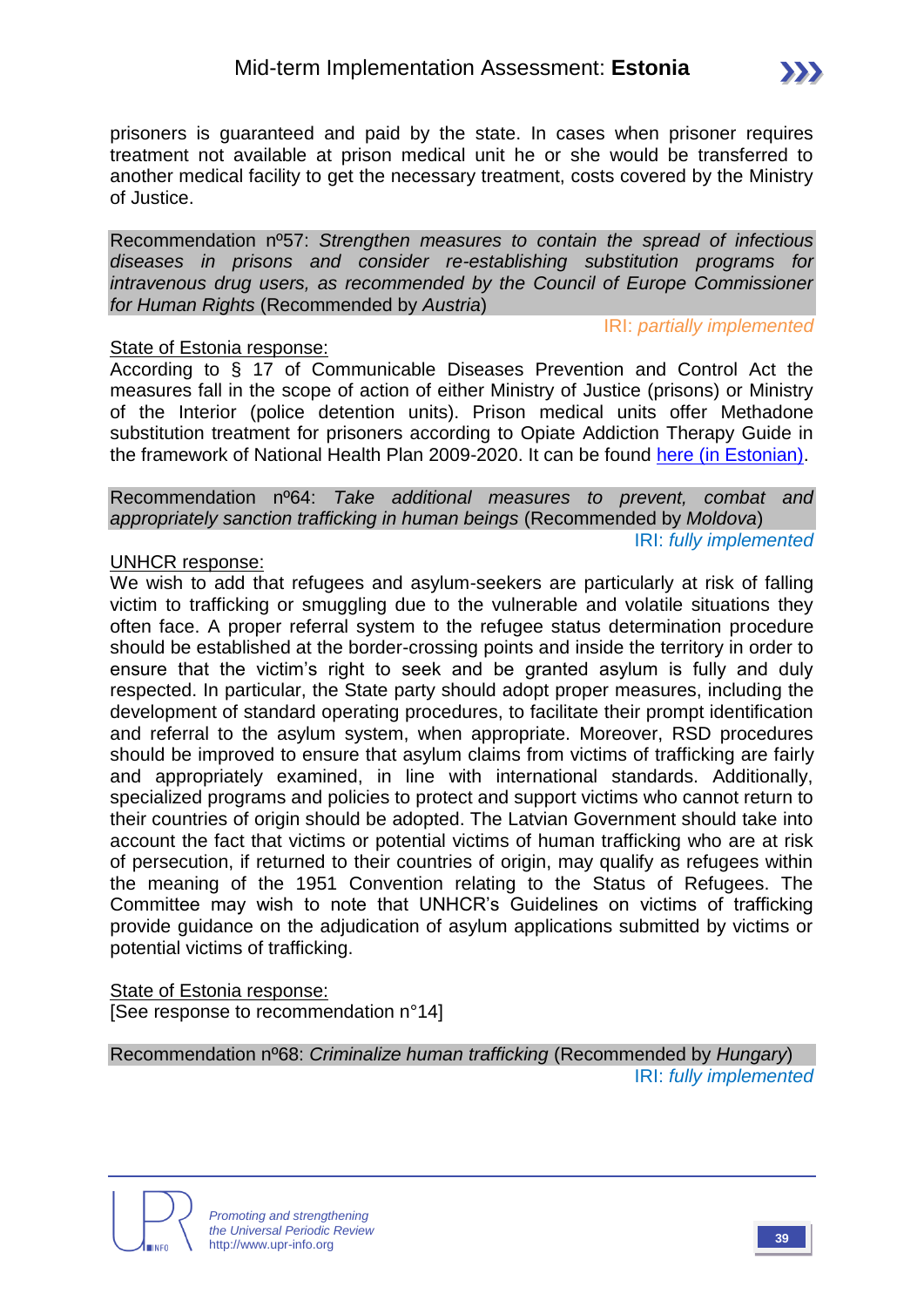prisoners is guaranteed and paid by the state. In cases when prisoner requires treatment not available at prison medical unit he or she would be transferred to another medical facility to get the necessary treatment, costs covered by the Ministry of Justice.

Recommendation nº57: *Strengthen measures to contain the spread of infectious diseases in prisons and consider re-establishing substitution programs for intravenous drug users, as recommended by the Council of Europe Commissioner for Human Rights* (Recommended by *Austria*)

IRI: *partially implemented*

State of Estonia response:

According to § 17 of Communicable Diseases Prevention and Control Act the measures fall in the scope of action of either Ministry of Justice (prisons) or Ministry of the Interior (police detention units). Prison medical units offer Methadone substitution treatment for prisoners according to Opiate Addiction Therapy Guide in the framework of National Health Plan 2009-2020. It can be found here (in Estonian).

Recommendation nº64: *Take additional measures to prevent, combat and appropriately sanction trafficking in human beings* (Recommended by *Moldova*)

IRI: *fully implemented*

UNHCR response:

We wish to add that refugees and asylum-seekers are particularly at risk of falling victim to trafficking or smuggling due to the vulnerable and volatile situations they often face. A proper referral system to the refugee status determination procedure should be established at the border-crossing points and inside the territory in order to ensure that the victim's right to seek and be granted asylum is fully and duly respected. In particular, the State party should adopt proper measures, including the development of standard operating procedures, to facilitate their prompt identification and referral to the asylum system, when appropriate. Moreover, RSD procedures should be improved to ensure that asylum claims from victims of trafficking are fairly and appropriately examined, in line with international standards. Additionally, specialized programs and policies to protect and support victims who cannot return to their countries of origin should be adopted. The Latvian Government should take into account the fact that victims or potential victims of human trafficking who are at risk of persecution, if returned to their countries of origin, may qualify as refugees within the meaning of the 1951 Convention relating to the Status of Refugees. The Committee may wish to note that UNHCR's Guidelines on victims of trafficking provide guidance on the adjudication of asylum applications submitted by victims or potential victims of trafficking.

State of Estonia response:

[See response to recommendation n°14]

Recommendation nº68: *Criminalize human trafficking* (Recommended by *Hungary*)

IRI: *fully implemented*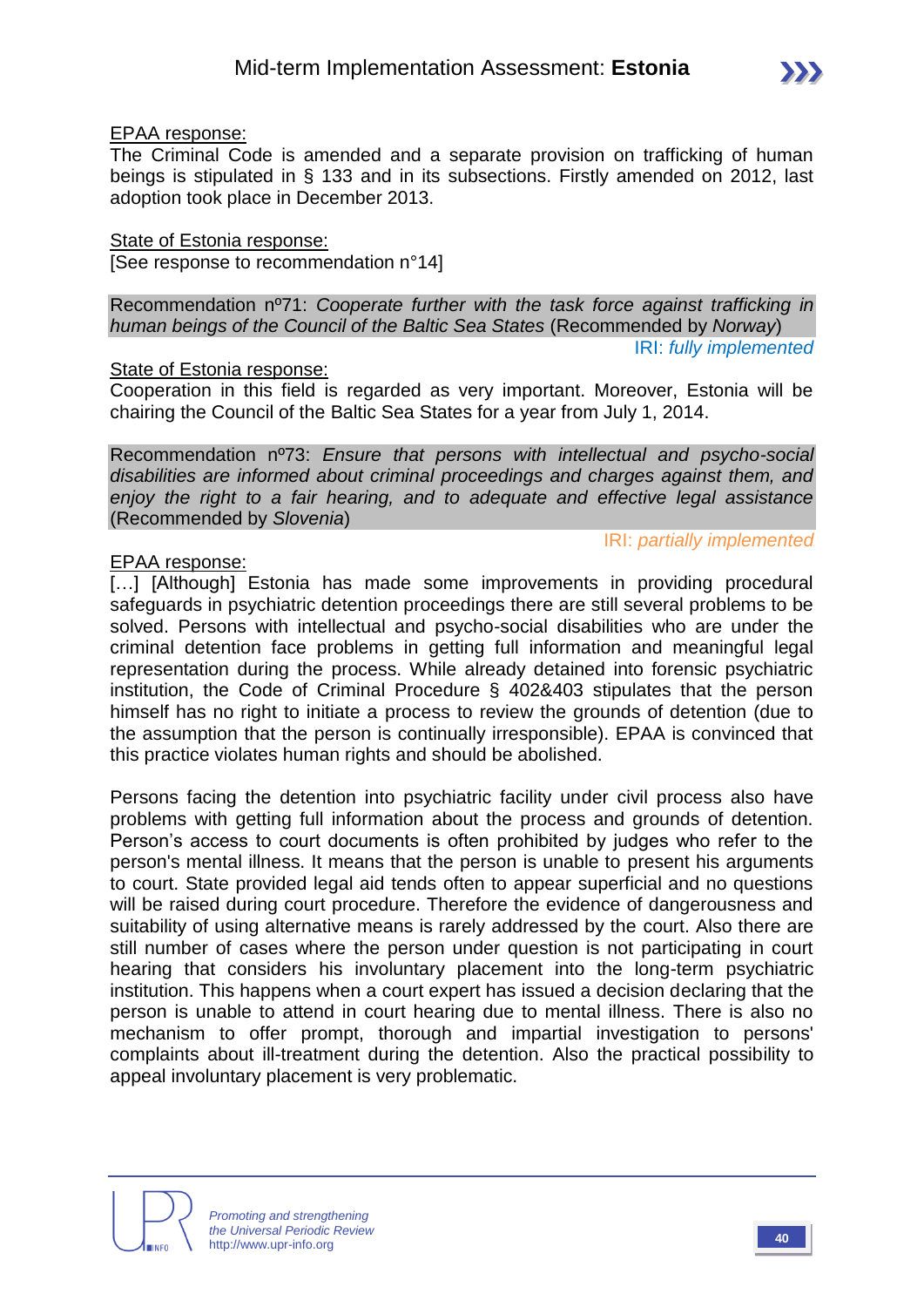<u>EPAA response:</u>
The Criminal Code is amended and a separate provision on trafficking of human beings is stipulated in § 133 and in its subsections. Firstly amended on 2012, last adoption took place in December 2013.

<u>State of Estonia response:</u>
[See response to recommendation n°14]

Recommendation nº71: *Cooperate further with the task force against trafficking in human beings of the Council of the Baltic Sea States* (Recommended by *Norway*)

IRI: *fully implemented*

<u>State of Estonia response:</u>
Cooperation in this field is regarded as very important. Moreover, Estonia will be chairing the Council of the Baltic Sea States for a year from July 1, 2014.

Recommendation nº73: *Ensure that persons with intellectual and psycho-social disabilities are informed about criminal proceedings and charges against them, and enjoy the right to a fair hearing, and to adequate and effective legal assistance* (Recommended by *Slovenia*)

IRI: *partially implemented*

<u>EPAA response:</u>
[…] [Although] Estonia has made some improvements in providing procedural safeguards in psychiatric detention proceedings there are still several problems to be solved. Persons with intellectual and psycho-social disabilities who are under the criminal detention face problems in getting full information and meaningful legal representation during the process. While already detained into forensic psychiatric institution, the Code of Criminal Procedure § 402&403 stipulates that the person himself has no right to initiate a process to review the grounds of detention (due to the assumption that the person is continually irresponsible). EPAA is convinced that this practice violates human rights and should be abolished.

Persons facing the detention into psychiatric facility under civil process also have problems with getting full information about the process and grounds of detention. Person's access to court documents is often prohibited by judges who refer to the person's mental illness. It means that the person is unable to present his arguments to court. State provided legal aid tends often to appear superficial and no questions will be raised during court procedure. Therefore the evidence of dangerousness and suitability of using alternative means is rarely addressed by the court. Also there are still number of cases where the person under question is not participating in court hearing that considers his involuntary placement into the long-term psychiatric institution. This happens when a court expert has issued a decision declaring that the person is unable to attend in court hearing due to mental illness. There is also no mechanism to offer prompt, thorough and impartial investigation to persons' complaints about ill-treatment during the detention. Also the practical possibility to appeal involuntary placement is very problematic.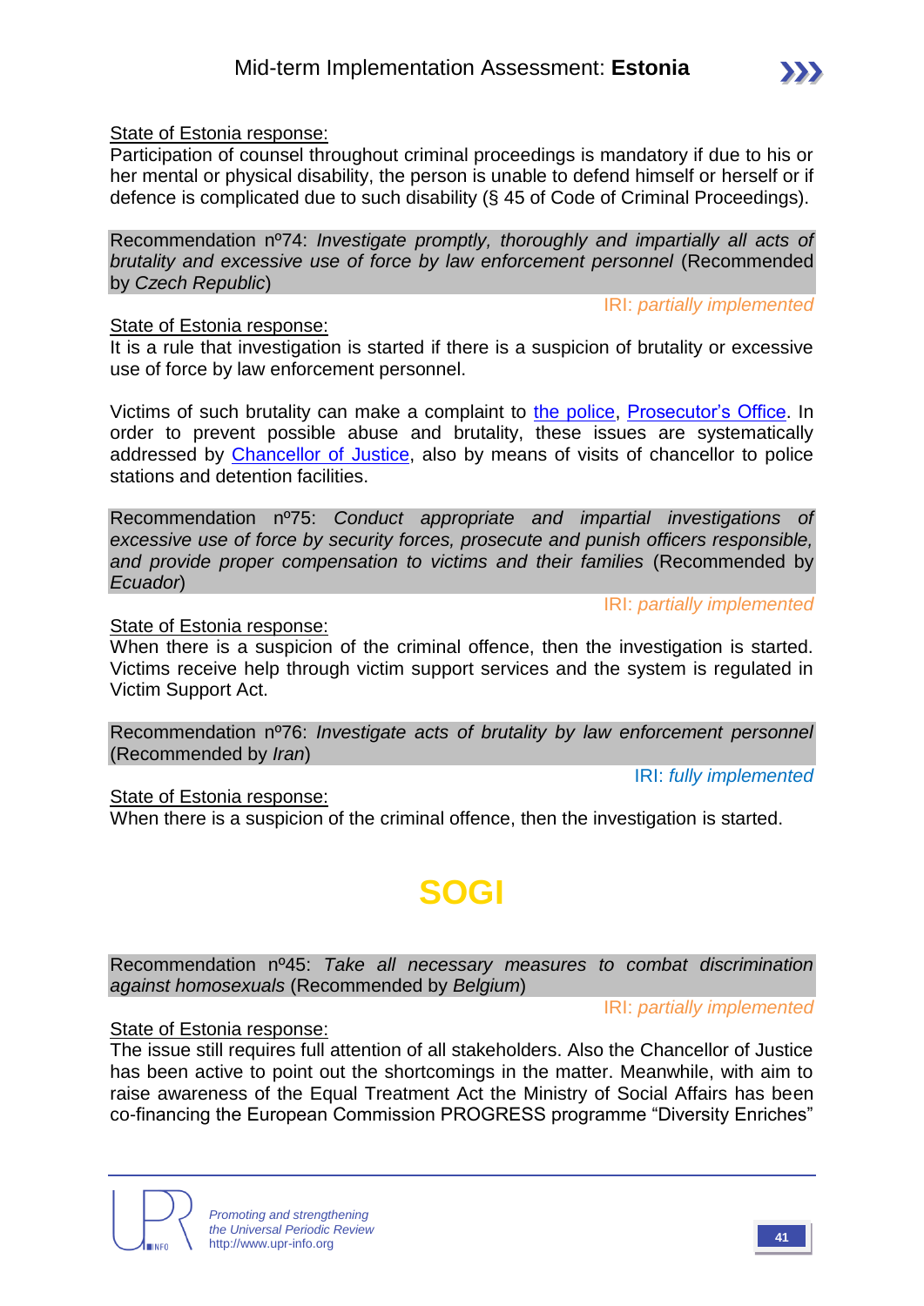State of Estonia response:
Participation of counsel throughout criminal proceedings is mandatory if due to his or her mental or physical disability, the person is unable to defend himself or herself or if defence is complicated due to such disability (§ 45 of Code of Criminal Proceedings).

Recommendation nº74: *Investigate promptly, thoroughly and impartially all acts of brutality and excessive use of force by law enforcement personnel* (Recommended by *Czech Republic*)

IRI: *partially implemented*

State of Estonia response:
It is a rule that investigation is started if there is a suspicion of brutality or excessive use of force by law enforcement personnel.

Victims of such brutality can make a complaint to the police, Prosecutor's Office. In order to prevent possible abuse and brutality, these issues are systematically addressed by Chancellor of Justice, also by means of visits of chancellor to police stations and detention facilities.

Recommendation nº75: *Conduct appropriate and impartial investigations of excessive use of force by security forces, prosecute and punish officers responsible, and provide proper compensation to victims and their families* (Recommended by *Ecuador*)

IRI: *partially implemented*

State of Estonia response:
When there is a suspicion of the criminal offence, then the investigation is started. Victims receive help through victim support services and the system is regulated in Victim Support Act.

Recommendation nº76: *Investigate acts of brutality by law enforcement personnel* (Recommended by *Iran*)

IRI: *fully implemented*

State of Estonia response:
When there is a suspicion of the criminal offence, then the investigation is started.

# SOGI

Recommendation nº45: *Take all necessary measures to combat discrimination against homosexuals* (Recommended by *Belgium*)

IRI: *partially implemented*

State of Estonia response:
The issue still requires full attention of all stakeholders. Also the Chancellor of Justice has been active to point out the shortcomings in the matter. Meanwhile, with aim to raise awareness of the Equal Treatment Act the Ministry of Social Affairs has been co-financing the European Commission PROGRESS programme "Diversity Enriches"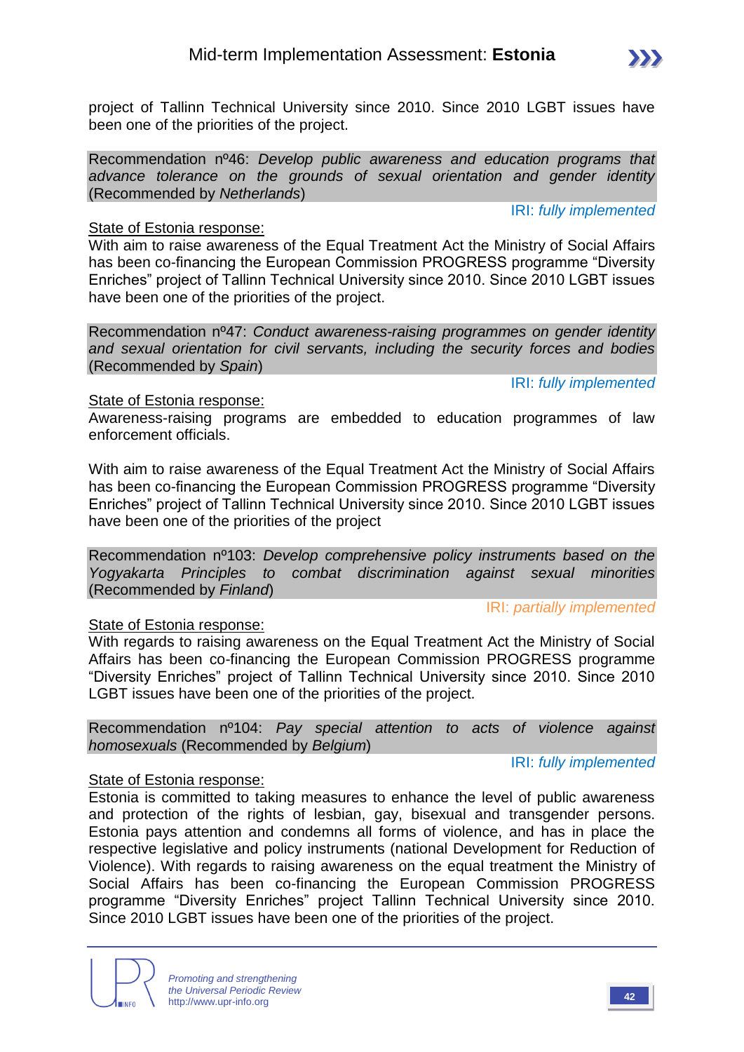project of Tallinn Technical University since 2010. Since 2010 LGBT issues have been one of the priorities of the project.

Recommendation nº46: *Develop public awareness and education programs that advance tolerance on the grounds of sexual orientation and gender identity* (Recommended by *Netherlands*)

IRI: *fully implemented*

State of Estonia response:
With aim to raise awareness of the Equal Treatment Act the Ministry of Social Affairs has been co-financing the European Commission PROGRESS programme "Diversity Enriches" project of Tallinn Technical University since 2010. Since 2010 LGBT issues have been one of the priorities of the project.

Recommendation nº47: *Conduct awareness-raising programmes on gender identity and sexual orientation for civil servants, including the security forces and bodies* (Recommended by *Spain*)

IRI: *fully implemented*

State of Estonia response:
Awareness-raising programs are embedded to education programmes of law enforcement officials.

With aim to raise awareness of the Equal Treatment Act the Ministry of Social Affairs has been co-financing the European Commission PROGRESS programme "Diversity Enriches" project of Tallinn Technical University since 2010. Since 2010 LGBT issues have been one of the priorities of the project

Recommendation nº103: *Develop comprehensive policy instruments based on the Yogyakarta Principles to combat discrimination against sexual minorities* (Recommended by *Finland*)

IRI: *partially implemented*

State of Estonia response:
With regards to raising awareness on the Equal Treatment Act the Ministry of Social Affairs has been co-financing the European Commission PROGRESS programme "Diversity Enriches" project of Tallinn Technical University since 2010. Since 2010 LGBT issues have been one of the priorities of the project.

Recommendation nº104: *Pay special attention to acts of violence against homosexuals* (Recommended by *Belgium*)

IRI: *fully implemented*

State of Estonia response:
Estonia is committed to taking measures to enhance the level of public awareness and protection of the rights of lesbian, gay, bisexual and transgender persons. Estonia pays attention and condemns all forms of violence, and has in place the respective legislative and policy instruments (national Development for Reduction of Violence). With regards to raising awareness on the equal treatment the Ministry of Social Affairs has been co-financing the European Commission PROGRESS programme "Diversity Enriches" project Tallinn Technical University since 2010. Since 2010 LGBT issues have been one of the priorities of the project.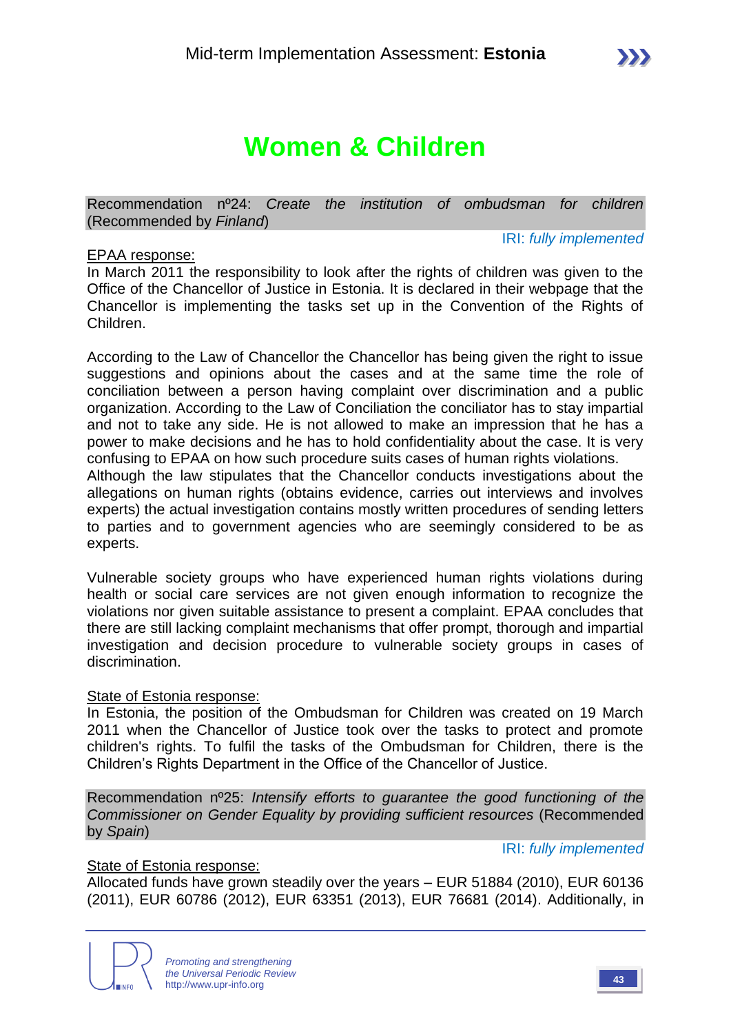# Women & Children

Recommendation nº24: *Create the institution of ombudsman for children* (Recommended by *Finland*)

IRI: *fully implemented*

EPAA response:

In March 2011 the responsibility to look after the rights of children was given to the Office of the Chancellor of Justice in Estonia. It is declared in their webpage that the Chancellor is implementing the tasks set up in the Convention of the Rights of Children.

According to the Law of Chancellor the Chancellor has being given the right to issue suggestions and opinions about the cases and at the same time the role of conciliation between a person having complaint over discrimination and a public organization. According to the Law of Conciliation the conciliator has to stay impartial and not to take any side. He is not allowed to make an impression that he has a power to make decisions and he has to hold confidentiality about the case. It is very confusing to EPAA on how such procedure suits cases of human rights violations.

Although the law stipulates that the Chancellor conducts investigations about the allegations on human rights (obtains evidence, carries out interviews and involves experts) the actual investigation contains mostly written procedures of sending letters to parties and to government agencies who are seemingly considered to be as experts.

Vulnerable society groups who have experienced human rights violations during health or social care services are not given enough information to recognize the violations nor given suitable assistance to present a complaint. EPAA concludes that there are still lacking complaint mechanisms that offer prompt, thorough and impartial investigation and decision procedure to vulnerable society groups in cases of discrimination.

State of Estonia response:

In Estonia, the position of the Ombudsman for Children was created on 19 March 2011 when the Chancellor of Justice took over the tasks to protect and promote children's rights. To fulfil the tasks of the Ombudsman for Children, there is the Children's Rights Department in the Office of the Chancellor of Justice.

Recommendation nº25: *Intensify efforts to guarantee the good functioning of the Commissioner on Gender Equality by providing sufficient resources* (Recommended by *Spain*)

IRI: *fully implemented*

State of Estonia response:

Allocated funds have grown steadily over the years – EUR 51884 (2010), EUR 60136 (2011), EUR 60786 (2012), EUR 63351 (2013), EUR 76681 (2014). Additionally, in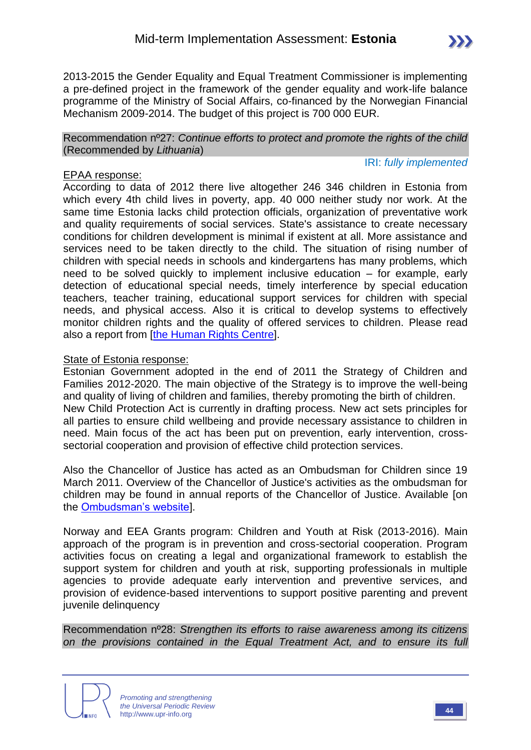2013-2015 the Gender Equality and Equal Treatment Commissioner is implementing a pre-defined project in the framework of the gender equality and work-life balance programme of the Ministry of Social Affairs, co-financed by the Norwegian Financial Mechanism 2009-2014. The budget of this project is 700 000 EUR.

Recommendation nº27: *Continue efforts to protect and promote the rights of the child* (Recommended by *Lithuania*)

IRI: *fully implemented*

EPAA response:
According to data of 2012 there live altogether 246 346 children in Estonia from which every 4th child lives in poverty, app. 40 000 neither study nor work. At the same time Estonia lacks child protection officials, organization of preventative work and quality requirements of social services. State's assistance to create necessary conditions for children development is minimal if existent at all. More assistance and services need to be taken directly to the child. The situation of rising number of children with special needs in schools and kindergartens has many problems, which need to be solved quickly to implement inclusive education – for example, early detection of educational special needs, timely interference by special education teachers, teacher training, educational support services for children with special needs, and physical access. Also it is critical to develop systems to effectively monitor children rights and the quality of offered services to children. Please read also a report from [the Human Rights Centre].

State of Estonia response:
Estonian Government adopted in the end of 2011 the Strategy of Children and Families 2012-2020. The main objective of the Strategy is to improve the well-being and quality of living of children and families, thereby promoting the birth of children.
New Child Protection Act is currently in drafting process. New act sets principles for all parties to ensure child wellbeing and provide necessary assistance to children in need. Main focus of the act has been put on prevention, early intervention, cross-sectorial cooperation and provision of effective child protection services.

Also the Chancellor of Justice has acted as an Ombudsman for Children since 19 March 2011. Overview of the Chancellor of Justice's activities as the ombudsman for children may be found in annual reports of the Chancellor of Justice. Available [on the Ombudsman's website].

Norway and EEA Grants program: Children and Youth at Risk (2013-2016). Main approach of the program is in prevention and cross-sectorial cooperation. Program activities focus on creating a legal and organizational framework to establish the support system for children and youth at risk, supporting professionals in multiple agencies to provide adequate early intervention and preventive services, and provision of evidence-based interventions to support positive parenting and prevent juvenile delinquency

Recommendation nº28: *Strengthen its efforts to raise awareness among its citizens on the provisions contained in the Equal Treatment Act, and to ensure its full*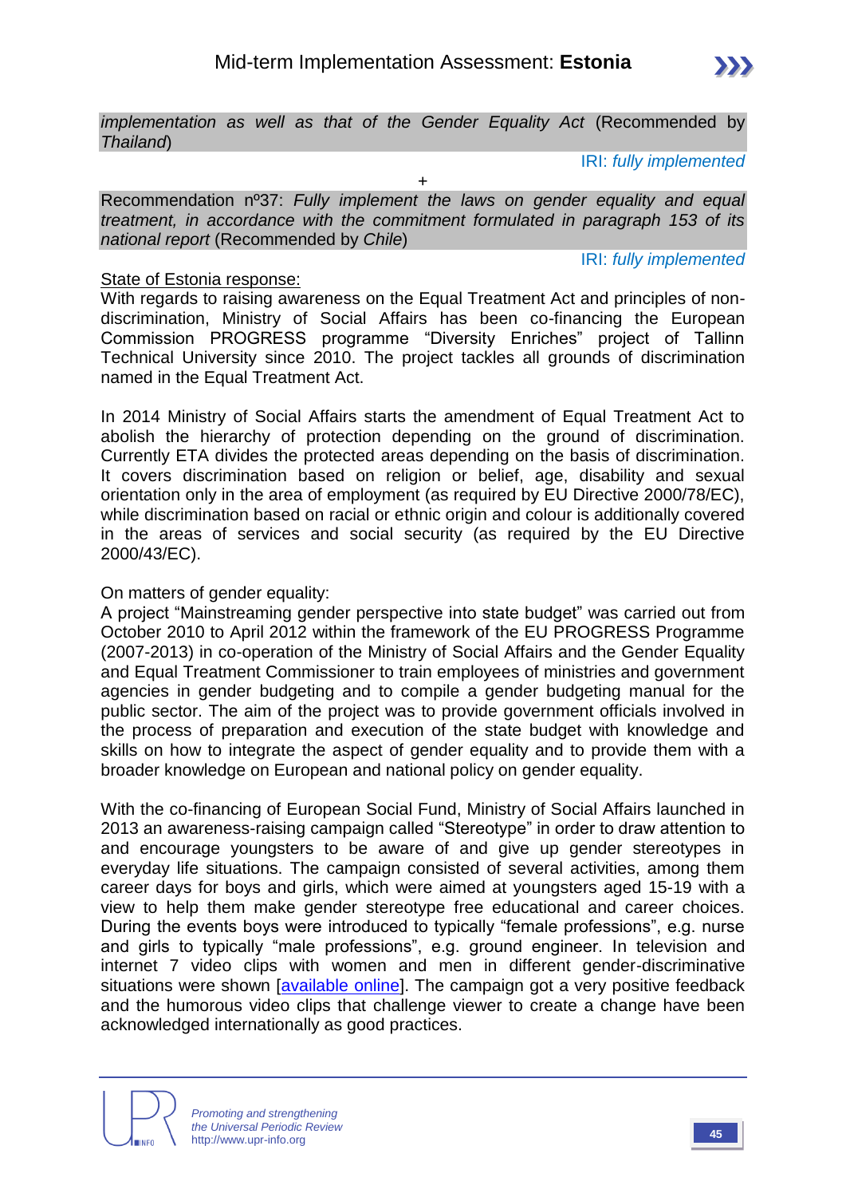*implementation as well as that of the Gender Equality Act* (Recommended by *Thailand*)

IRI: *fully implemented*

+

Recommendation nº37: *Fully implement the laws on gender equality and equal treatment, in accordance with the commitment formulated in paragraph 153 of its national report* (Recommended by *Chile*)

IRI: *fully implemented*

State of Estonia response:

With regards to raising awareness on the Equal Treatment Act and principles of non-discrimination, Ministry of Social Affairs has been co-financing the European Commission PROGRESS programme "Diversity Enriches" project of Tallinn Technical University since 2010. The project tackles all grounds of discrimination named in the Equal Treatment Act.

In 2014 Ministry of Social Affairs starts the amendment of Equal Treatment Act to abolish the hierarchy of protection depending on the ground of discrimination. Currently ETA divides the protected areas depending on the basis of discrimination. It covers discrimination based on religion or belief, age, disability and sexual orientation only in the area of employment (as required by EU Directive 2000/78/EC), while discrimination based on racial or ethnic origin and colour is additionally covered in the areas of services and social security (as required by the EU Directive 2000/43/EC).

On matters of gender equality:

A project "Mainstreaming gender perspective into state budget" was carried out from October 2010 to April 2012 within the framework of the EU PROGRESS Programme (2007-2013) in co-operation of the Ministry of Social Affairs and the Gender Equality and Equal Treatment Commissioner to train employees of ministries and government agencies in gender budgeting and to compile a gender budgeting manual for the public sector. The aim of the project was to provide government officials involved in the process of preparation and execution of the state budget with knowledge and skills on how to integrate the aspect of gender equality and to provide them with a broader knowledge on European and national policy on gender equality.

With the co-financing of European Social Fund, Ministry of Social Affairs launched in 2013 an awareness-raising campaign called "Stereotype" in order to draw attention to and encourage youngsters to be aware of and give up gender stereotypes in everyday life situations. The campaign consisted of several activities, among them career days for boys and girls, which were aimed at youngsters aged 15-19 with a view to help them make gender stereotype free educational and career choices. During the events boys were introduced to typically "female professions", e.g. nurse and girls to typically "male professions", e.g. ground engineer. In television and internet 7 video clips with women and men in different gender-discriminative situations were shown [available online]. The campaign got a very positive feedback and the humorous video clips that challenge viewer to create a change have been acknowledged internationally as good practices.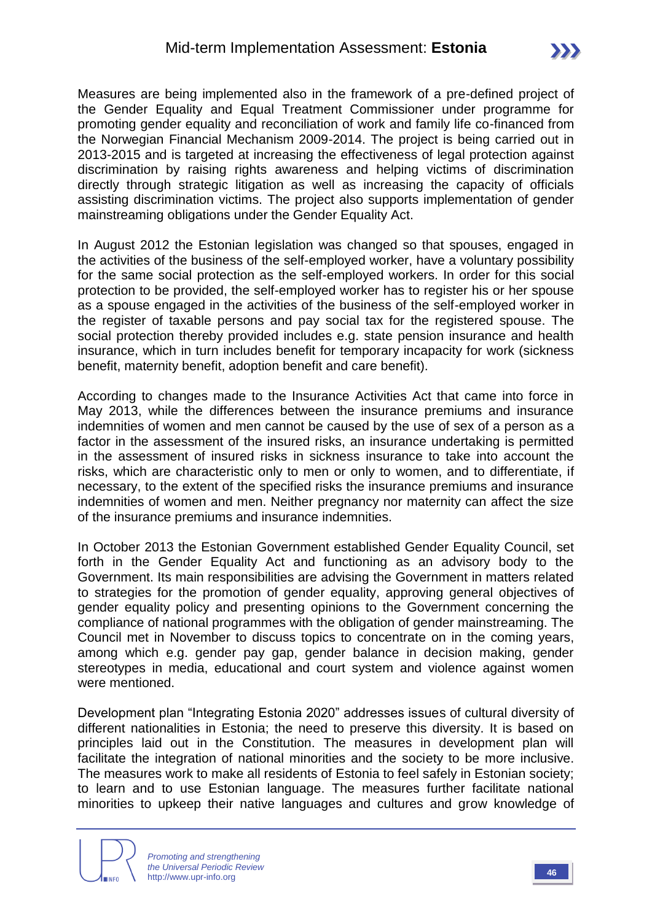Measures are being implemented also in the framework of a pre-defined project of the Gender Equality and Equal Treatment Commissioner under programme for promoting gender equality and reconciliation of work and family life co-financed from the Norwegian Financial Mechanism 2009-2014. The project is being carried out in 2013-2015 and is targeted at increasing the effectiveness of legal protection against discrimination by raising rights awareness and helping victims of discrimination directly through strategic litigation as well as increasing the capacity of officials assisting discrimination victims. The project also supports implementation of gender mainstreaming obligations under the Gender Equality Act.

In August 2012 the Estonian legislation was changed so that spouses, engaged in the activities of the business of the self-employed worker, have a voluntary possibility for the same social protection as the self-employed workers. In order for this social protection to be provided, the self-employed worker has to register his or her spouse as a spouse engaged in the activities of the business of the self-employed worker in the register of taxable persons and pay social tax for the registered spouse. The social protection thereby provided includes e.g. state pension insurance and health insurance, which in turn includes benefit for temporary incapacity for work (sickness benefit, maternity benefit, adoption benefit and care benefit).

According to changes made to the Insurance Activities Act that came into force in May 2013, while the differences between the insurance premiums and insurance indemnities of women and men cannot be caused by the use of sex of a person as a factor in the assessment of the insured risks, an insurance undertaking is permitted in the assessment of insured risks in sickness insurance to take into account the risks, which are characteristic only to men or only to women, and to differentiate, if necessary, to the extent of the specified risks the insurance premiums and insurance indemnities of women and men. Neither pregnancy nor maternity can affect the size of the insurance premiums and insurance indemnities.

In October 2013 the Estonian Government established Gender Equality Council, set forth in the Gender Equality Act and functioning as an advisory body to the Government. Its main responsibilities are advising the Government in matters related to strategies for the promotion of gender equality, approving general objectives of gender equality policy and presenting opinions to the Government concerning the compliance of national programmes with the obligation of gender mainstreaming. The Council met in November to discuss topics to concentrate on in the coming years, among which e.g. gender pay gap, gender balance in decision making, gender stereotypes in media, educational and court system and violence against women were mentioned.

Development plan "Integrating Estonia 2020" addresses issues of cultural diversity of different nationalities in Estonia; the need to preserve this diversity. It is based on principles laid out in the Constitution. The measures in development plan will facilitate the integration of national minorities and the society to be more inclusive. The measures work to make all residents of Estonia to feel safely in Estonian society; to learn and to use Estonian language. The measures further facilitate national minorities to upkeep their native languages and cultures and grow knowledge of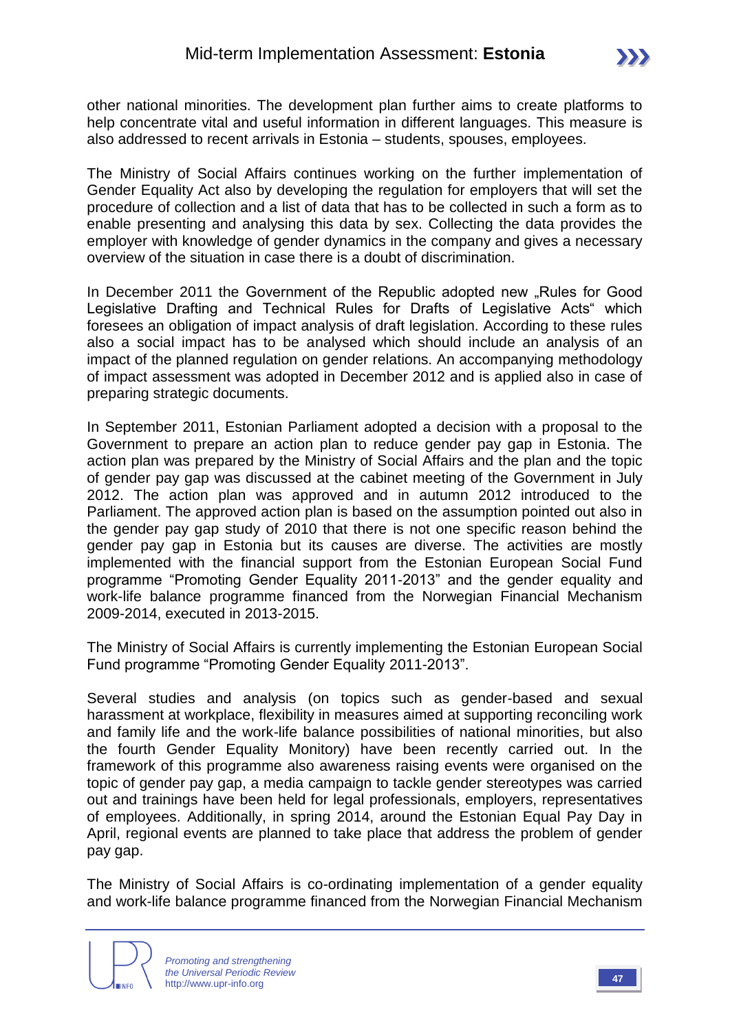other national minorities. The development plan further aims to create platforms to help concentrate vital and useful information in different languages. This measure is also addressed to recent arrivals in Estonia – students, spouses, employees.

The Ministry of Social Affairs continues working on the further implementation of Gender Equality Act also by developing the regulation for employers that will set the procedure of collection and a list of data that has to be collected in such a form as to enable presenting and analysing this data by sex. Collecting the data provides the employer with knowledge of gender dynamics in the company and gives a necessary overview of the situation in case there is a doubt of discrimination.

In December 2011 the Government of the Republic adopted new „Rules for Good Legislative Drafting and Technical Rules for Drafts of Legislative Acts" which foresees an obligation of impact analysis of draft legislation. According to these rules also a social impact has to be analysed which should include an analysis of an impact of the planned regulation on gender relations. An accompanying methodology of impact assessment was adopted in December 2012 and is applied also in case of preparing strategic documents.

In September 2011, Estonian Parliament adopted a decision with a proposal to the Government to prepare an action plan to reduce gender pay gap in Estonia. The action plan was prepared by the Ministry of Social Affairs and the plan and the topic of gender pay gap was discussed at the cabinet meeting of the Government in July 2012. The action plan was approved and in autumn 2012 introduced to the Parliament. The approved action plan is based on the assumption pointed out also in the gender pay gap study of 2010 that there is not one specific reason behind the gender pay gap in Estonia but its causes are diverse. The activities are mostly implemented with the financial support from the Estonian European Social Fund programme "Promoting Gender Equality 2011-2013" and the gender equality and work-life balance programme financed from the Norwegian Financial Mechanism 2009-2014, executed in 2013-2015.

The Ministry of Social Affairs is currently implementing the Estonian European Social Fund programme "Promoting Gender Equality 2011-2013".

Several studies and analysis (on topics such as gender-based and sexual harassment at workplace, flexibility in measures aimed at supporting reconciling work and family life and the work-life balance possibilities of national minorities, but also the fourth Gender Equality Monitory) have been recently carried out. In the framework of this programme also awareness raising events were organised on the topic of gender pay gap, a media campaign to tackle gender stereotypes was carried out and trainings have been held for legal professionals, employers, representatives of employees. Additionally, in spring 2014, around the Estonian Equal Pay Day in April, regional events are planned to take place that address the problem of gender pay gap.

The Ministry of Social Affairs is co-ordinating implementation of a gender equality and work-life balance programme financed from the Norwegian Financial Mechanism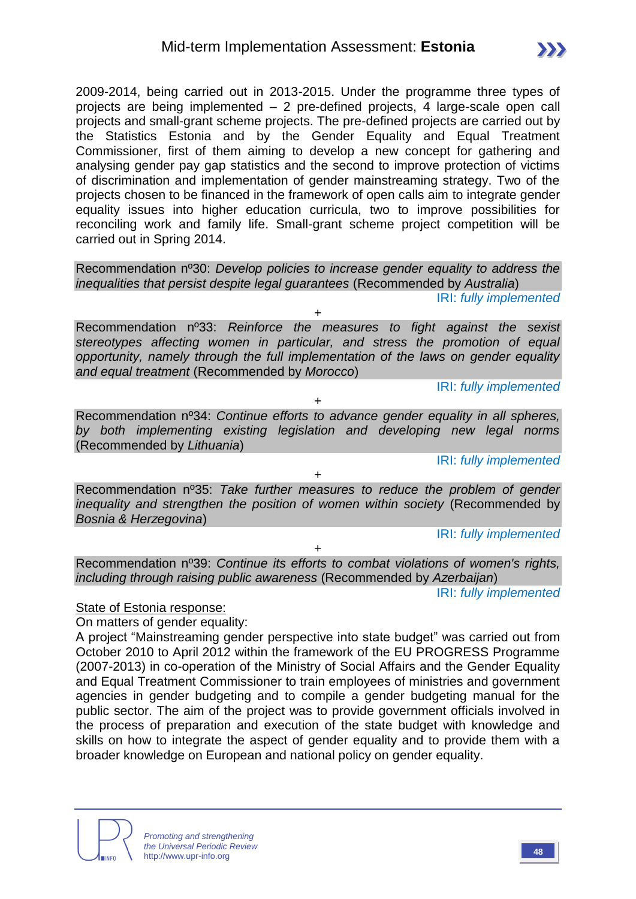2009-2014, being carried out in 2013-2015. Under the programme three types of projects are being implemented – 2 pre-defined projects, 4 large-scale open call projects and small-grant scheme projects. The pre-defined projects are carried out by the Statistics Estonia and by the Gender Equality and Equal Treatment Commissioner, first of them aiming to develop a new concept for gathering and analysing gender pay gap statistics and the second to improve protection of victims of discrimination and implementation of gender mainstreaming strategy. Two of the projects chosen to be financed in the framework of open calls aim to integrate gender equality issues into higher education curricula, two to improve possibilities for reconciling work and family life. Small-grant scheme project competition will be carried out in Spring 2014.

Recommendation nº30: *Develop policies to increase gender equality to address the inequalities that persist despite legal guarantees* (Recommended by *Australia*)

IRI: *fully implemented*

+

Recommendation nº33: *Reinforce the measures to fight against the sexist stereotypes affecting women in particular, and stress the promotion of equal opportunity, namely through the full implementation of the laws on gender equality and equal treatment* (Recommended by *Morocco*)

IRI: *fully implemented*

+

Recommendation nº34: *Continue efforts to advance gender equality in all spheres, by both implementing existing legislation and developing new legal norms* (Recommended by *Lithuania*)

IRI: *fully implemented*

+

Recommendation nº35: *Take further measures to reduce the problem of gender inequality and strengthen the position of women within society* (Recommended by *Bosnia & Herzegovina*)

IRI: *fully implemented*

+

Recommendation nº39: *Continue its efforts to combat violations of women's rights, including through raising public awareness* (Recommended by *Azerbaijan*)

IRI: *fully implemented*

State of Estonia response:

On matters of gender equality:

A project "Mainstreaming gender perspective into state budget" was carried out from October 2010 to April 2012 within the framework of the EU PROGRESS Programme (2007-2013) in co-operation of the Ministry of Social Affairs and the Gender Equality and Equal Treatment Commissioner to train employees of ministries and government agencies in gender budgeting and to compile a gender budgeting manual for the public sector. The aim of the project was to provide government officials involved in the process of preparation and execution of the state budget with knowledge and skills on how to integrate the aspect of gender equality and to provide them with a broader knowledge on European and national policy on gender equality.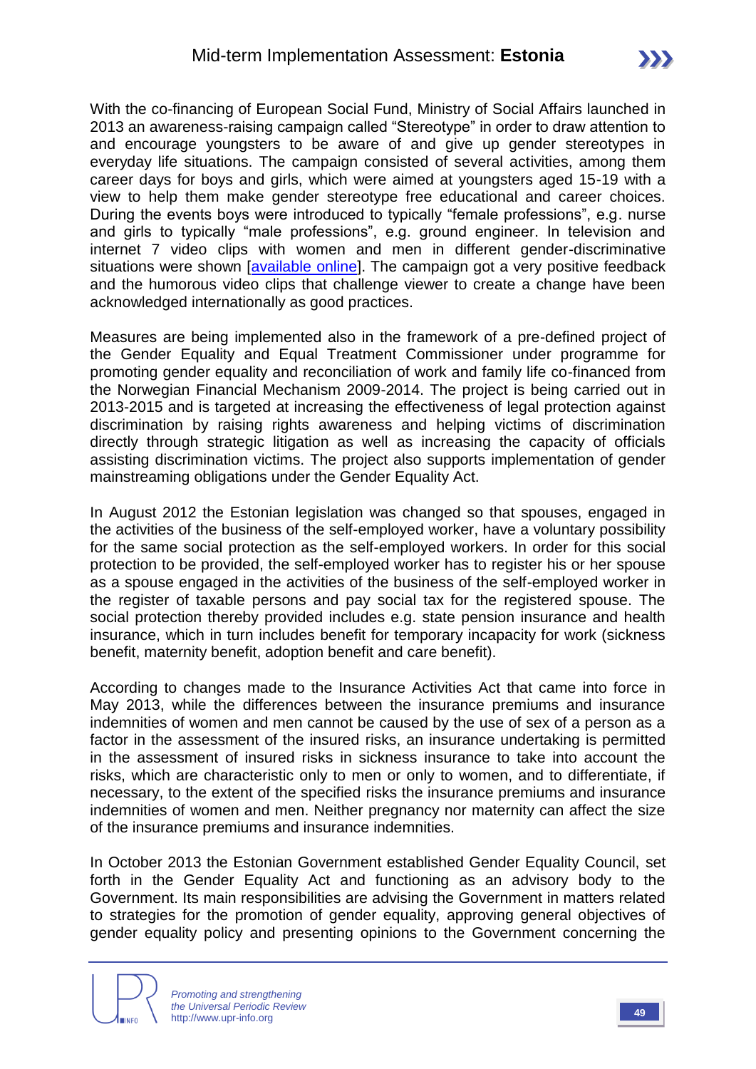With the co-financing of European Social Fund, Ministry of Social Affairs launched in 2013 an awareness-raising campaign called "Stereotype" in order to draw attention to and encourage youngsters to be aware of and give up gender stereotypes in everyday life situations. The campaign consisted of several activities, among them career days for boys and girls, which were aimed at youngsters aged 15-19 with a view to help them make gender stereotype free educational and career choices. During the events boys were introduced to typically "female professions", e.g. nurse and girls to typically "male professions", e.g. ground engineer. In television and internet 7 video clips with women and men in different gender-discriminative situations were shown [available online]. The campaign got a very positive feedback and the humorous video clips that challenge viewer to create a change have been acknowledged internationally as good practices.

Measures are being implemented also in the framework of a pre-defined project of the Gender Equality and Equal Treatment Commissioner under programme for promoting gender equality and reconciliation of work and family life co-financed from the Norwegian Financial Mechanism 2009-2014. The project is being carried out in 2013-2015 and is targeted at increasing the effectiveness of legal protection against discrimination by raising rights awareness and helping victims of discrimination directly through strategic litigation as well as increasing the capacity of officials assisting discrimination victims. The project also supports implementation of gender mainstreaming obligations under the Gender Equality Act.

In August 2012 the Estonian legislation was changed so that spouses, engaged in the activities of the business of the self-employed worker, have a voluntary possibility for the same social protection as the self-employed workers. In order for this social protection to be provided, the self-employed worker has to register his or her spouse as a spouse engaged in the activities of the business of the self-employed worker in the register of taxable persons and pay social tax for the registered spouse. The social protection thereby provided includes e.g. state pension insurance and health insurance, which in turn includes benefit for temporary incapacity for work (sickness benefit, maternity benefit, adoption benefit and care benefit).

According to changes made to the Insurance Activities Act that came into force in May 2013, while the differences between the insurance premiums and insurance indemnities of women and men cannot be caused by the use of sex of a person as a factor in the assessment of the insured risks, an insurance undertaking is permitted in the assessment of insured risks in sickness insurance to take into account the risks, which are characteristic only to men or only to women, and to differentiate, if necessary, to the extent of the specified risks the insurance premiums and insurance indemnities of women and men. Neither pregnancy nor maternity can affect the size of the insurance premiums and insurance indemnities.

In October 2013 the Estonian Government established Gender Equality Council, set forth in the Gender Equality Act and functioning as an advisory body to the Government. Its main responsibilities are advising the Government in matters related to strategies for the promotion of gender equality, approving general objectives of gender equality policy and presenting opinions to the Government concerning the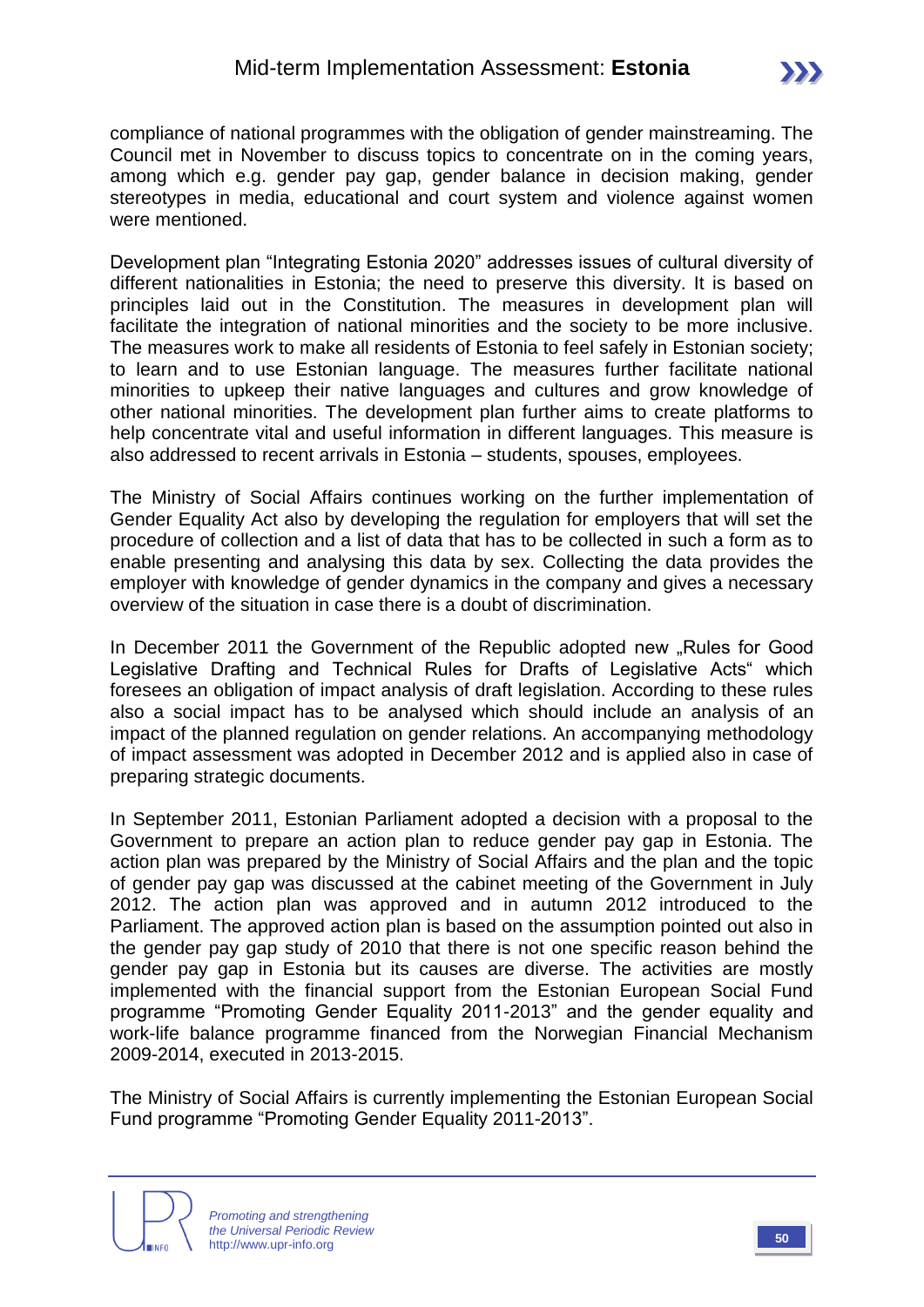compliance of national programmes with the obligation of gender mainstreaming. The Council met in November to discuss topics to concentrate on in the coming years, among which e.g. gender pay gap, gender balance in decision making, gender stereotypes in media, educational and court system and violence against women were mentioned.

Development plan "Integrating Estonia 2020" addresses issues of cultural diversity of different nationalities in Estonia; the need to preserve this diversity. It is based on principles laid out in the Constitution. The measures in development plan will facilitate the integration of national minorities and the society to be more inclusive. The measures work to make all residents of Estonia to feel safely in Estonian society; to learn and to use Estonian language. The measures further facilitate national minorities to upkeep their native languages and cultures and grow knowledge of other national minorities. The development plan further aims to create platforms to help concentrate vital and useful information in different languages. This measure is also addressed to recent arrivals in Estonia – students, spouses, employees.

The Ministry of Social Affairs continues working on the further implementation of Gender Equality Act also by developing the regulation for employers that will set the procedure of collection and a list of data that has to be collected in such a form as to enable presenting and analysing this data by sex. Collecting the data provides the employer with knowledge of gender dynamics in the company and gives a necessary overview of the situation in case there is a doubt of discrimination.

In December 2011 the Government of the Republic adopted new „Rules for Good Legislative Drafting and Technical Rules for Drafts of Legislative Acts" which foresees an obligation of impact analysis of draft legislation. According to these rules also a social impact has to be analysed which should include an analysis of an impact of the planned regulation on gender relations. An accompanying methodology of impact assessment was adopted in December 2012 and is applied also in case of preparing strategic documents.

In September 2011, Estonian Parliament adopted a decision with a proposal to the Government to prepare an action plan to reduce gender pay gap in Estonia. The action plan was prepared by the Ministry of Social Affairs and the plan and the topic of gender pay gap was discussed at the cabinet meeting of the Government in July 2012. The action plan was approved and in autumn 2012 introduced to the Parliament. The approved action plan is based on the assumption pointed out also in the gender pay gap study of 2010 that there is not one specific reason behind the gender pay gap in Estonia but its causes are diverse. The activities are mostly implemented with the financial support from the Estonian European Social Fund programme "Promoting Gender Equality 2011-2013" and the gender equality and work-life balance programme financed from the Norwegian Financial Mechanism 2009-2014, executed in 2013-2015.

The Ministry of Social Affairs is currently implementing the Estonian European Social Fund programme "Promoting Gender Equality 2011-2013".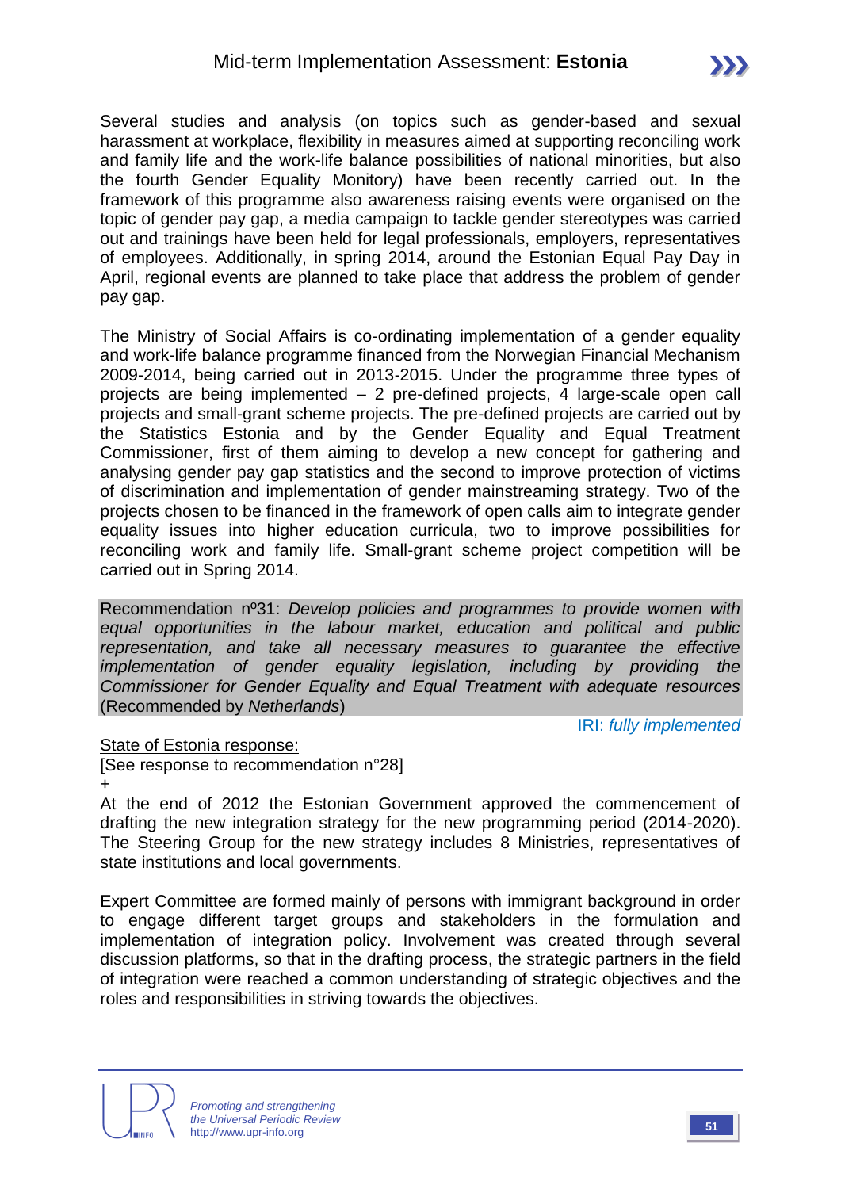Several studies and analysis (on topics such as gender-based and sexual harassment at workplace, flexibility in measures aimed at supporting reconciling work and family life and the work-life balance possibilities of national minorities, but also the fourth Gender Equality Monitory) have been recently carried out. In the framework of this programme also awareness raising events were organised on the topic of gender pay gap, a media campaign to tackle gender stereotypes was carried out and trainings have been held for legal professionals, employers, representatives of employees. Additionally, in spring 2014, around the Estonian Equal Pay Day in April, regional events are planned to take place that address the problem of gender pay gap.

The Ministry of Social Affairs is co-ordinating implementation of a gender equality and work-life balance programme financed from the Norwegian Financial Mechanism 2009-2014, being carried out in 2013-2015. Under the programme three types of projects are being implemented – 2 pre-defined projects, 4 large-scale open call projects and small-grant scheme projects. The pre-defined projects are carried out by the Statistics Estonia and by the Gender Equality and Equal Treatment Commissioner, first of them aiming to develop a new concept for gathering and analysing gender pay gap statistics and the second to improve protection of victims of discrimination and implementation of gender mainstreaming strategy. Two of the projects chosen to be financed in the framework of open calls aim to integrate gender equality issues into higher education curricula, two to improve possibilities for reconciling work and family life. Small-grant scheme project competition will be carried out in Spring 2014.

Recommendation nº31: *Develop policies and programmes to provide women with equal opportunities in the labour market, education and political and public representation, and take all necessary measures to guarantee the effective implementation of gender equality legislation, including by providing the Commissioner for Gender Equality and Equal Treatment with adequate resources* (Recommended by *Netherlands*)

IRI: *fully implemented*

State of Estonia response:

[See response to recommendation n°28]

+

At the end of 2012 the Estonian Government approved the commencement of drafting the new integration strategy for the new programming period (2014-2020). The Steering Group for the new strategy includes 8 Ministries, representatives of state institutions and local governments.

Expert Committee are formed mainly of persons with immigrant background in order to engage different target groups and stakeholders in the formulation and implementation of integration policy. Involvement was created through several discussion platforms, so that in the drafting process, the strategic partners in the field of integration were reached a common understanding of strategic objectives and the roles and responsibilities in striving towards the objectives.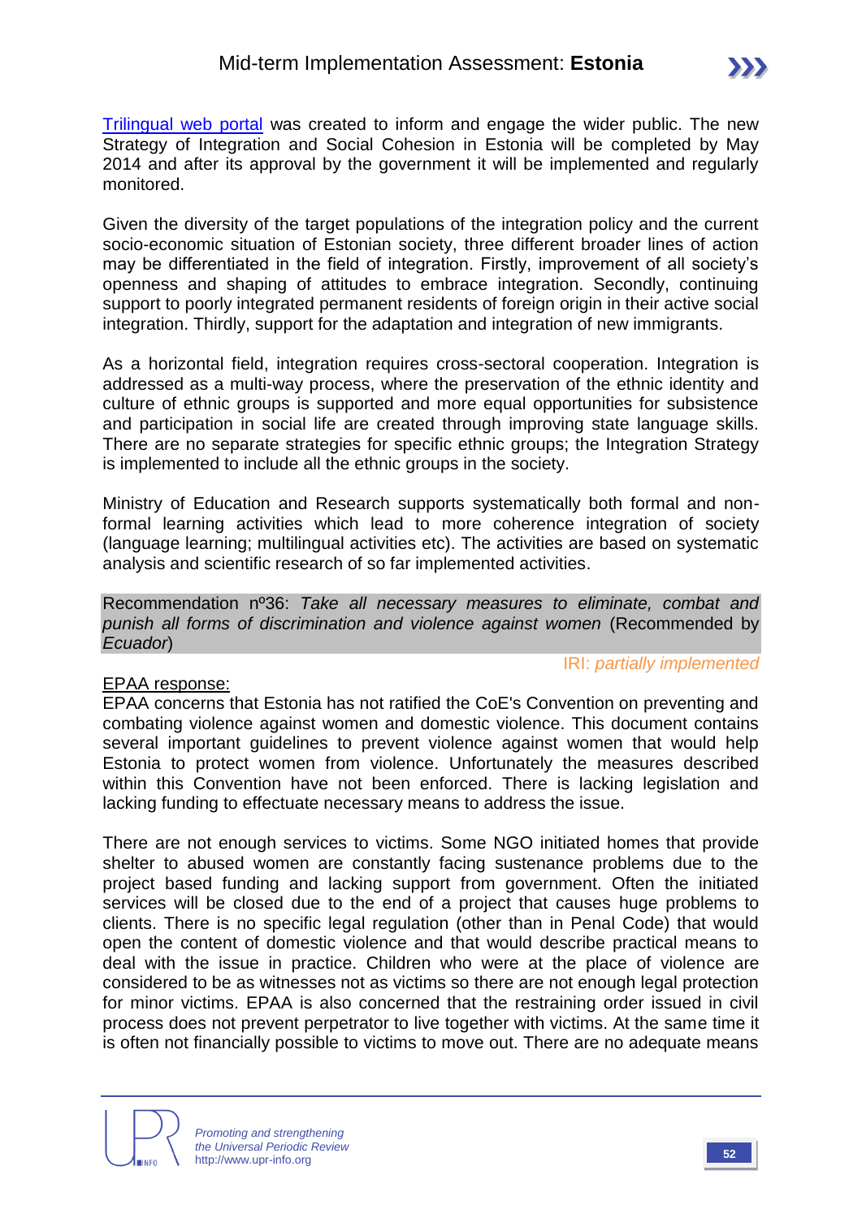[Trilingual web portal](#) was created to inform and engage the wider public. The new Strategy of Integration and Social Cohesion in Estonia will be completed by May 2014 and after its approval by the government it will be implemented and regularly monitored.

Given the diversity of the target populations of the integration policy and the current socio-economic situation of Estonian society, three different broader lines of action may be differentiated in the field of integration. Firstly, improvement of all society's openness and shaping of attitudes to embrace integration. Secondly, continuing support to poorly integrated permanent residents of foreign origin in their active social integration. Thirdly, support for the adaptation and integration of new immigrants.

As a horizontal field, integration requires cross-sectoral cooperation. Integration is addressed as a multi-way process, where the preservation of the ethnic identity and culture of ethnic groups is supported and more equal opportunities for subsistence and participation in social life are created through improving state language skills. There are no separate strategies for specific ethnic groups; the Integration Strategy is implemented to include all the ethnic groups in the society.

Ministry of Education and Research supports systematically both formal and non-formal learning activities which lead to more coherence integration of society (language learning; multilingual activities etc). The activities are based on systematic analysis and scientific research of so far implemented activities.

Recommendation nº36: *Take all necessary measures to eliminate, combat and punish all forms of discrimination and violence against women* (Recommended by *Ecuador*)

IRI: *partially implemented*

EPAA response:

EPAA concerns that Estonia has not ratified the CoE's Convention on preventing and combating violence against women and domestic violence. This document contains several important guidelines to prevent violence against women that would help Estonia to protect women from violence. Unfortunately the measures described within this Convention have not been enforced. There is lacking legislation and lacking funding to effectuate necessary means to address the issue.

There are not enough services to victims. Some NGO initiated homes that provide shelter to abused women are constantly facing sustenance problems due to the project based funding and lacking support from government. Often the initiated services will be closed due to the end of a project that causes huge problems to clients. There is no specific legal regulation (other than in Penal Code) that would open the content of domestic violence and that would describe practical means to deal with the issue in practice. Children who were at the place of violence are considered to be as witnesses not as victims so there are not enough legal protection for minor victims. EPAA is also concerned that the restraining order issued in civil process does not prevent perpetrator to live together with victims. At the same time it is often not financially possible to victims to move out. There are no adequate means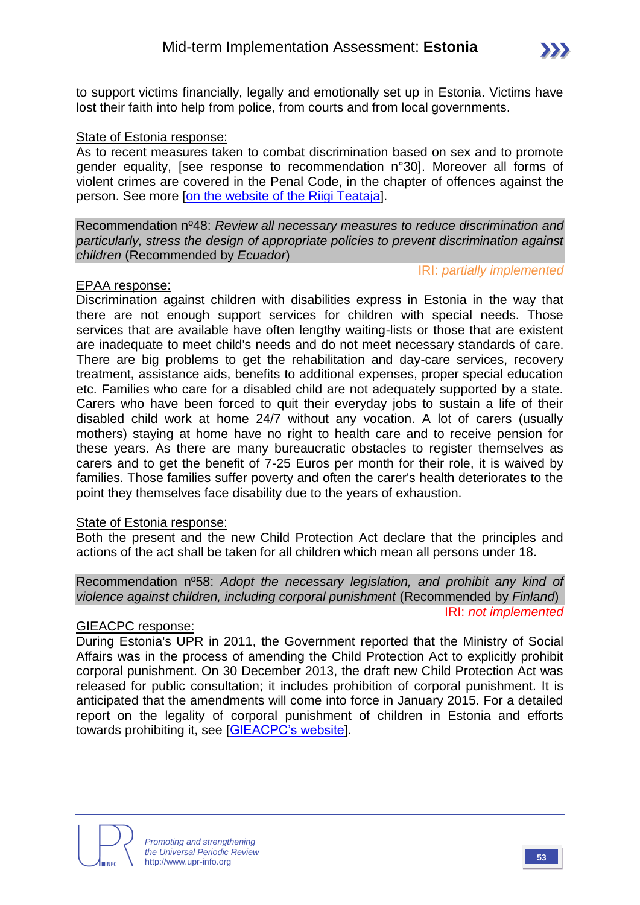to support victims financially, legally and emotionally set up in Estonia. Victims have lost their faith into help from police, from courts and from local governments.

State of Estonia response:

As to recent measures taken to combat discrimination based on sex and to promote gender equality, [see response to recommendation n°30]. Moreover all forms of violent crimes are covered in the Penal Code, in the chapter of offences against the person. See more [on the website of the Riigi Teataja].

Recommendation nº48: *Review all necessary measures to reduce discrimination and particularly, stress the design of appropriate policies to prevent discrimination against children* (Recommended by *Ecuador*)

IRI: *partially implemented*

EPAA response:

Discrimination against children with disabilities express in Estonia in the way that there are not enough support services for children with special needs. Those services that are available have often lengthy waiting-lists or those that are existent are inadequate to meet child's needs and do not meet necessary standards of care. There are big problems to get the rehabilitation and day-care services, recovery treatment, assistance aids, benefits to additional expenses, proper special education etc. Families who care for a disabled child are not adequately supported by a state. Carers who have been forced to quit their everyday jobs to sustain a life of their disabled child work at home 24/7 without any vocation. A lot of carers (usually mothers) staying at home have no right to health care and to receive pension for these years. As there are many bureaucratic obstacles to register themselves as carers and to get the benefit of 7-25 Euros per month for their role, it is waived by families. Those families suffer poverty and often the carer's health deteriorates to the point they themselves face disability due to the years of exhaustion.

State of Estonia response:

Both the present and the new Child Protection Act declare that the principles and actions of the act shall be taken for all children which mean all persons under 18.

Recommendation nº58: *Adopt the necessary legislation, and prohibit any kind of violence against children, including corporal punishment* (Recommended by *Finland*)

IRI: *not implemented*

GIEACPC response:

During Estonia's UPR in 2011, the Government reported that the Ministry of Social Affairs was in the process of amending the Child Protection Act to explicitly prohibit corporal punishment. On 30 December 2013, the draft new Child Protection Act was released for public consultation; it includes prohibition of corporal punishment. It is anticipated that the amendments will come into force in January 2015. For a detailed report on the legality of corporal punishment of children in Estonia and efforts towards prohibiting it, see [GIEACPC's website].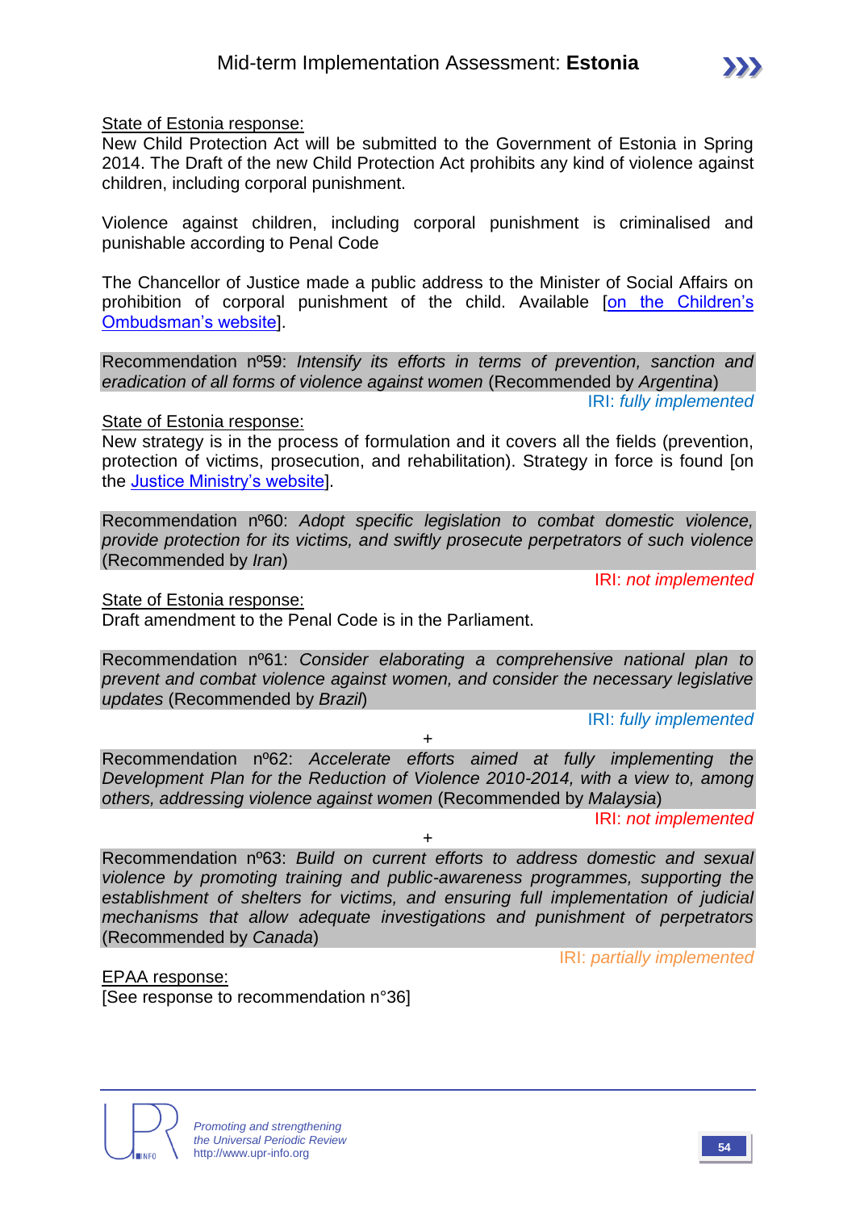State of Estonia response:
New Child Protection Act will be submitted to the Government of Estonia in Spring 2014. The Draft of the new Child Protection Act prohibits any kind of violence against children, including corporal punishment.

Violence against children, including corporal punishment is criminalised and punishable according to Penal Code

The Chancellor of Justice made a public address to the Minister of Social Affairs on prohibition of corporal punishment of the child. Available [on the Children's Ombudsman's website].

Recommendation nº59: *Intensify its efforts in terms of prevention, sanction and eradication of all forms of violence against women* (Recommended by *Argentina*)

IRI: *fully implemented*

State of Estonia response:
New strategy is in the process of formulation and it covers all the fields (prevention, protection of victims, prosecution, and rehabilitation). Strategy in force is found [on the Justice Ministry's website].

Recommendation nº60: *Adopt specific legislation to combat domestic violence, provide protection for its victims, and swiftly prosecute perpetrators of such violence* (Recommended by *Iran*)

IRI: *not implemented*

State of Estonia response:
Draft amendment to the Penal Code is in the Parliament.

Recommendation nº61: *Consider elaborating a comprehensive national plan to prevent and combat violence against women, and consider the necessary legislative updates* (Recommended by *Brazil*)

IRI: *fully implemented*

+

Recommendation nº62: *Accelerate efforts aimed at fully implementing the Development Plan for the Reduction of Violence 2010-2014, with a view to, among others, addressing violence against women* (Recommended by *Malaysia*)

IRI: *not implemented*

+

Recommendation nº63: *Build on current efforts to address domestic and sexual violence by promoting training and public-awareness programmes, supporting the establishment of shelters for victims, and ensuring full implementation of judicial mechanisms that allow adequate investigations and punishment of perpetrators* (Recommended by *Canada*)

IRI: *partially implemented*

EPAA response:
[See response to recommendation n°36]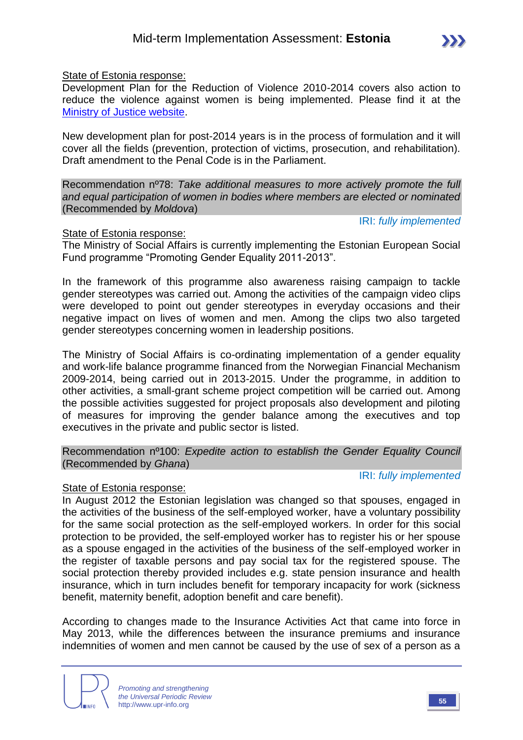State of Estonia response:
Development Plan for the Reduction of Violence 2010-2014 covers also action to reduce the violence against women is being implemented. Please find it at the Ministry of Justice website.

New development plan for post-2014 years is in the process of formulation and it will cover all the fields (prevention, protection of victims, prosecution, and rehabilitation). Draft amendment to the Penal Code is in the Parliament.

Recommendation nº78: *Take additional measures to more actively promote the full and equal participation of women in bodies where members are elected or nominated* (Recommended by *Moldova*)

IRI: *fully implemented*

State of Estonia response:
The Ministry of Social Affairs is currently implementing the Estonian European Social Fund programme "Promoting Gender Equality 2011-2013".

In the framework of this programme also awareness raising campaign to tackle gender stereotypes was carried out. Among the activities of the campaign video clips were developed to point out gender stereotypes in everyday occasions and their negative impact on lives of women and men. Among the clips two also targeted gender stereotypes concerning women in leadership positions.

The Ministry of Social Affairs is co-ordinating implementation of a gender equality and work-life balance programme financed from the Norwegian Financial Mechanism 2009-2014, being carried out in 2013-2015. Under the programme, in addition to other activities, a small-grant scheme project competition will be carried out. Among the possible activities suggested for project proposals also development and piloting of measures for improving the gender balance among the executives and top executives in the private and public sector is listed.

Recommendation nº100: *Expedite action to establish the Gender Equality Council* (Recommended by *Ghana*)

IRI: *fully implemented*

State of Estonia response:
In August 2012 the Estonian legislation was changed so that spouses, engaged in the activities of the business of the self-employed worker, have a voluntary possibility for the same social protection as the self-employed workers. In order for this social protection to be provided, the self-employed worker has to register his or her spouse as a spouse engaged in the activities of the business of the self-employed worker in the register of taxable persons and pay social tax for the registered spouse. The social protection thereby provided includes e.g. state pension insurance and health insurance, which in turn includes benefit for temporary incapacity for work (sickness benefit, maternity benefit, adoption benefit and care benefit).

According to changes made to the Insurance Activities Act that came into force in May 2013, while the differences between the insurance premiums and insurance indemnities of women and men cannot be caused by the use of sex of a person as a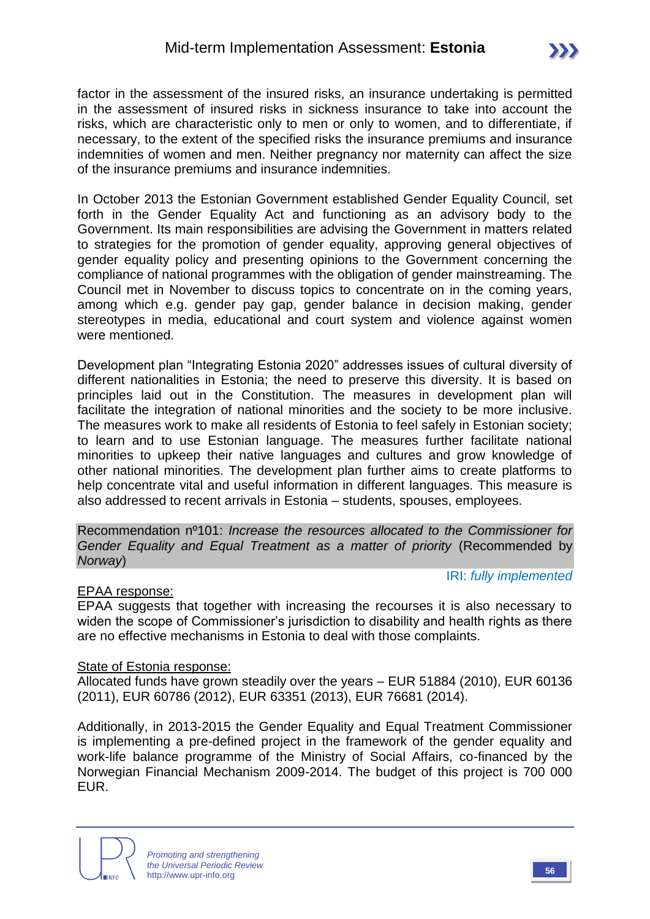factor in the assessment of the insured risks, an insurance undertaking is permitted in the assessment of insured risks in sickness insurance to take into account the risks, which are characteristic only to men or only to women, and to differentiate, if necessary, to the extent of the specified risks the insurance premiums and insurance indemnities of women and men. Neither pregnancy nor maternity can affect the size of the insurance premiums and insurance indemnities.

In October 2013 the Estonian Government established Gender Equality Council, set forth in the Gender Equality Act and functioning as an advisory body to the Government. Its main responsibilities are advising the Government in matters related to strategies for the promotion of gender equality, approving general objectives of gender equality policy and presenting opinions to the Government concerning the compliance of national programmes with the obligation of gender mainstreaming. The Council met in November to discuss topics to concentrate on in the coming years, among which e.g. gender pay gap, gender balance in decision making, gender stereotypes in media, educational and court system and violence against women were mentioned.

Development plan "Integrating Estonia 2020" addresses issues of cultural diversity of different nationalities in Estonia; the need to preserve this diversity. It is based on principles laid out in the Constitution. The measures in development plan will facilitate the integration of national minorities and the society to be more inclusive. The measures work to make all residents of Estonia to feel safely in Estonian society; to learn and to use Estonian language. The measures further facilitate national minorities to upkeep their native languages and cultures and grow knowledge of other national minorities. The development plan further aims to create platforms to help concentrate vital and useful information in different languages. This measure is also addressed to recent arrivals in Estonia – students, spouses, employees.

Recommendation nº101: *Increase the resources allocated to the Commissioner for Gender Equality and Equal Treatment as a matter of priority* (Recommended by *Norway*)

IRI: *fully implemented*

EPAA response:

EPAA suggests that together with increasing the recourses it is also necessary to widen the scope of Commissioner's jurisdiction to disability and health rights as there are no effective mechanisms in Estonia to deal with those complaints.

State of Estonia response:

Allocated funds have grown steadily over the years – EUR 51884 (2010), EUR 60136 (2011), EUR 60786 (2012), EUR 63351 (2013), EUR 76681 (2014).

Additionally, in 2013-2015 the Gender Equality and Equal Treatment Commissioner is implementing a pre-defined project in the framework of the gender equality and work-life balance programme of the Ministry of Social Affairs, co-financed by the Norwegian Financial Mechanism 2009-2014. The budget of this project is 700 000 EUR.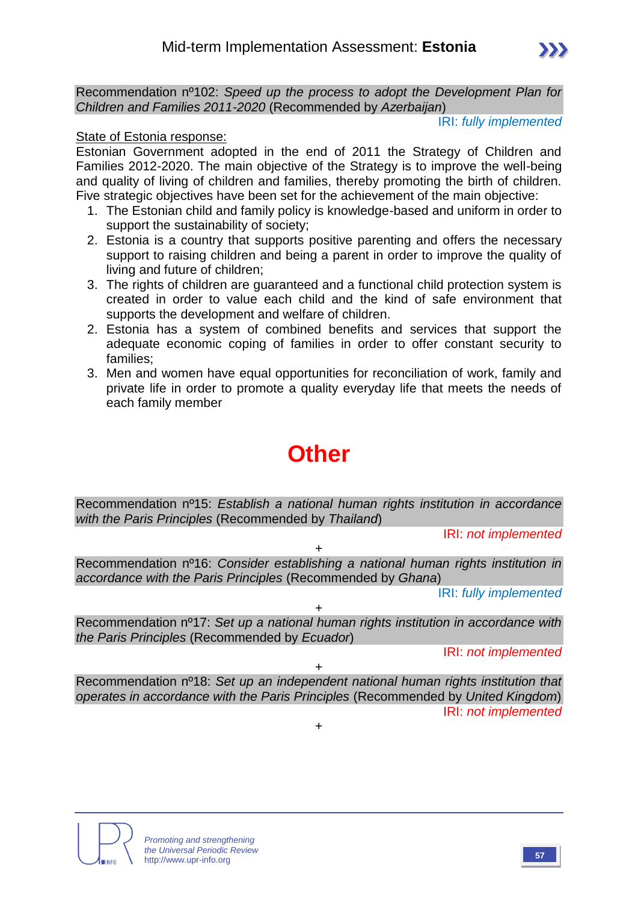Recommendation nº102: *Speed up the process to adopt the Development Plan for Children and Families 2011-2020* (Recommended by *Azerbaijan*)

IRI: *fully implemented*

State of Estonia response:

Estonian Government adopted in the end of 2011 the Strategy of Children and Families 2012-2020. The main objective of the Strategy is to improve the well-being and quality of living of children and families, thereby promoting the birth of children. Five strategic objectives have been set for the achievement of the main objective:

1. The Estonian child and family policy is knowledge-based and uniform in order to support the sustainability of society;
2. Estonia is a country that supports positive parenting and offers the necessary support to raising children and being a parent in order to improve the quality of living and future of children;
3. The rights of children are guaranteed and a functional child protection system is created in order to value each child and the kind of safe environment that supports the development and welfare of children.
2. Estonia has a system of combined benefits and services that support the adequate economic coping of families in order to offer constant security to families;
3. Men and women have equal opportunities for reconciliation of work, family and private life in order to promote a quality everyday life that meets the needs of each family member

# Other

Recommendation nº15: *Establish a national human rights institution in accordance with the Paris Principles* (Recommended by *Thailand*)

IRI: *not implemented*

+

Recommendation nº16: *Consider establishing a national human rights institution in accordance with the Paris Principles* (Recommended by *Ghana*)

IRI: *fully implemented*

+

Recommendation nº17: *Set up a national human rights institution in accordance with the Paris Principles* (Recommended by *Ecuador*)

IRI: *not implemented*

+

Recommendation nº18: *Set up an independent national human rights institution that operates in accordance with the Paris Principles* (Recommended by *United Kingdom*)

IRI: *not implemented*

+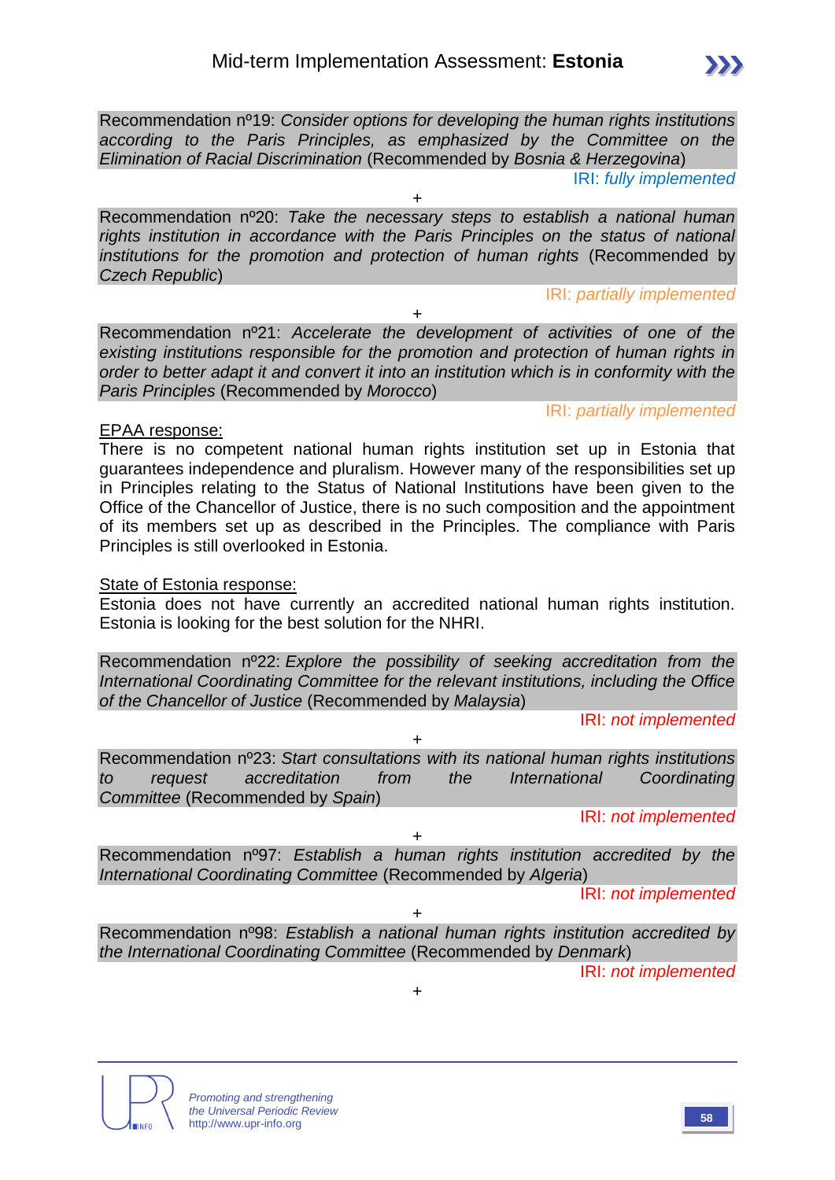Recommendation nº19: *Consider options for developing the human rights institutions according to the Paris Principles, as emphasized by the Committee on the Elimination of Racial Discrimination* (Recommended by *Bosnia & Herzegovina*)

IRI: *fully implemented*

+

Recommendation nº20: *Take the necessary steps to establish a national human rights institution in accordance with the Paris Principles on the status of national institutions for the promotion and protection of human rights* (Recommended by *Czech Republic*)

IRI: *partially implemented*

+

Recommendation nº21: *Accelerate the development of activities of one of the existing institutions responsible for the promotion and protection of human rights in order to better adapt it and convert it into an institution which is in conformity with the Paris Principles* (Recommended by *Morocco*)

IRI: *partially implemented*

EPAA response:

There is no competent national human rights institution set up in Estonia that guarantees independence and pluralism. However many of the responsibilities set up in Principles relating to the Status of National Institutions have been given to the Office of the Chancellor of Justice, there is no such composition and the appointment of its members set up as described in the Principles. The compliance with Paris Principles is still overlooked in Estonia.

State of Estonia response:

Estonia does not have currently an accredited national human rights institution. Estonia is looking for the best solution for the NHRI.

Recommendation nº22: *Explore the possibility of seeking accreditation from the International Coordinating Committee for the relevant institutions, including the Office of the Chancellor of Justice* (Recommended by *Malaysia*)

IRI: *not implemented*

+

Recommendation nº23: *Start consultations with its national human rights institutions to request accreditation from the International Coordinating Committee* (Recommended by *Spain*)

IRI: *not implemented*

+

Recommendation nº97: *Establish a human rights institution accredited by the International Coordinating Committee* (Recommended by *Algeria*)

IRI: *not implemented*

+

Recommendation nº98: *Establish a national human rights institution accredited by the International Coordinating Committee* (Recommended by *Denmark*)

IRI: *not implemented*

+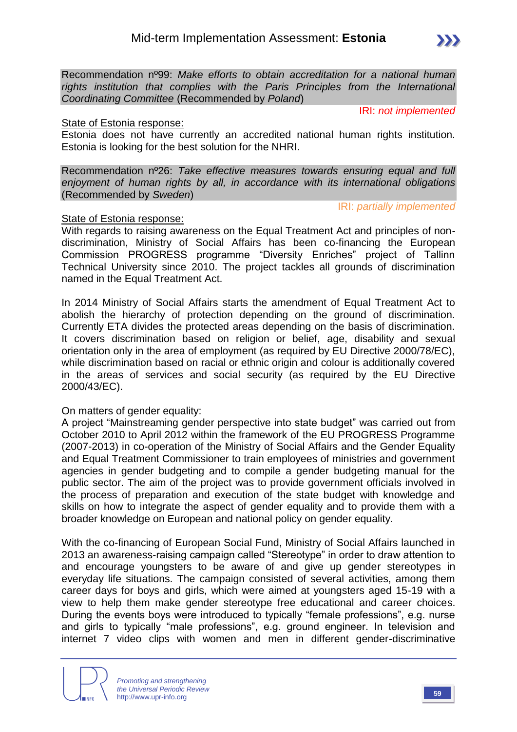Recommendation nº99: *Make efforts to obtain accreditation for a national human rights institution that complies with the Paris Principles from the International Coordinating Committee* (Recommended by *Poland*)

IRI: *not implemented*

State of Estonia response:

Estonia does not have currently an accredited national human rights institution. Estonia is looking for the best solution for the NHRI.

Recommendation nº26: *Take effective measures towards ensuring equal and full enjoyment of human rights by all, in accordance with its international obligations* (Recommended by *Sweden*)

IRI: *partially implemented*

State of Estonia response:

With regards to raising awareness on the Equal Treatment Act and principles of non-discrimination, Ministry of Social Affairs has been co-financing the European Commission PROGRESS programme "Diversity Enriches" project of Tallinn Technical University since 2010. The project tackles all grounds of discrimination named in the Equal Treatment Act.

In 2014 Ministry of Social Affairs starts the amendment of Equal Treatment Act to abolish the hierarchy of protection depending on the ground of discrimination. Currently ETA divides the protected areas depending on the basis of discrimination. It covers discrimination based on religion or belief, age, disability and sexual orientation only in the area of employment (as required by EU Directive 2000/78/EC), while discrimination based on racial or ethnic origin and colour is additionally covered in the areas of services and social security (as required by the EU Directive 2000/43/EC).

On matters of gender equality:

A project "Mainstreaming gender perspective into state budget" was carried out from October 2010 to April 2012 within the framework of the EU PROGRESS Programme (2007-2013) in co-operation of the Ministry of Social Affairs and the Gender Equality and Equal Treatment Commissioner to train employees of ministries and government agencies in gender budgeting and to compile a gender budgeting manual for the public sector. The aim of the project was to provide government officials involved in the process of preparation and execution of the state budget with knowledge and skills on how to integrate the aspect of gender equality and to provide them with a broader knowledge on European and national policy on gender equality.

With the co-financing of European Social Fund, Ministry of Social Affairs launched in 2013 an awareness-raising campaign called "Stereotype" in order to draw attention to and encourage youngsters to be aware of and give up gender stereotypes in everyday life situations. The campaign consisted of several activities, among them career days for boys and girls, which were aimed at youngsters aged 15-19 with a view to help them make gender stereotype free educational and career choices. During the events boys were introduced to typically "female professions", e.g. nurse and girls to typically "male professions", e.g. ground engineer. In television and internet 7 video clips with women and men in different gender-discriminative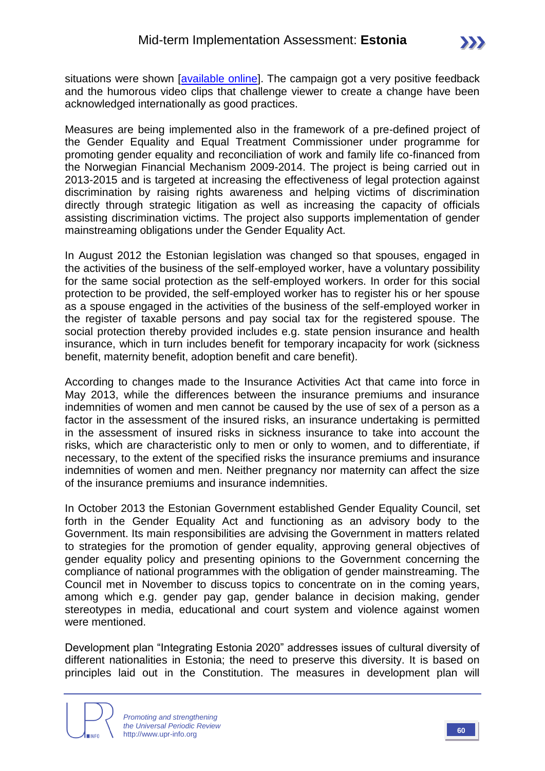situations were shown [available online]. The campaign got a very positive feedback and the humorous video clips that challenge viewer to create a change have been acknowledged internationally as good practices.

Measures are being implemented also in the framework of a pre-defined project of the Gender Equality and Equal Treatment Commissioner under programme for promoting gender equality and reconciliation of work and family life co-financed from the Norwegian Financial Mechanism 2009-2014. The project is being carried out in 2013-2015 and is targeted at increasing the effectiveness of legal protection against discrimination by raising rights awareness and helping victims of discrimination directly through strategic litigation as well as increasing the capacity of officials assisting discrimination victims. The project also supports implementation of gender mainstreaming obligations under the Gender Equality Act.

In August 2012 the Estonian legislation was changed so that spouses, engaged in the activities of the business of the self-employed worker, have a voluntary possibility for the same social protection as the self-employed workers. In order for this social protection to be provided, the self-employed worker has to register his or her spouse as a spouse engaged in the activities of the business of the self-employed worker in the register of taxable persons and pay social tax for the registered spouse. The social protection thereby provided includes e.g. state pension insurance and health insurance, which in turn includes benefit for temporary incapacity for work (sickness benefit, maternity benefit, adoption benefit and care benefit).

According to changes made to the Insurance Activities Act that came into force in May 2013, while the differences between the insurance premiums and insurance indemnities of women and men cannot be caused by the use of sex of a person as a factor in the assessment of the insured risks, an insurance undertaking is permitted in the assessment of insured risks in sickness insurance to take into account the risks, which are characteristic only to men or only to women, and to differentiate, if necessary, to the extent of the specified risks the insurance premiums and insurance indemnities of women and men. Neither pregnancy nor maternity can affect the size of the insurance premiums and insurance indemnities.

In October 2013 the Estonian Government established Gender Equality Council, set forth in the Gender Equality Act and functioning as an advisory body to the Government. Its main responsibilities are advising the Government in matters related to strategies for the promotion of gender equality, approving general objectives of gender equality policy and presenting opinions to the Government concerning the compliance of national programmes with the obligation of gender mainstreaming. The Council met in November to discuss topics to concentrate on in the coming years, among which e.g. gender pay gap, gender balance in decision making, gender stereotypes in media, educational and court system and violence against women were mentioned.

Development plan "Integrating Estonia 2020" addresses issues of cultural diversity of different nationalities in Estonia; the need to preserve this diversity. It is based on principles laid out in the Constitution. The measures in development plan will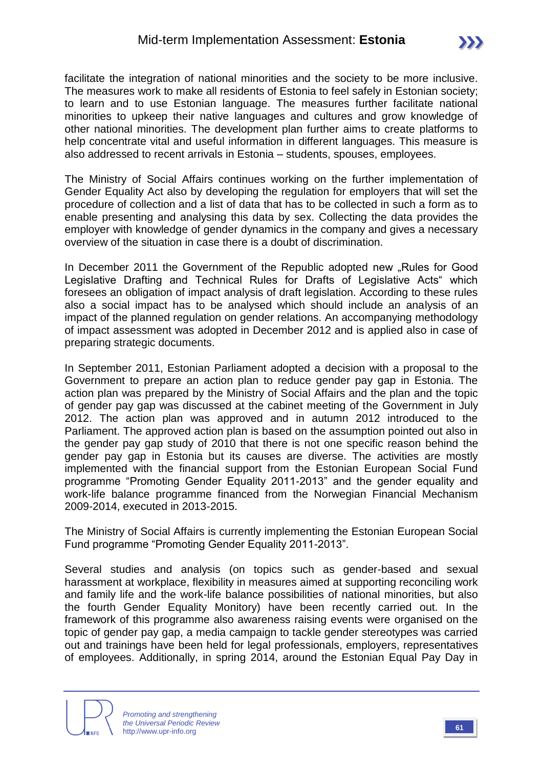facilitate the integration of national minorities and the society to be more inclusive. The measures work to make all residents of Estonia to feel safely in Estonian society; to learn and to use Estonian language. The measures further facilitate national minorities to upkeep their native languages and cultures and grow knowledge of other national minorities. The development plan further aims to create platforms to help concentrate vital and useful information in different languages. This measure is also addressed to recent arrivals in Estonia – students, spouses, employees.

The Ministry of Social Affairs continues working on the further implementation of Gender Equality Act also by developing the regulation for employers that will set the procedure of collection and a list of data that has to be collected in such a form as to enable presenting and analysing this data by sex. Collecting the data provides the employer with knowledge of gender dynamics in the company and gives a necessary overview of the situation in case there is a doubt of discrimination.

In December 2011 the Government of the Republic adopted new „Rules for Good Legislative Drafting and Technical Rules for Drafts of Legislative Acts" which foresees an obligation of impact analysis of draft legislation. According to these rules also a social impact has to be analysed which should include an analysis of an impact of the planned regulation on gender relations. An accompanying methodology of impact assessment was adopted in December 2012 and is applied also in case of preparing strategic documents.

In September 2011, Estonian Parliament adopted a decision with a proposal to the Government to prepare an action plan to reduce gender pay gap in Estonia. The action plan was prepared by the Ministry of Social Affairs and the plan and the topic of gender pay gap was discussed at the cabinet meeting of the Government in July 2012. The action plan was approved and in autumn 2012 introduced to the Parliament. The approved action plan is based on the assumption pointed out also in the gender pay gap study of 2010 that there is not one specific reason behind the gender pay gap in Estonia but its causes are diverse. The activities are mostly implemented with the financial support from the Estonian European Social Fund programme "Promoting Gender Equality 2011-2013" and the gender equality and work-life balance programme financed from the Norwegian Financial Mechanism 2009-2014, executed in 2013-2015.

The Ministry of Social Affairs is currently implementing the Estonian European Social Fund programme "Promoting Gender Equality 2011-2013".

Several studies and analysis (on topics such as gender-based and sexual harassment at workplace, flexibility in measures aimed at supporting reconciling work and family life and the work-life balance possibilities of national minorities, but also the fourth Gender Equality Monitory) have been recently carried out. In the framework of this programme also awareness raising events were organised on the topic of gender pay gap, a media campaign to tackle gender stereotypes was carried out and trainings have been held for legal professionals, employers, representatives of employees. Additionally, in spring 2014, around the Estonian Equal Pay Day in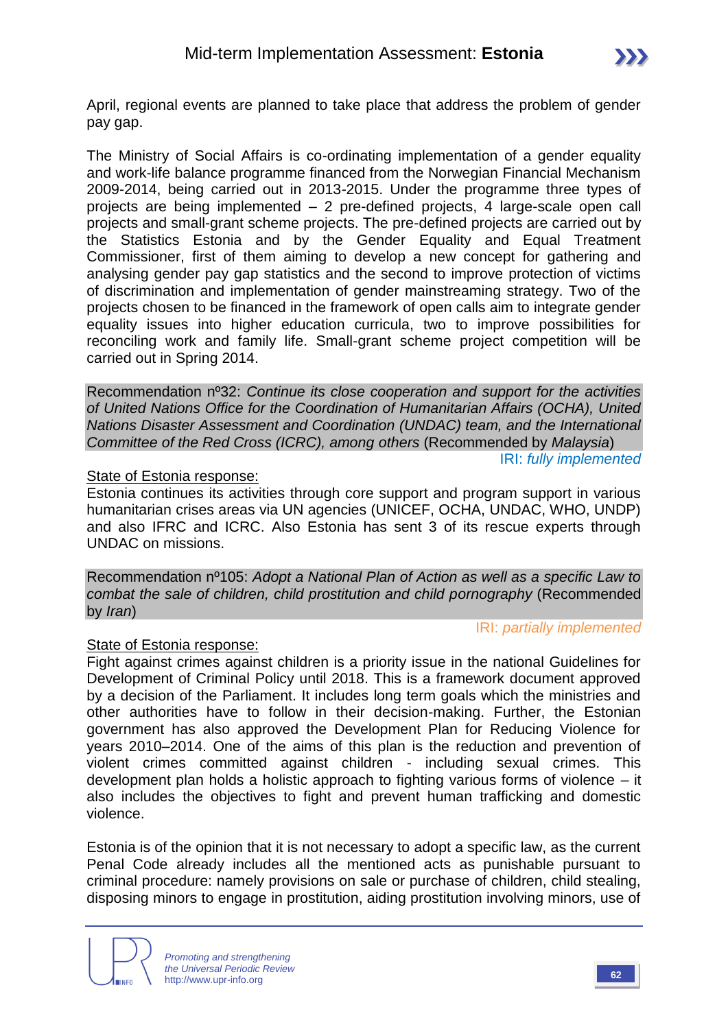April, regional events are planned to take place that address the problem of gender pay gap.

The Ministry of Social Affairs is co-ordinating implementation of a gender equality and work-life balance programme financed from the Norwegian Financial Mechanism 2009-2014, being carried out in 2013-2015. Under the programme three types of projects are being implemented – 2 pre-defined projects, 4 large-scale open call projects and small-grant scheme projects. The pre-defined projects are carried out by the Statistics Estonia and by the Gender Equality and Equal Treatment Commissioner, first of them aiming to develop a new concept for gathering and analysing gender pay gap statistics and the second to improve protection of victims of discrimination and implementation of gender mainstreaming strategy. Two of the projects chosen to be financed in the framework of open calls aim to integrate gender equality issues into higher education curricula, two to improve possibilities for reconciling work and family life. Small-grant scheme project competition will be carried out in Spring 2014.

Recommendation nº32: *Continue its close cooperation and support for the activities of United Nations Office for the Coordination of Humanitarian Affairs (OCHA), United Nations Disaster Assessment and Coordination (UNDAC) team, and the International Committee of the Red Cross (ICRC), among others* (Recommended by *Malaysia*)

IRI: *fully implemented*

State of Estonia response:

Estonia continues its activities through core support and program support in various humanitarian crises areas via UN agencies (UNICEF, OCHA, UNDAC, WHO, UNDP) and also IFRC and ICRC. Also Estonia has sent 3 of its rescue experts through UNDAC on missions.

Recommendation nº105: *Adopt a National Plan of Action as well as a specific Law to combat the sale of children, child prostitution and child pornography* (Recommended by *Iran*)

IRI: *partially implemented*

State of Estonia response:

Fight against crimes against children is a priority issue in the national Guidelines for Development of Criminal Policy until 2018. This is a framework document approved by a decision of the Parliament. It includes long term goals which the ministries and other authorities have to follow in their decision-making. Further, the Estonian government has also approved the Development Plan for Reducing Violence for years 2010–2014. One of the aims of this plan is the reduction and prevention of violent crimes committed against children - including sexual crimes. This development plan holds a holistic approach to fighting various forms of violence – it also includes the objectives to fight and prevent human trafficking and domestic violence.

Estonia is of the opinion that it is not necessary to adopt a specific law, as the current Penal Code already includes all the mentioned acts as punishable pursuant to criminal procedure: namely provisions on sale or purchase of children, child stealing, disposing minors to engage in prostitution, aiding prostitution involving minors, use of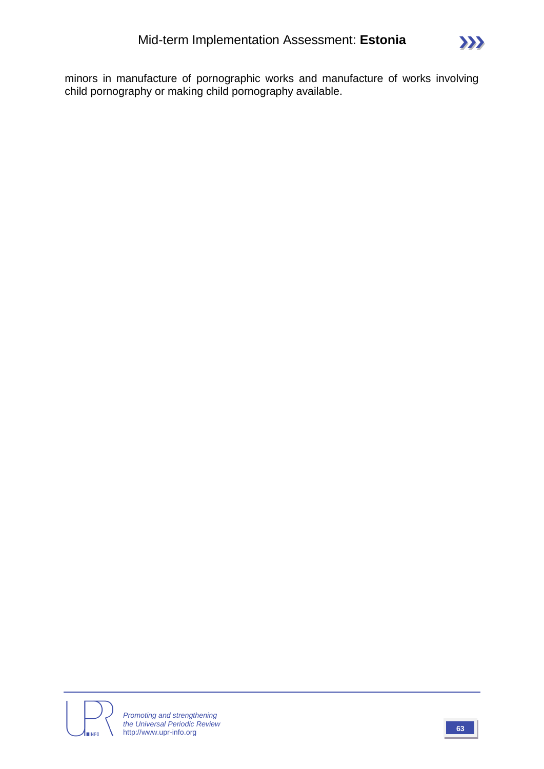minors in manufacture of pornographic works and manufacture of works involving child pornography or making child pornography available.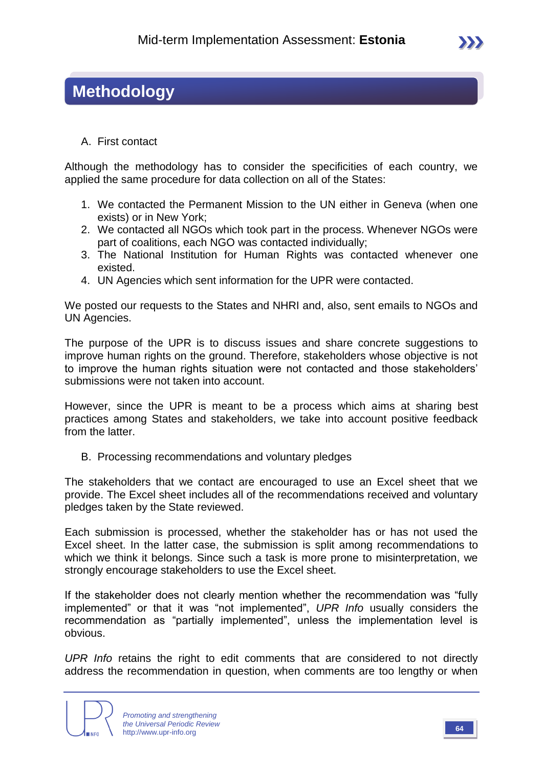# Methodology

A. First contact

Although the methodology has to consider the specificities of each country, we applied the same procedure for data collection on all of the States:

1. We contacted the Permanent Mission to the UN either in Geneva (when one exists) or in New York;
2. We contacted all NGOs which took part in the process. Whenever NGOs were part of coalitions, each NGO was contacted individually;
3. The National Institution for Human Rights was contacted whenever one existed.
4. UN Agencies which sent information for the UPR were contacted.

We posted our requests to the States and NHRI and, also, sent emails to NGOs and UN Agencies.

The purpose of the UPR is to discuss issues and share concrete suggestions to improve human rights on the ground. Therefore, stakeholders whose objective is not to improve the human rights situation were not contacted and those stakeholders' submissions were not taken into account.

However, since the UPR is meant to be a process which aims at sharing best practices among States and stakeholders, we take into account positive feedback from the latter.

B. Processing recommendations and voluntary pledges

The stakeholders that we contact are encouraged to use an Excel sheet that we provide. The Excel sheet includes all of the recommendations received and voluntary pledges taken by the State reviewed.

Each submission is processed, whether the stakeholder has or has not used the Excel sheet. In the latter case, the submission is split among recommendations to which we think it belongs. Since such a task is more prone to misinterpretation, we strongly encourage stakeholders to use the Excel sheet.

If the stakeholder does not clearly mention whether the recommendation was "fully implemented" or that it was "not implemented", *UPR Info* usually considers the recommendation as "partially implemented", unless the implementation level is obvious.

*UPR Info* retains the right to edit comments that are considered to not directly address the recommendation in question, when comments are too lengthy or when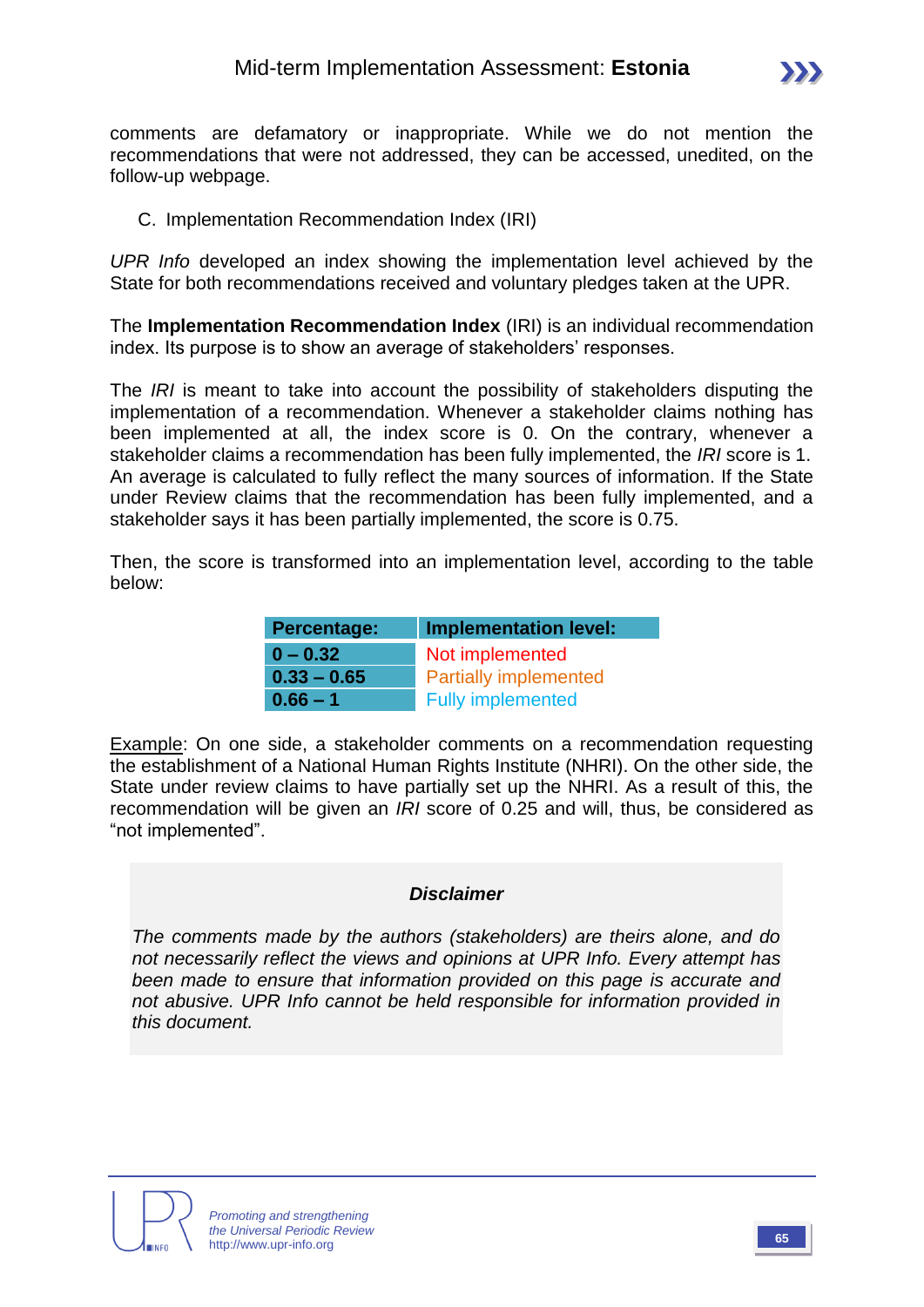comments are defamatory or inappropriate. While we do not mention the recommendations that were not addressed, they can be accessed, unedited, on the follow-up webpage.

C. Implementation Recommendation Index (IRI)

*UPR Info* developed an index showing the implementation level achieved by the State for both recommendations received and voluntary pledges taken at the UPR.

The **Implementation Recommendation Index** (IRI) is an individual recommendation index. Its purpose is to show an average of stakeholders' responses.

The *IRI* is meant to take into account the possibility of stakeholders disputing the implementation of a recommendation. Whenever a stakeholder claims nothing has been implemented at all, the index score is 0. On the contrary, whenever a stakeholder claims a recommendation has been fully implemented, the *IRI* score is 1. An average is calculated to fully reflect the many sources of information. If the State under Review claims that the recommendation has been fully implemented, and a stakeholder says it has been partially implemented, the score is 0.75.

Then, the score is transformed into an implementation level, according to the table below:

| Percentage: | Implementation level: |
|---|---|
| **0 – 0.32** | Not implemented |
| **0.33 – 0.65** | Partially implemented |
| **0.66 – 1** | Fully implemented |

Example: On one side, a stakeholder comments on a recommendation requesting the establishment of a National Human Rights Institute (NHRI). On the other side, the State under review claims to have partially set up the NHRI. As a result of this, the recommendation will be given an *IRI* score of 0.25 and will, thus, be considered as "not implemented".

***Disclaimer***

*The comments made by the authors (stakeholders) are theirs alone, and do not necessarily reflect the views and opinions at UPR Info. Every attempt has been made to ensure that information provided on this page is accurate and not abusive. UPR Info cannot be held responsible for information provided in this document.*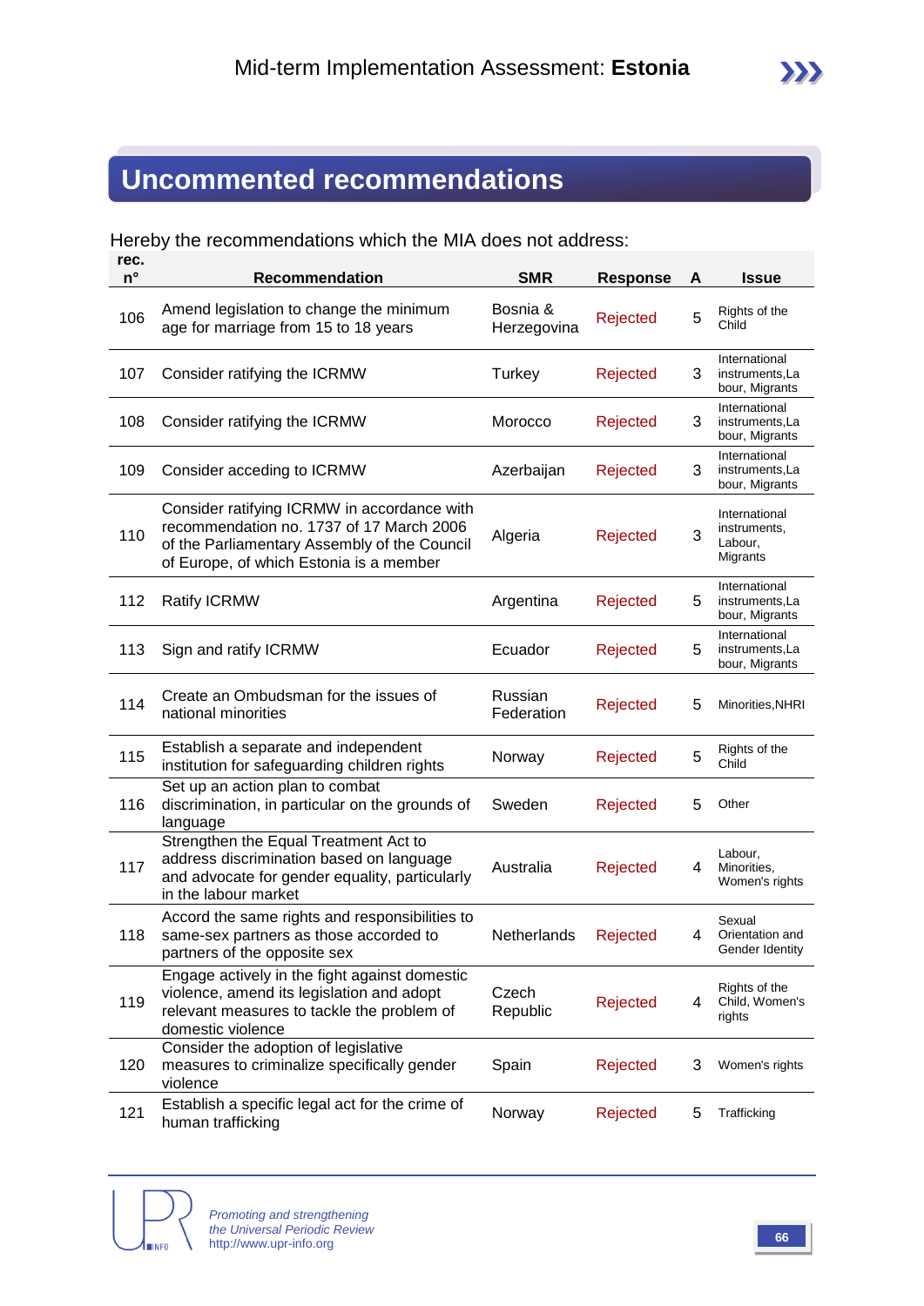## Uncommented recommendations

Hereby the recommendations which the MIA does not address:

| rec. n° | Recommendation | SMR | Response | A | Issue |
|---|---|---|---|---|---|
| 106 | Amend legislation to change the minimum age for marriage from 15 to 18 years | Bosnia & Herzegovina | Rejected | 5 | Rights of the Child |
| 107 | Consider ratifying the ICRMW | Turkey | Rejected | 3 | International instruments,Labour, Migrants |
| 108 | Consider ratifying the ICRMW | Morocco | Rejected | 3 | International instruments,Labour, Migrants |
| 109 | Consider acceding to ICRMW | Azerbaijan | Rejected | 3 | International instruments,Labour, Migrants |
| 110 | Consider ratifying ICRMW in accordance with recommendation no. 1737 of 17 March 2006 of the Parliamentary Assembly of the Council of Europe, of which Estonia is a member | Algeria | Rejected | 3 | International instruments, Labour, Migrants |
| 112 | Ratify ICRMW | Argentina | Rejected | 5 | International instruments,Labour, Migrants |
| 113 | Sign and ratify ICRMW | Ecuador | Rejected | 5 | International instruments,Labour, Migrants |
| 114 | Create an Ombudsman for the issues of national minorities | Russian Federation | Rejected | 5 | Minorities,NHRI |
| 115 | Establish a separate and independent institution for safeguarding children rights | Norway | Rejected | 5 | Rights of the Child |
| 116 | Set up an action plan to combat discrimination, in particular on the grounds of language | Sweden | Rejected | 5 | Other |
| 117 | Strengthen the Equal Treatment Act to address discrimination based on language and advocate for gender equality, particularly in the labour market | Australia | Rejected | 4 | Labour, Minorities, Women's rights |
| 118 | Accord the same rights and responsibilities to same-sex partners as those accorded to partners of the opposite sex | Netherlands | Rejected | 4 | Sexual Orientation and Gender Identity |
| 119 | Engage actively in the fight against domestic violence, amend its legislation and adopt relevant measures to tackle the problem of domestic violence | Czech Republic | Rejected | 4 | Rights of the Child, Women's rights |
| 120 | Consider the adoption of legislative measures to criminalize specifically gender violence | Spain | Rejected | 3 | Women's rights |
| 121 | Establish a specific legal act for the crime of human trafficking | Norway | Rejected | 5 | Trafficking |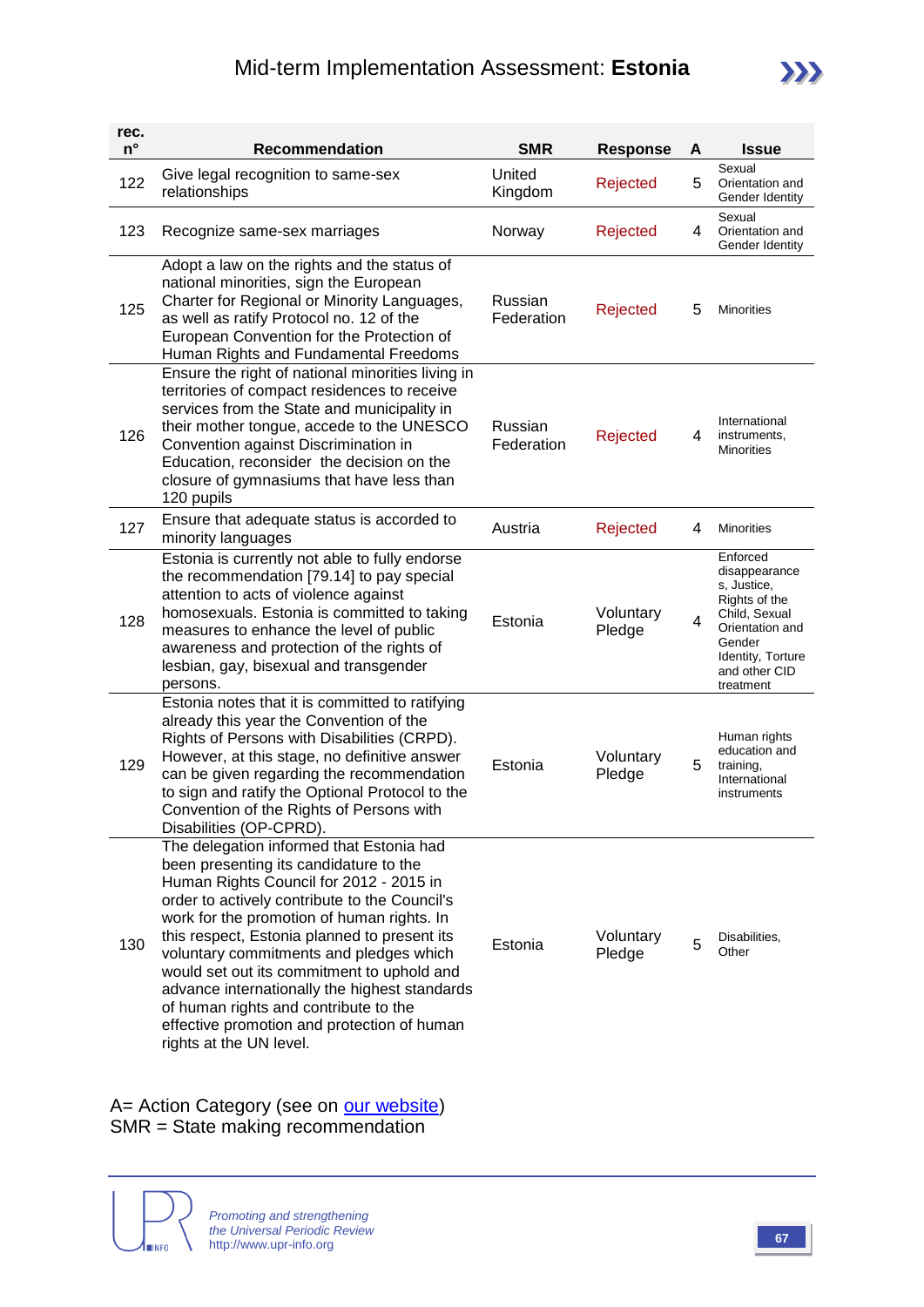# Mid-term Implementation Assessment: **Estonia**

| rec. n° | Recommendation | SMR | Response | A | Issue |
|---|---|---|---|---|---|
| 122 | Give legal recognition to same-sex relationships | United Kingdom | Rejected | 5 | Sexual Orientation and Gender Identity |
| 123 | Recognize same-sex marriages | Norway | Rejected | 4 | Sexual Orientation and Gender Identity |
| 125 | Adopt a law on the rights and the status of national minorities, sign the European Charter for Regional or Minority Languages, as well as ratify Protocol no. 12 of the European Convention for the Protection of Human Rights and Fundamental Freedoms | Russian Federation | Rejected | 5 | Minorities |
| 126 | Ensure the right of national minorities living in territories of compact residences to receive services from the State and municipality in their mother tongue, accede to the UNESCO Convention against Discrimination in Education, reconsider the decision on the closure of gymnasiums that have less than 120 pupils | Russian Federation | Rejected | 4 | International instruments, Minorities |
| 127 | Ensure that adequate status is accorded to minority languages | Austria | Rejected | 4 | Minorities |
| 128 | Estonia is currently not able to fully endorse the recommendation [79.14] to pay special attention to acts of violence against homosexuals. Estonia is committed to taking measures to enhance the level of public awareness and protection of the rights of lesbian, gay, bisexual and transgender persons. | Estonia | Voluntary Pledge | 4 | Enforced disappearances, Justice, Rights of the Child, Sexual Orientation and Gender Identity, Torture and other CID treatment |
| 129 | Estonia notes that it is committed to ratifying already this year the Convention of the Rights of Persons with Disabilities (CRPD). However, at this stage, no definitive answer can be given regarding the recommendation to sign and ratify the Optional Protocol to the Convention of the Rights of Persons with Disabilities (OP-CPRD). | Estonia | Voluntary Pledge | 5 | Human rights education and training, International instruments |
| 130 | The delegation informed that Estonia had been presenting its candidature to the Human Rights Council for 2012 - 2015 in order to actively contribute to the Council's work for the promotion of human rights. In this respect, Estonia planned to present its voluntary commitments and pledges which would set out its commitment to uphold and advance internationally the highest standards of human rights and contribute to the effective promotion and protection of human rights at the UN level. | Estonia | Voluntary Pledge | 5 | Disabilities, Other |

A= Action Category (see on our website)
SMR = State making recommendation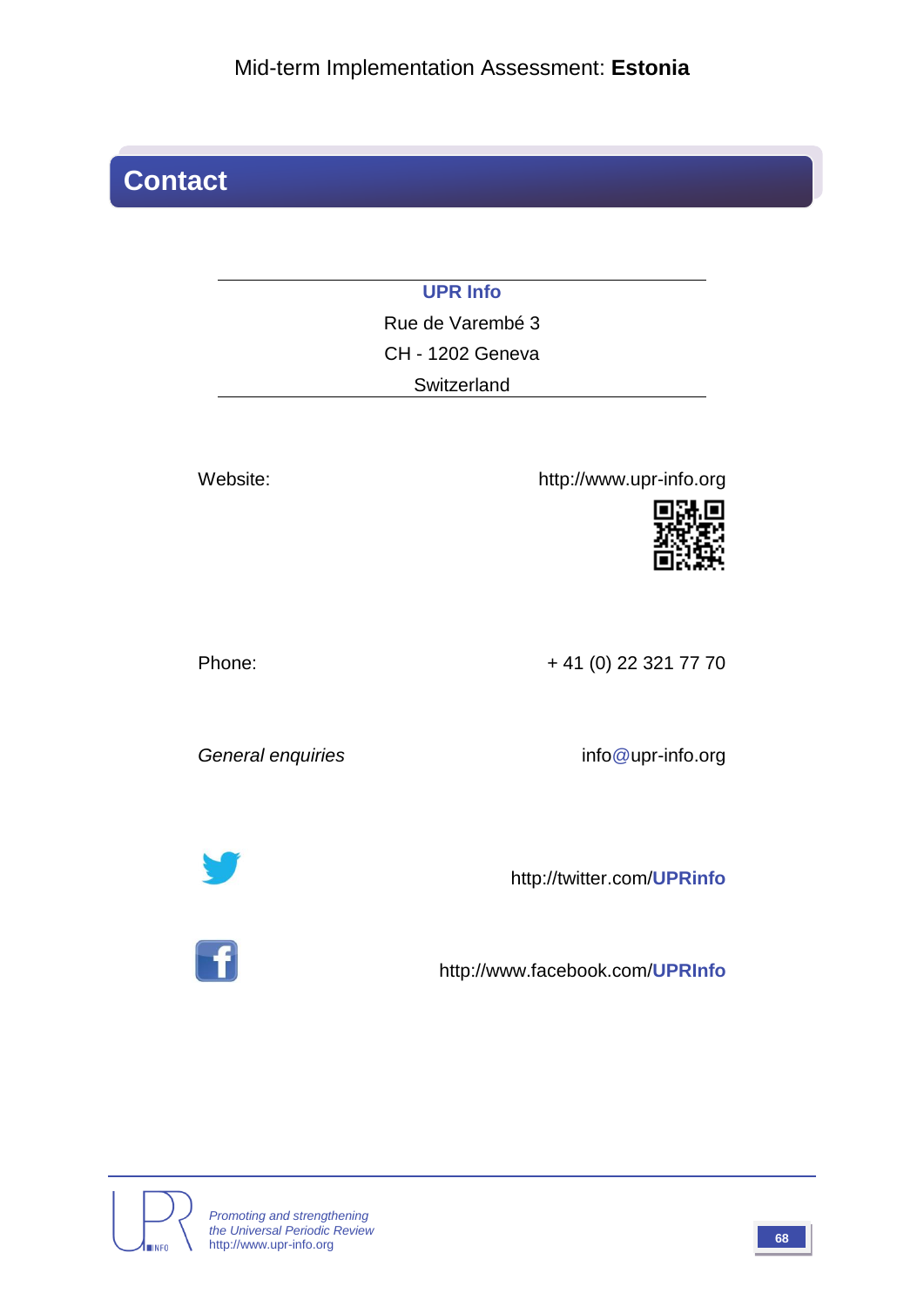## Contact

**UPR Info**
Rue de Varembé 3
CH - 1202 Geneva
Switzerland

Website: http://www.upr-info.org

Phone: + 41 (0) 22 321 77 70

*General enquiries* info@upr-info.org

http://twitter.com/**UPRinfo**

http://www.facebook.com/**UPRInfo**